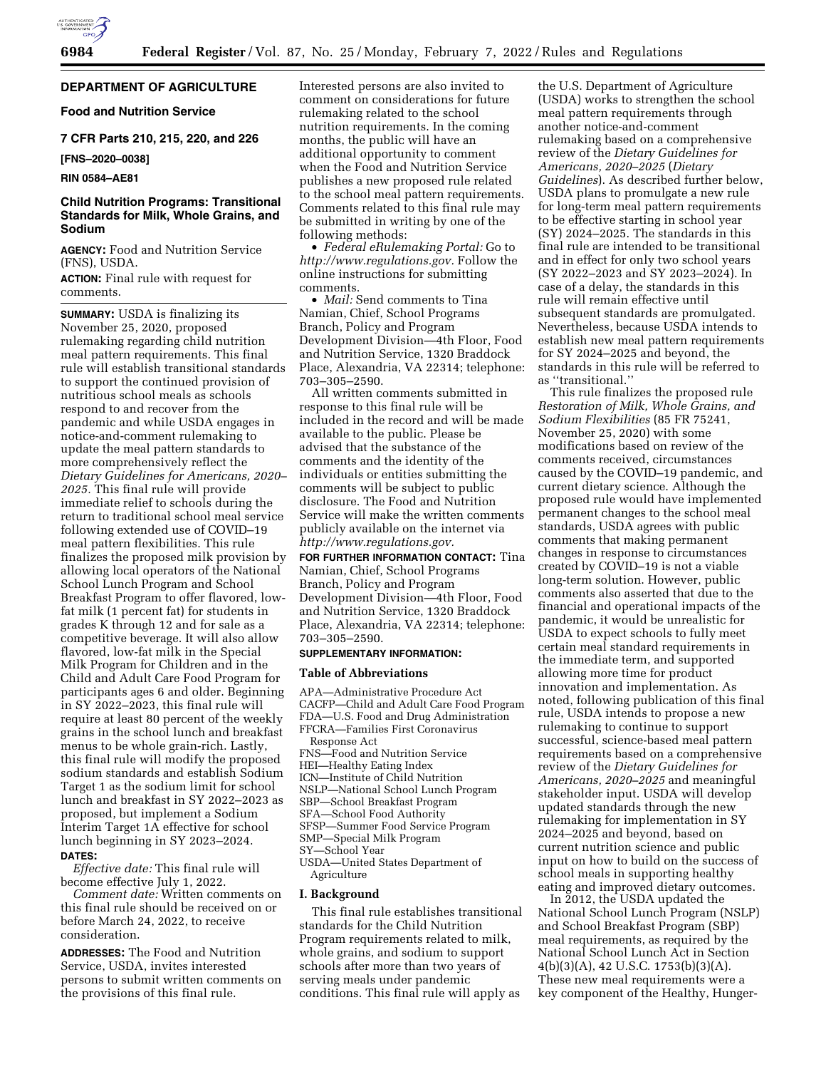**DEPARTMENT OF AGRICULTURE**

**Food and Nutrition Service**

**7 CFR Parts 210, 215, 220, and 226**

**[FNS–2020–0038]**

**RIN 0584–AE81**

# Child Nutrition Programs: Transitional Standards for Milk, Whole Grains, and Sodium

**AGENCY:** Food and Nutrition Service (FNS), USDA.

**ACTION:** Final rule with request for comments.

**SUMMARY:** USDA is finalizing its November 25, 2020, proposed rulemaking regarding child nutrition meal pattern requirements. This final rule will establish transitional standards to support the continued provision of nutritious school meals as schools respond to and recover from the pandemic and while USDA engages in notice-and-comment rulemaking to update the meal pattern standards to more comprehensively reflect the *Dietary Guidelines for Americans, 2020–2025.* This final rule will provide immediate relief to schools during the return to traditional school meal service following extended use of COVID–19 meal pattern flexibilities. This rule finalizes the proposed milk provision by allowing local operators of the National School Lunch Program and School Breakfast Program to offer flavored, low-fat milk (1 percent fat) for students in grades K through 12 and for sale as a competitive beverage. It will also allow flavored, low-fat milk in the Special Milk Program for Children and in the Child and Adult Care Food Program for participants ages 6 and older. Beginning in SY 2022–2023, this final rule will require at least 80 percent of the weekly grains in the school lunch and breakfast menus to be whole grain-rich. Lastly, this final rule will modify the proposed sodium standards and establish Sodium Target 1 as the sodium limit for school lunch and breakfast in SY 2022–2023 as proposed, but implement a Sodium Interim Target 1A effective for school lunch beginning in SY 2023–2024.

**DATES:**

*Effective date:* This final rule will become effective July 1, 2022.

*Comment date:* Written comments on this final rule should be received on or before March 24, 2022, to receive consideration.

**ADDRESSES:** The Food and Nutrition Service, USDA, invites interested persons to submit written comments on the provisions of this final rule. Interested persons are also invited to comment on considerations for future rulemaking related to the school nutrition requirements. In the coming months, the public will have an additional opportunity to comment when the Food and Nutrition Service publishes a new proposed rule related to the school meal pattern requirements. Comments related to this final rule may be submitted in writing by one of the following methods:

- *Federal eRulemaking Portal:* Go to *http://www.regulations.gov.* Follow the online instructions for submitting comments.
- *Mail:* Send comments to Tina Namian, Chief, School Programs Branch, Policy and Program Development Division—4th Floor, Food and Nutrition Service, 1320 Braddock Place, Alexandria, VA 22314; telephone: 703–305–2590.

All written comments submitted in response to this final rule will be included in the record and will be made available to the public. Please be advised that the substance of the comments and the identity of the individuals or entities submitting the comments will be subject to public disclosure. The Food and Nutrition Service will make the written comments publicly available on the internet via *http://www.regulations.gov.*

**FOR FURTHER INFORMATION CONTACT:** Tina Namian, Chief, School Programs Branch, Policy and Program Development Division—4th Floor, Food and Nutrition Service, 1320 Braddock Place, Alexandria, VA 22314; telephone: 703–305–2590.

**SUPPLEMENTARY INFORMATION:**

## Table of Abbreviations

APA—Administrative Procedure Act
CACFP—Child and Adult Care Food Program
FDA—U.S. Food and Drug Administration
FFCRA—Families First Coronavirus Response Act
FNS—Food and Nutrition Service
HEI—Healthy Eating Index
ICN—Institute of Child Nutrition
NSLP—National School Lunch Program
SBP—School Breakfast Program
SFA—School Food Authority
SFSP—Summer Food Service Program
SMP—Special Milk Program
SY—School Year
USDA—United States Department of Agriculture

## I. Background

This final rule establishes transitional standards for the Child Nutrition Program requirements related to milk, whole grains, and sodium to support schools after more than two years of serving meals under pandemic conditions. This final rule will apply as the U.S. Department of Agriculture (USDA) works to strengthen the school meal pattern requirements through another notice-and-comment rulemaking based on a comprehensive review of the *Dietary Guidelines for Americans, 2020–2025* (*Dietary Guidelines*). As described further below, USDA plans to promulgate a new rule for long-term meal pattern requirements to be effective starting in school year (SY) 2024–2025. The standards in this final rule are intended to be transitional and in effect for only two school years (SY 2022–2023 and SY 2023–2024). In case of a delay, the standards in this rule will remain effective until subsequent standards are promulgated. Nevertheless, because USDA intends to establish new meal pattern requirements for SY 2024–2025 and beyond, the standards in this rule will be referred to as ''transitional.''

This rule finalizes the proposed rule *Restoration of Milk, Whole Grains, and Sodium Flexibilities* (85 FR 75241, November 25, 2020) with some modifications based on review of the comments received, circumstances caused by the COVID–19 pandemic, and current dietary science. Although the proposed rule would have implemented permanent changes to the school meal standards, USDA agrees with public comments that making permanent changes in response to circumstances created by COVID–19 is not a viable long-term solution. However, public comments also asserted that due to the financial and operational impacts of the pandemic, it would be unrealistic for USDA to expect schools to fully meet certain meal standard requirements in the immediate term, and supported allowing more time for product innovation and implementation. As noted, following publication of this final rule, USDA intends to propose a new rulemaking to continue to support successful, science-based meal pattern requirements based on a comprehensive review of the *Dietary Guidelines for Americans, 2020–2025* and meaningful stakeholder input. USDA will develop updated standards through the new rulemaking for implementation in SY 2024–2025 and beyond, based on current nutrition science and public input on how to build on the success of school meals in supporting healthy eating and improved dietary outcomes.

In 2012, the USDA updated the National School Lunch Program (NSLP) and School Breakfast Program (SBP) meal requirements, as required by the National School Lunch Act in Section 4(b)(3)(A), 42 U.S.C. 1753(b)(3)(A). These new meal requirements were a key component of the Healthy, Hunger-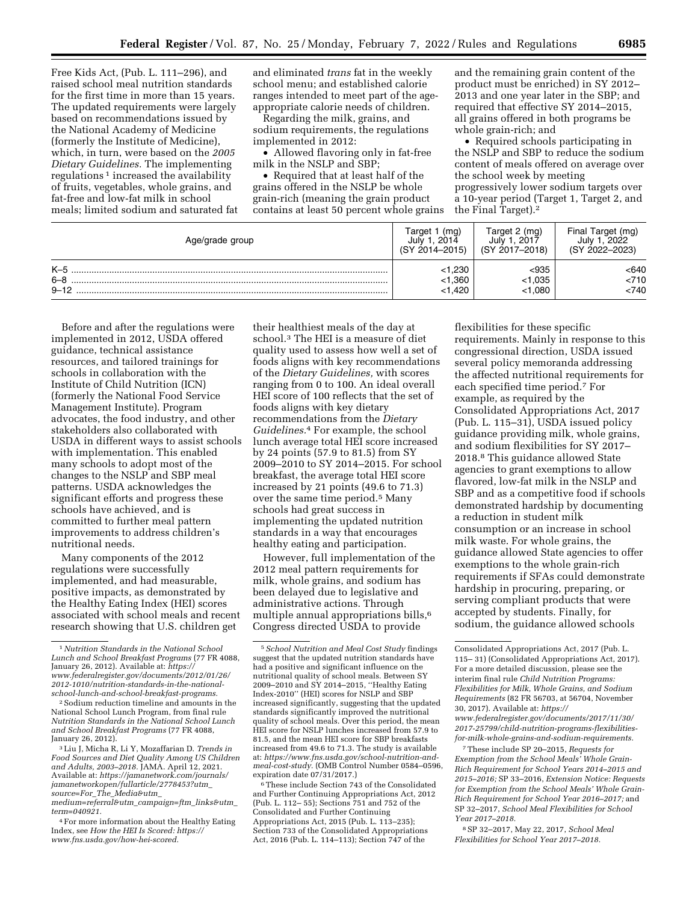Free Kids Act, (Pub. L. 111–296), and raised school meal nutrition standards for the first time in more than 15 years. The updated requirements were largely based on recommendations issued by the National Academy of Medicine (formerly the Institute of Medicine), which, in turn, were based on the *2005 Dietary Guidelines.* The implementing regulations[1] increased the availability of fruits, vegetables, whole grains, and fat-free and low-fat milk in school meals; limited sodium and saturated fat and eliminated *trans* fat in the weekly school menu; and established calorie ranges intended to meet part of the age-appropriate calorie needs of children.

Regarding the milk, grains, and sodium requirements, the regulations implemented in 2012:

- Allowed flavoring only in fat-free milk in the NSLP and SBP;
- Required that at least half of the grains offered in the NSLP be whole grain-rich (meaning the grain product contains at least 50 percent whole grains and the remaining grain content of the product must be enriched) in SY 2012–2013 and one year later in the SBP; and required that effective SY 2014–2015, all grains offered in both programs be whole grain-rich; and
- Required schools participating in the NSLP and SBP to reduce the sodium content of meals offered on average over the school week by meeting progressively lower sodium targets over a 10-year period (Target 1, Target 2, and the Final Target).[2]

| Age/grade group | Target 1 (mg) July 1, 2014 (SY 2014–2015) | Target 2 (mg) July 1, 2017 (SY 2017–2018) | Final Target (mg) July 1, 2022 (SY 2022–2023) |
|---|---|---|---|
| K–5 | <1,230 | <935 | <640 |
| 6–8 | <1,360 | <1,035 | <710 |
| 9–12 | <1,420 | <1,080 | <740 |

Before and after the regulations were implemented in 2012, USDA offered guidance, technical assistance resources, and tailored trainings for schools in collaboration with the Institute of Child Nutrition (ICN) (formerly the National Food Service Management Institute). Program advocates, the food industry, and other stakeholders also collaborated with USDA in different ways to assist schools with implementation. This enabled many schools to adopt most of the changes to the NSLP and SBP meal patterns. USDA acknowledges the significant efforts and progress these schools have achieved, and is committed to further meal pattern improvements to address children's nutritional needs.

Many components of the 2012 regulations were successfully implemented, and had measurable, positive impacts, as demonstrated by the Healthy Eating Index (HEI) scores associated with school meals and recent research showing that U.S. children get their healthiest meals of the day at school.[3] The HEI is a measure of diet quality used to assess how well a set of foods aligns with key recommendations of the *Dietary Guidelines,* with scores ranging from 0 to 100. An ideal overall HEI score of 100 reflects that the set of foods aligns with key dietary recommendations from the *Dietary Guidelines.*[4] For example, the school lunch average total HEI score increased by 24 points (57.9 to 81.5) from SY 2009–2010 to SY 2014–2015. For school breakfast, the average total HEI score increased by 21 points (49.6 to 71.3) over the same time period.[5] Many schools had great success in implementing the updated nutrition standards in a way that encourages healthy eating and participation.

However, full implementation of the 2012 meal pattern requirements for milk, whole grains, and sodium has been delayed due to legislative and administrative actions. Through multiple annual appropriations bills,[6] Congress directed USDA to provide flexibilities for these specific requirements. Mainly in response to this congressional direction, USDA issued several policy memoranda addressing the affected nutritional requirements for each specified time period.[7] For example, as required by the Consolidated Appropriations Act, 2017 (Pub. L. 115–31), USDA issued policy guidance providing milk, whole grains, and sodium flexibilities for SY 2017–2018.[8] This guidance allowed State agencies to grant exemptions to allow flavored, low-fat milk in the NSLP and SBP and as a competitive food if schools demonstrated hardship by documenting a reduction in student milk consumption or an increase in school milk waste. For whole grains, the guidance allowed State agencies to offer exemptions to the whole grain-rich requirements if SFAs could demonstrate hardship in procuring, preparing, or serving compliant products that were accepted by students. Finally, for sodium, the guidance allowed schools

---

[1] *Nutrition Standards in the National School Lunch and School Breakfast Programs* (77 FR 4088, January 26, 2012). Available at: *https://www.federalregister.gov/documents/2012/01/26/2012-1010/nutrition-standards-in-the-national-school-lunch-and-school-breakfast-programs.*

[2] Sodium reduction timeline and amounts in the National School Lunch Program, from final rule *Nutrition Standards in the National School Lunch and School Breakfast Programs* (77 FR 4088, January 26, 2012).

[3] Liu J, Micha R, Li Y, Mozaffarian D. *Trends in Food Sources and Diet Quality Among US Children and Adults, 2003–2018.* JAMA. April 12, 2021. Available at: *https://jamanetwork.com/journals/jamanetworkopen/fullarticle/2778453?utm_source=For_The_Media&utm_medium=referral&utm_campaign=ftm_links&utm_term=040921.*

[4] For more information about the Healthy Eating Index, see *How the HEI Is Scored: https://www.fns.usda.gov/how-hei-scored.*

[5] *School Nutrition and Meal Cost Study* findings suggest that the updated nutrition standards have had a positive and significant influence on the nutritional quality of school meals. Between SY 2009–2010 and SY 2014–2015, "Healthy Eating Index-2010" (HEI) scores for NSLP and SBP increased significantly, suggesting that the updated standards significantly improved the nutritional quality of school meals. Over this period, the mean HEI score for NSLP lunches increased from 57.9 to 81.5, and the mean HEI score for SBP breakfasts increased from 49.6 to 71.3. The study is available at: *https://www.fns.usda.gov/school-nutrition-and-meal-cost-study.* (OMB Control Number 0584–0596, expiration date 07/31/2017.)

[6] These include Section 743 of the Consolidated and Further Continuing Appropriations Act, 2012 (Pub. L. 112– 55); Sections 751 and 752 of the Consolidated and Further Continuing Appropriations Act, 2015 (Pub. L. 113–235); Section 733 of the Consolidated Appropriations Act, 2016 (Pub. L. 114–113); Section 747 of the Consolidated Appropriations Act, 2017 (Pub. L. 115– 31) (Consolidated Appropriations Act, 2017). For a more detailed discussion, please see the interim final rule *Child Nutrition Programs: Flexibilities for Milk, Whole Grains, and Sodium Requirements* (82 FR 56703, at 56704, November 30, 2017). Available at: *https://www.federalregister.gov/documents/2017/11/30/2017-25799/child-nutrition-programs-flexibilities-for-milk-whole-grains-and-sodium-requirements.*

[7] These include SP 20–2015, *Requests for Exemption from the School Meals' Whole Grain-Rich Requirement for School Years 2014–2015 and 2015–2016;* SP 33–2016, *Extension Notice: Requests for Exemption from the School Meals' Whole Grain-Rich Requirement for School Year 2016–2017;* and SP 32–2017, *School Meal Flexibilities for School Year 2017–2018.*

[8] SP 32–2017, May 22, 2017, *School Meal Flexibilities for School Year 2017–2018.*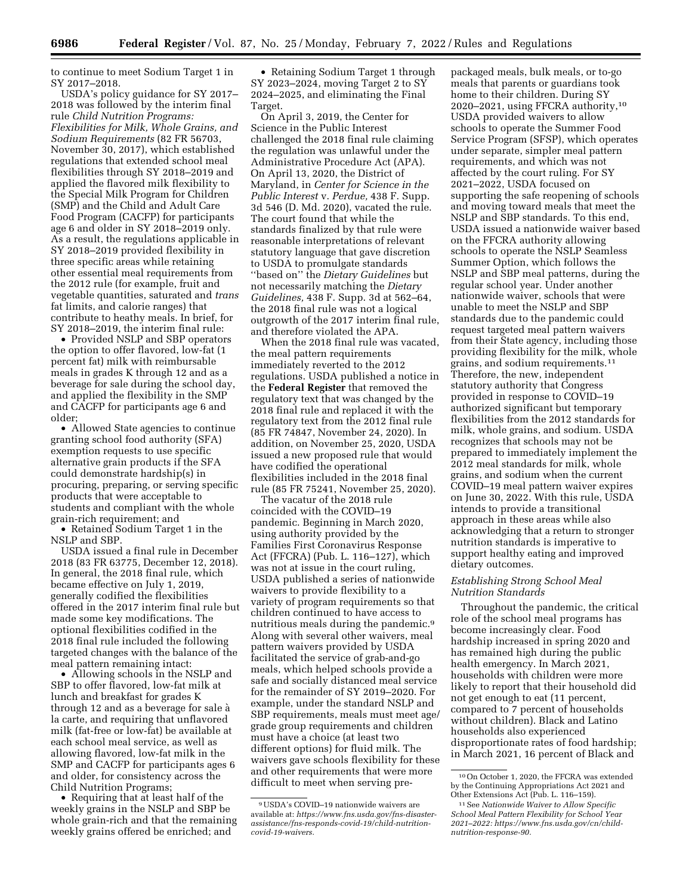to continue to meet Sodium Target 1 in SY 2017–2018.

USDA's policy guidance for SY 2017–2018 was followed by the interim final rule *Child Nutrition Programs: Flexibilities for Milk, Whole Grains, and Sodium Requirements* (82 FR 56703, November 30, 2017), which established regulations that extended school meal flexibilities through SY 2018–2019 and applied the flavored milk flexibility to the Special Milk Program for Children (SMP) and the Child and Adult Care Food Program (CACFP) for participants age 6 and older in SY 2018–2019 only. As a result, the regulations applicable in SY 2018–2019 provided flexibility in three specific areas while retaining other essential meal requirements from the 2012 rule (for example, fruit and vegetable quantities, saturated and *trans* fat limits, and calorie ranges) that contribute to heathy meals. In brief, for SY 2018–2019, the interim final rule:

- Provided NSLP and SBP operators the option to offer flavored, low-fat (1 percent fat) milk with reimbursable meals in grades K through 12 and as a beverage for sale during the school day, and applied the flexibility in the SMP and CACFP for participants age 6 and older;
- Allowed State agencies to continue granting school food authority (SFA) exemption requests to use specific alternative grain products if the SFA could demonstrate hardship(s) in procuring, preparing, or serving specific products that were acceptable to students and compliant with the whole grain-rich requirement; and
- Retained Sodium Target 1 in the NSLP and SBP.

USDA issued a final rule in December 2018 (83 FR 63775, December 12, 2018). In general, the 2018 final rule, which became effective on July 1, 2019, generally codified the flexibilities offered in the 2017 interim final rule but made some key modifications. The optional flexibilities codified in the 2018 final rule included the following targeted changes with the balance of the meal pattern remaining intact:

- Allowing schools in the NSLP and SBP to offer flavored, low-fat milk at lunch and breakfast for grades K through 12 and as a beverage for sale à la carte, and requiring that unflavored milk (fat-free or low-fat) be available at each school meal service, as well as allowing flavored, low-fat milk in the SMP and CACFP for participants ages 6 and older, for consistency across the Child Nutrition Programs;
- Requiring that at least half of the weekly grains in the NSLP and SBP be whole grain-rich and that the remaining weekly grains offered be enriched; and
- Retaining Sodium Target 1 through SY 2023–2024, moving Target 2 to SY 2024–2025, and eliminating the Final Target.

On April 3, 2019, the Center for Science in the Public Interest challenged the 2018 final rule claiming the regulation was unlawful under the Administrative Procedure Act (APA). On April 13, 2020, the District of Maryland, in *Center for Science in the Public Interest* v. *Perdue,* 438 F. Supp. 3d 546 (D. Md. 2020), vacated the rule. The court found that while the standards finalized by that rule were reasonable interpretations of relevant statutory language that gave discretion to USDA to promulgate standards ''based on'' the *Dietary Guidelines* but not necessarily matching the *Dietary Guidelines,* 438 F. Supp. 3d at 562–64, the 2018 final rule was not a logical outgrowth of the 2017 interim final rule, and therefore violated the APA.

When the 2018 final rule was vacated, the meal pattern requirements immediately reverted to the 2012 regulations. USDA published a notice in the **Federal Register** that removed the regulatory text that was changed by the 2018 final rule and replaced it with the regulatory text from the 2012 final rule (85 FR 74847, November 24, 2020). In addition, on November 25, 2020, USDA issued a new proposed rule that would have codified the operational flexibilities included in the 2018 final rule (85 FR 75241, November 25, 2020).

The vacatur of the 2018 rule coincided with the COVID–19 pandemic. Beginning in March 2020, using authority provided by the Families First Coronavirus Response Act (FFCRA) (Pub. L. 116–127), which was not at issue in the court ruling, USDA published a series of nationwide waivers to provide flexibility to a variety of program requirements so that children continued to have access to nutritious meals during the pandemic.[9] Along with several other waivers, meal pattern waivers provided by USDA facilitated the service of grab-and-go meals, which helped schools provide a safe and socially distanced meal service for the remainder of SY 2019–2020. For example, under the standard NSLP and SBP requirements, meals must meet age/grade group requirements and children must have a choice (at least two different options) for fluid milk. The waivers gave schools flexibility for these and other requirements that were more difficult to meet when serving pre-packaged meals, bulk meals, or to-go meals that parents or guardians took home to their children. During SY 2020–2021, using FFCRA authority,[10] USDA provided waivers to allow schools to operate the Summer Food Service Program (SFSP), which operates under separate, simpler meal pattern requirements, and which was not affected by the court ruling. For SY 2021–2022, USDA focused on supporting the safe reopening of schools and moving toward meals that meet the NSLP and SBP standards. To this end, USDA issued a nationwide waiver based on the FFCRA authority allowing schools to operate the NSLP Seamless Summer Option, which follows the NSLP and SBP meal patterns, during the regular school year. Under another nationwide waiver, schools that were unable to meet the NSLP and SBP standards due to the pandemic could request targeted meal pattern waivers from their State agency, including those providing flexibility for the milk, whole grains, and sodium requirements.[11] Therefore, the new, independent statutory authority that Congress provided in response to COVID–19 authorized significant but temporary flexibilities from the 2012 standards for milk, whole grains, and sodium. USDA recognizes that schools may not be prepared to immediately implement the 2012 meal standards for milk, whole grains, and sodium when the current COVID–19 meal pattern waiver expires on June 30, 2022. With this rule, USDA intends to provide a transitional approach in these areas while also acknowledging that a return to stronger nutrition standards is imperative to support healthy eating and improved dietary outcomes.

### *Establishing Strong School Meal Nutrition Standards*

Throughout the pandemic, the critical role of the school meal programs has become increasingly clear. Food hardship increased in spring 2020 and has remained high during the public health emergency. In March 2021, households with children were more likely to report that their household did not get enough to eat (11 percent, compared to 7 percent of households without children). Black and Latino households also experienced disproportionate rates of food hardship; in March 2021, 16 percent of Black and

---

[9] USDA's COVID–19 nationwide waivers are available at: *https://www.fns.usda.gov/fns-disaster-assistance/fns-responds-covid-19/child-nutrition-covid-19-waivers.*

[10] On October 1, 2020, the FFCRA was extended by the Continuing Appropriations Act 2021 and Other Extensions Act (Pub. L. 116–159).

[11] See *Nationwide Waiver to Allow Specific School Meal Pattern Flexibility for School Year 2021–2022: https://www.fns.usda.gov/cn/child-nutrition-response-90.*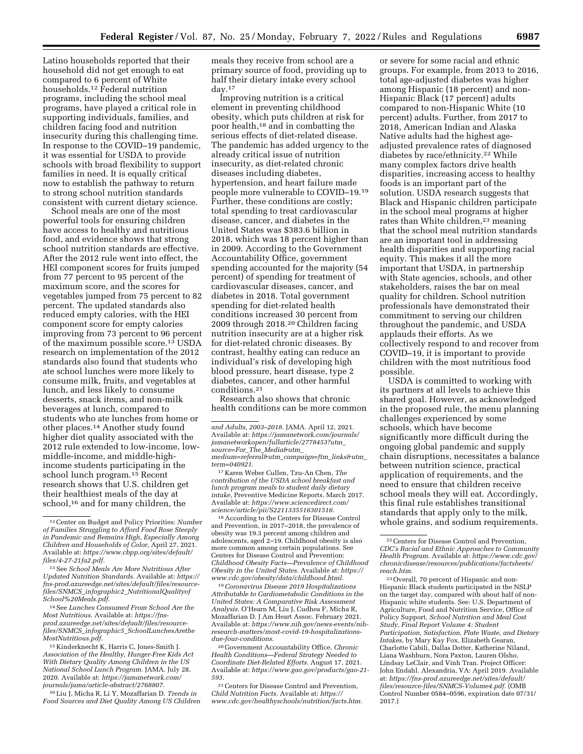Latino households reported that their household did not get enough to eat compared to 6 percent of White households.[12] Federal nutrition programs, including the school meal programs, have played a critical role in supporting individuals, families, and children facing food and nutrition insecurity during this challenging time. In response to the COVID–19 pandemic, it was essential for USDA to provide schools with broad flexibility to support families in need. It is equally critical now to establish the pathway to return to strong school nutrition standards consistent with current dietary science.

School meals are one of the most powerful tools for ensuring children have access to healthy and nutritious food, and evidence shows that strong school nutrition standards are effective. After the 2012 rule went into effect, the HEI component scores for fruits jumped from 77 percent to 95 percent of the maximum score, and the scores for vegetables jumped from 75 percent to 82 percent. The updated standards also reduced empty calories, with the HEI component score for empty calories improving from 73 percent to 96 percent of the maximum possible score.[13] USDA research on implementation of the 2012 standards also found that students who ate school lunches were more likely to consume milk, fruits, and vegetables at lunch, and less likely to consume desserts, snack items, and non-milk beverages at lunch, compared to students who ate lunches from home or other places.[14] Another study found higher diet quality associated with the 2012 rule extended to low-income, low-middle-income, and middle-high-income students participating in the school lunch program.[15] Recent research shows that U.S. children get their healthiest meals of the day at school,[16] and for many children, the meals they receive from school are a primary source of food, providing up to half their dietary intake every school day.[17]

Improving nutrition is a critical element in preventing childhood obesity, which puts children at risk for poor health,[18] and in combatting the serious effects of diet-related disease. The pandemic has added urgency to the already critical issue of nutrition insecurity, as diet-related chronic diseases including diabetes, hypertension, and heart failure made people more vulnerable to COVID–19.[19] Further, these conditions are costly; total spending to treat cardiovascular disease, cancer, and diabetes in the United States was $383.6 billion in 2018, which was 18 percent higher than in 2009. According to the Government Accountability Office, government spending accounted for the majority (54 percent) of spending for treatment of cardiovascular diseases, cancer, and diabetes in 2018. Total government spending for diet-related health conditions increased 30 percent from 2009 through 2018.[20] Children facing nutrition insecurity are at a higher risk for diet-related chronic diseases. By contrast, healthy eating can reduce an individual's risk of developing high blood pressure, heart disease, type 2 diabetes, cancer, and other harmful conditions.[21]

Research also shows that chronic health conditions can be more common or severe for some racial and ethnic groups. For example, from 2013 to 2016, total age-adjusted diabetes was higher among Hispanic (18 percent) and non-Hispanic Black (17 percent) adults compared to non-Hispanic White (10 percent) adults. Further, from 2017 to 2018, American Indian and Alaska Native adults had the highest age-adjusted prevalence rates of diagnosed diabetes by race/ethnicity.[22] While many complex factors drive health disparities, increasing access to healthy foods is an important part of the solution. USDA research suggests that Black and Hispanic children participate in the school meal programs at higher rates than White children,[23] meaning that the school meal nutrition standards are an important tool in addressing health disparities and supporting racial equity. This makes it all the more important that USDA, in partnership with State agencies, schools, and other stakeholders, raises the bar on meal quality for children. School nutrition professionals have demonstrated their commitment to serving our children throughout the pandemic, and USDA applauds their efforts. As we collectively respond to and recover from COVID–19, it is important to provide children with the most nutritious food possible.

USDA is committed to working with its partners at all levels to achieve this shared goal. However, as acknowledged in the proposed rule, the menu planning challenges experienced by some schools, which have become significantly more difficult during the ongoing global pandemic and supply chain disruptions, necessitates a balance between nutrition science, practical application of requirements, and the need to ensure that children receive school meals they will eat. Accordingly, this final rule establishes transitional standards that apply only to the milk, whole grains, and sodium requirements.

---

[12] Center on Budget and Policy Priorities: *Number of Families Struggling to Afford Food Rose Steeply in Pandemic and Remains High, Especially Among Children and Households of Color,* April 27, 2021. Available at: *https://www.cbpp.org/sites/default/files/4-27-21fa2.pdf.*

[13] See *School Meals Are More Nutritious After Updated Nutrition Standards.* Available at: *https://fns-prod.azureedge.net/sites/default/files/resource-files/SNMCS_infographic2_NutritionalQualityofSchool%20Meals.pdf.*

[14] See *Lunches Consumed From School Are the Most Nutritious.* Available at: *https://fns-prod.azureedge.net/sites/default/files/resource-files/SNMCS_infographic5_SchoolLunchesArethe MostNutritious.pdf.*

[15] Kinderknecht K, Harris C, Jones-Smith J. *Association of the Healthy, Hunger-Free Kids Act With Dietary Quality Among Children in the US National School Lunch Program.* JAMA. July 28, 2020. Available at: *https://jamanetwork.com/journals/jama/article-abstract/2768807.*

[16] Liu J, Micha R, Li Y, Mozaffarian D. *Trends in Food Sources and Diet Quality Among US Children and Adults, 2003–2018.* JAMA. April 12, 2021. Available at: *https://jamanetwork.com/journals/jamanetworkopen/fullarticle/2778453?utm_source=For_The_Media&utm_medium=referral&utm_campaign=ftm_links&utm_term=040921.*

[17] Karen Weber Cullen, Tzu-An Chen, *The contribution of the USDA school breakfast and lunch program meals to student daily dietary intake,* Preventive Medicine Reports. March 2017. Available at: *https://www.sciencedirect.com/science/article/pii/S2211335516301516.*

[18] According to the Centers for Disease Control and Prevention, in 2017–2018, the prevalence of obesity was 19.3 percent among children and adolescents, aged 2–19. Childhood obesity is also more common among certain populations. See Centers for Disease Control and Prevention: *Childhood Obesity Facts—Prevalence of Childhood Obesity in the United States.* Available at: *https://www.cdc.gov/obesity/data/childhood.html.*

[19] *Coronavirus Disease 2019 Hospitalizations Attributable to Cardiometabolic Conditions in the United States: A Comparative Risk Assessment Analysis.* O'Hearn M, Liu J, Cudhea F, Micha R, Mozaffarian D. J Am Heart Assoc. February 2021. Available at: *https://www.nih.gov/news-events/nih-research-matters/most-covid-19-hospitalizations-due-four-conditions.*

[20] Government Accountability Office, *Chronic Health Conditions—Federal Strategy Needed to Coordinate Diet-Related Efforts.* August 17, 2021. Available at: *https://www.gao.gov/products/gao-21-593.*

[21] Centers for Disease Control and Prevention, *Child Nutrition Facts.* Available at: *https://www.cdc.gov/healthyschools/nutrition/facts.htm.*

[22] Centers for Disease Control and Prevention, *CDC's Racial and Ethnic Approaches to Community Health Program.* Available at: *https://www.cdc.gov/chronicdisease/resources/publications/factsheets/reach.htm.*

[23] Overall, 70 percent of Hispanic and non-Hispanic Black students participated in the NSLP on the target day, compared with about half of non-Hispanic white students. See: U.S. Department of Agriculture, Food and Nutrition Service, Office of Policy Support, *School Nutrition and Meal Cost Study, Final Report Volume 4: Student Participation, Satisfaction, Plate Waste, and Dietary Intakes,* by Mary Kay Fox, Elizabeth Gearan, Charlotte Cabili, Dallas Dotter, Katherine Niland, Liana Washburn, Nora Paxton, Lauren Olsho, Lindsay LeClair, and Vinh Tran. Project Officer: John Endahl. Alexandria, VA: April 2019. Available at: *https://fns-prod.azureedge.net/sites/default/files/resource-files/SNMCS-Volume4.pdf.* (OMB Control Number 0584–0596, expiration date 07/31/2017.)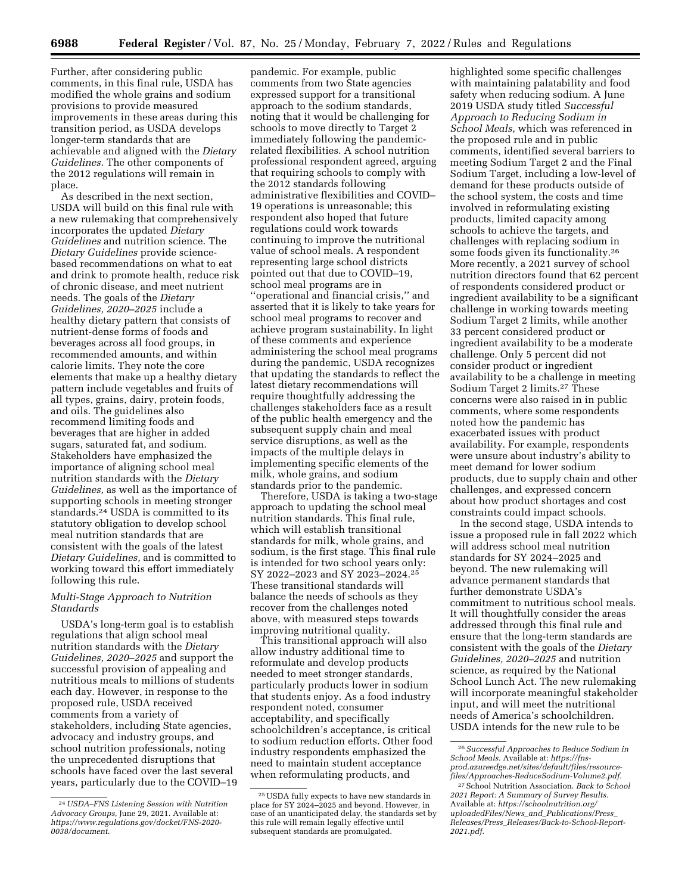Further, after considering public comments, in this final rule, USDA has modified the whole grains and sodium provisions to provide measured improvements in these areas during this transition period, as USDA develops longer-term standards that are achievable and aligned with the *Dietary Guidelines.* The other components of the 2012 regulations will remain in place.

As described in the next section, USDA will build on this final rule with a new rulemaking that comprehensively incorporates the updated *Dietary Guidelines* and nutrition science. The *Dietary Guidelines* provide science-based recommendations on what to eat and drink to promote health, reduce risk of chronic disease, and meet nutrient needs. The goals of the *Dietary Guidelines, 2020–2025* include a healthy dietary pattern that consists of nutrient-dense forms of foods and beverages across all food groups, in recommended amounts, and within calorie limits. They note the core elements that make up a healthy dietary pattern include vegetables and fruits of all types, grains, dairy, protein foods, and oils. The guidelines also recommend limiting foods and beverages that are higher in added sugars, saturated fat, and sodium. Stakeholders have emphasized the importance of aligning school meal nutrition standards with the *Dietary Guidelines,* as well as the importance of supporting schools in meeting stronger standards.[24] USDA is committed to its statutory obligation to develop school meal nutrition standards that are consistent with the goals of the latest *Dietary Guidelines,* and is committed to working toward this effort immediately following this rule.

### *Multi-Stage Approach to Nutrition Standards*

USDA's long-term goal is to establish regulations that align school meal nutrition standards with the *Dietary Guidelines, 2020–2025* and support the successful provision of appealing and nutritious meals to millions of students each day. However, in response to the proposed rule, USDA received comments from a variety of stakeholders, including State agencies, advocacy and industry groups, and school nutrition professionals, noting the unprecedented disruptions that schools have faced over the last several years, particularly due to the COVID–19 pandemic. For example, public comments from two State agencies expressed support for a transitional approach to the sodium standards, noting that it would be challenging for schools to move directly to Target 2 immediately following the pandemic-related flexibilities. A school nutrition professional respondent agreed, arguing that requiring schools to comply with the 2012 standards following administrative flexibilities and COVID–19 operations is unreasonable; this respondent also hoped that future regulations could work towards continuing to improve the nutritional value of school meals. A respondent representing large school districts pointed out that due to COVID–19, school meal programs are in ''operational and financial crisis,'' and asserted that it is likely to take years for school meal programs to recover and achieve program sustainability. In light of these comments and experience administering the school meal programs during the pandemic, USDA recognizes that updating the standards to reflect the latest dietary recommendations will require thoughtfully addressing the challenges stakeholders face as a result of the public health emergency and the subsequent supply chain and meal service disruptions, as well as the impacts of the multiple delays in implementing specific elements of the milk, whole grains, and sodium standards prior to the pandemic.

Therefore, USDA is taking a two-stage approach to updating the school meal nutrition standards. This final rule, which will establish transitional standards for milk, whole grains, and sodium, is the first stage. This final rule is intended for two school years only: SY 2022–2023 and SY 2023–2024.[25] These transitional standards will balance the needs of schools as they recover from the challenges noted above, with measured steps towards improving nutritional quality.

This transitional approach will also allow industry additional time to reformulate and develop products needed to meet stronger standards, particularly products lower in sodium that students enjoy. As a food industry respondent noted, consumer acceptability, and specifically schoolchildren's acceptance, is critical to sodium reduction efforts. Other food industry respondents emphasized the need to maintain student acceptance when reformulating products, and highlighted some specific challenges with maintaining palatability and food safety when reducing sodium. A June 2019 USDA study titled *Successful Approach to Reducing Sodium in School Meals,* which was referenced in the proposed rule and in public comments, identified several barriers to meeting Sodium Target 2 and the Final Sodium Target, including a low-level of demand for these products outside of the school system, the costs and time involved in reformulating existing products, limited capacity among schools to achieve the targets, and challenges with replacing sodium in some foods given its functionality.[26] More recently, a 2021 survey of school nutrition directors found that 62 percent of respondents considered product or ingredient availability to be a significant challenge in working towards meeting Sodium Target 2 limits, while another 33 percent considered product or ingredient availability to be a moderate challenge. Only 5 percent did not consider product or ingredient availability to be a challenge in meeting Sodium Target 2 limits.[27] These concerns were also raised in public comments, where some respondents noted how the pandemic has exacerbated issues with product availability. For example, respondents were unsure about industry's ability to meet demand for lower sodium products, due to supply chain and other challenges, and expressed concern about how product shortages and cost constraints could impact schools.

In the second stage, USDA intends to issue a proposed rule in fall 2022 which will address school meal nutrition standards for SY 2024–2025 and beyond. The new rulemaking will advance permanent standards that further demonstrate USDA's commitment to nutritious school meals. It will thoughtfully consider the areas addressed through this final rule and ensure that the long-term standards are consistent with the goals of the *Dietary Guidelines, 2020–2025* and nutrition science, as required by the National School Lunch Act. The new rulemaking will incorporate meaningful stakeholder input, and will meet the nutritional needs of America's schoolchildren. USDA intends for the new rule to be

---

[24] *USDA–FNS Listening Session with Nutrition Advocacy Groups,* June 29, 2021. Available at: *https://www.regulations.gov/docket/FNS-2020-0038/document.*

[25] USDA fully expects to have new standards in place for SY 2024–2025 and beyond. However, in case of an unanticipated delay, the standards set by this rule will remain legally effective until subsequent standards are promulgated.

[26] *Successful Approaches to Reduce Sodium in School Meals.* Available at: *https://fns-prod.azureedge.net/sites/default/files/resource-files/Approaches-ReduceSodium-Volume2.pdf.*

[27] School Nutrition Association. *Back to School 2021 Report: A Summary of Survey Results.* Available at: *https://schoolnutrition.org/uploadedFiles/News_and_Publications/Press_Releases/Press_Releases/Back-to-School-Report-2021.pdf.*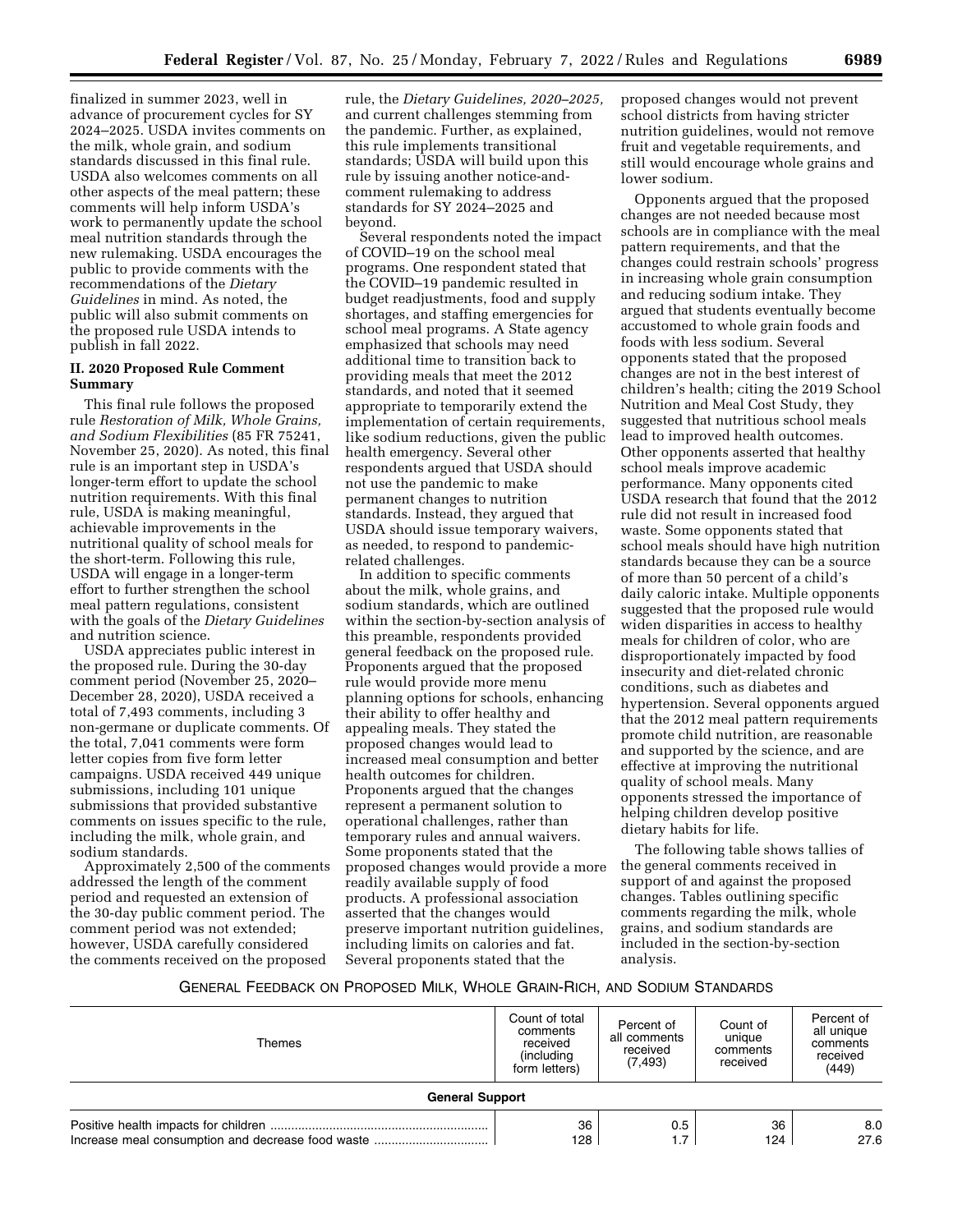finalized in summer 2023, well in advance of procurement cycles for SY 2024–2025. USDA invites comments on the milk, whole grain, and sodium standards discussed in this final rule. USDA also welcomes comments on all other aspects of the meal pattern; these comments will help inform USDA's work to permanently update the school meal nutrition standards through the new rulemaking. USDA encourages the public to provide comments with the recommendations of the *Dietary Guidelines* in mind. As noted, the public will also submit comments on the proposed rule USDA intends to publish in fall 2022.

## II. 2020 Proposed Rule Comment Summary

This final rule follows the proposed rule *Restoration of Milk, Whole Grains, and Sodium Flexibilities* (85 FR 75241, November 25, 2020). As noted, this final rule is an important step in USDA's longer-term effort to update the school nutrition requirements. With this final rule, USDA is making meaningful, achievable improvements in the nutritional quality of school meals for the short-term. Following this rule, USDA will engage in a longer-term effort to further strengthen the school meal pattern regulations, consistent with the goals of the *Dietary Guidelines* and nutrition science.

USDA appreciates public interest in the proposed rule. During the 30-day comment period (November 25, 2020–December 28, 2020), USDA received a total of 7,493 comments, including 3 non-germane or duplicate comments. Of the total, 7,041 comments were form letter copies from five form letter campaigns. USDA received 449 unique submissions, including 101 unique submissions that provided substantive comments on issues specific to the rule, including the milk, whole grain, and sodium standards.

Approximately 2,500 of the comments addressed the length of the comment period and requested an extension of the 30-day public comment period. The comment period was not extended; however, USDA carefully considered the comments received on the proposed rule, the *Dietary Guidelines, 2020–2025,* and current challenges stemming from the pandemic. Further, as explained, this rule implements transitional standards; USDA will build upon this rule by issuing another notice-and-comment rulemaking to address standards for SY 2024–2025 and beyond.

Several respondents noted the impact of COVID–19 on the school meal programs. One respondent stated that the COVID–19 pandemic resulted in budget readjustments, food and supply shortages, and staffing emergencies for school meal programs. A State agency emphasized that schools may need additional time to transition back to providing meals that meet the 2012 standards, and noted that it seemed appropriate to temporarily extend the implementation of certain requirements, like sodium reductions, given the public health emergency. Several other respondents argued that USDA should not use the pandemic to make permanent changes to nutrition standards. Instead, they argued that USDA should issue temporary waivers, as needed, to respond to pandemic-related challenges.

In addition to specific comments about the milk, whole grains, and sodium standards, which are outlined within the section-by-section analysis of this preamble, respondents provided general feedback on the proposed rule. Proponents argued that the proposed rule would provide more menu planning options for schools, enhancing their ability to offer healthy and appealing meals. They stated the proposed changes would lead to increased meal consumption and better health outcomes for children. Proponents argued that the changes represent a permanent solution to operational challenges, rather than temporary rules and annual waivers. Some proponents stated that the proposed changes would provide a more readily available supply of food products. A professional association asserted that the changes would preserve important nutrition guidelines, including limits on calories and fat. Several proponents stated that the proposed changes would not prevent school districts from having stricter nutrition guidelines, would not remove fruit and vegetable requirements, and still would encourage whole grains and lower sodium.

Opponents argued that the proposed changes are not needed because most schools are in compliance with the meal pattern requirements, and that the changes could restrain schools' progress in increasing whole grain consumption and reducing sodium intake. They argued that students eventually become accustomed to whole grain foods and foods with less sodium. Several opponents stated that the proposed changes are not in the best interest of children's health; citing the 2019 School Nutrition and Meal Cost Study, they suggested that nutritious school meals lead to improved health outcomes. Other opponents asserted that healthy school meals improve academic performance. Many opponents cited USDA research that found that the 2012 rule did not result in increased food waste. Some opponents stated that school meals should have high nutrition standards because they can be a source of more than 50 percent of a child's daily caloric intake. Multiple opponents suggested that the proposed rule would widen disparities in access to healthy meals for children of color, who are disproportionately impacted by food insecurity and diet-related chronic conditions, such as diabetes and hypertension. Several opponents argued that the 2012 meal pattern requirements promote child nutrition, are reasonable and supported by the science, and are effective at improving the nutritional quality of school meals. Many opponents stressed the importance of helping children develop positive dietary habits for life.

The following table shows tallies of the general comments received in support of and against the proposed changes. Tables outlining specific comments regarding the milk, whole grains, and sodium standards are included in the section-by-section analysis.

GENERAL FEEDBACK ON PROPOSED MILK, WHOLE GRAIN-RICH, AND SODIUM STANDARDS

| Themes | Count of total comments received (including form letters) | Percent of all comments received (7,493) | Count of unique comments received | Percent of all unique comments received (449) |
|---|---|---|---|---|
| **General Support** | | | | |
| Positive health impacts for children | 36 | 0.5 | 36 | 8.0 |
| Increase meal consumption and decrease food waste | 128 | 1.7 | 124 | 27.6 |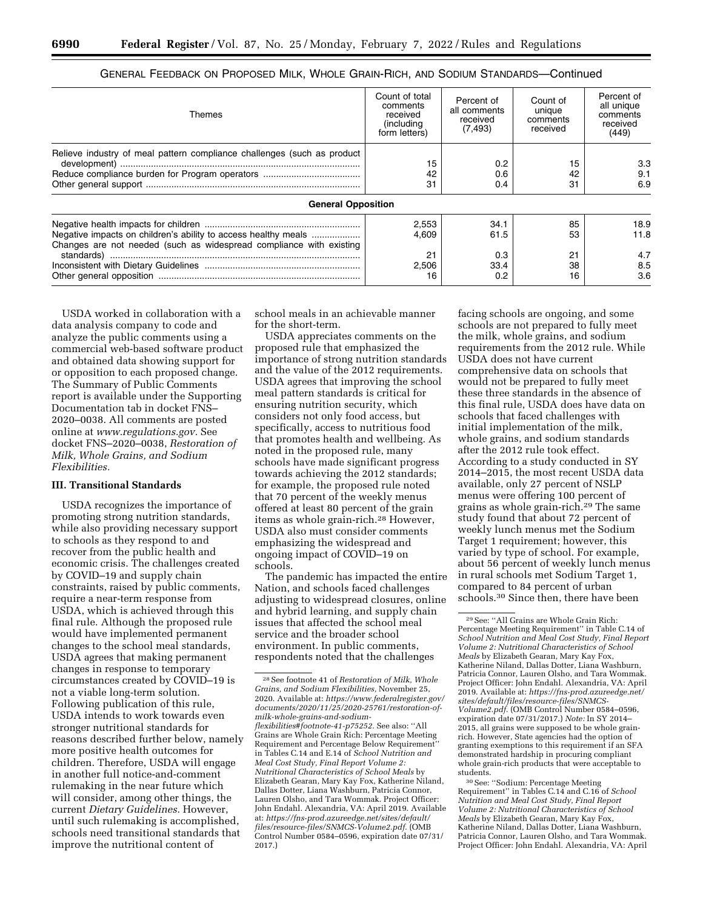GENERAL FEEDBACK ON PROPOSED MILK, WHOLE GRAIN-RICH, AND SODIUM STANDARDS—Continued

| Themes | Count of total comments received (including form letters) | Percent of all comments received (7,493) | Count of unique comments received | Percent of all unique comments received (449) |
|---|---|---|---|---|
| Relieve industry of meal pattern compliance challenges (such as product development) | 15 | 0.2 | 15 | 3.3 |
| Reduce compliance burden for Program operators | 42 | 0.6 | 42 | 9.1 |
| Other general support | 31 | 0.4 | 31 | 6.9 |
| **General Opposition** | | | | |
| Negative health impacts for children | 2,553 | 34.1 | 85 | 18.9 |
| Negative impacts on children's ability to access healthy meals | 4,609 | 61.5 | 53 | 11.8 |
| Changes are not needed (such as widespread compliance with existing standards) | 21 | 0.3 | 21 | 4.7 |
| Inconsistent with Dietary Guidelines | 2,506 | 33.4 | 38 | 8.5 |
| Other general opposition | 16 | 0.2 | 16 | 3.6 |

USDA worked in collaboration with a data analysis company to code and analyze the public comments using a commercial web-based software product and obtained data showing support for or opposition to each proposed change. The Summary of Public Comments report is available under the Supporting Documentation tab in docket FNS–2020–0038. All comments are posted online at *www.regulations.gov*. See docket FNS–2020–0038, *Restoration of Milk, Whole Grains, and Sodium Flexibilities.*

### III. Transitional Standards

USDA recognizes the importance of promoting strong nutrition standards, while also providing necessary support to schools as they respond to and recover from the public health and economic crisis. The challenges created by COVID–19 and supply chain constraints, raised by public comments, require a near-term response from USDA, which is achieved through this final rule. Although the proposed rule would have implemented permanent changes to the school meal standards, USDA agrees that making permanent changes in response to temporary circumstances created by COVID–19 is not a viable long-term solution. Following publication of this rule, USDA intends to work towards even stronger nutritional standards for reasons described further below, namely more positive health outcomes for children. Therefore, USDA will engage in another full notice-and-comment rulemaking in the near future which will consider, among other things, the current *Dietary Guidelines.* However, until such rulemaking is accomplished, schools need transitional standards that improve the nutritional content of school meals in an achievable manner for the short-term.

USDA appreciates comments on the proposed rule that emphasized the importance of strong nutrition standards and the value of the 2012 requirements. USDA agrees that improving the school meal pattern standards is critical for ensuring nutrition security, which considers not only food access, but specifically, access to nutritious food that promotes health and wellbeing. As noted in the proposed rule, many schools have made significant progress towards achieving the 2012 standards; for example, the proposed rule noted that 70 percent of the weekly menus offered at least 80 percent of the grain items as whole grain-rich.[28] However, USDA also must consider comments emphasizing the widespread and ongoing impact of COVID–19 on schools.

The pandemic has impacted the entire Nation, and schools faced challenges adjusting to widespread closures, online and hybrid learning, and supply chain issues that affected the school meal service and the broader school environment. In public comments, respondents noted that the challenges facing schools are ongoing, and some schools are not prepared to fully meet the milk, whole grains, and sodium requirements from the 2012 rule. While USDA does not have current comprehensive data on schools that would not be prepared to fully meet these three standards in the absence of this final rule, USDA does have data on schools that faced challenges with initial implementation of the milk, whole grains, and sodium standards after the 2012 rule took effect. According to a study conducted in SY 2014–2015, the most recent USDA data available, only 27 percent of NSLP menus were offering 100 percent of grains as whole grain-rich.[29] The same study found that about 72 percent of weekly lunch menus met the Sodium Target 1 requirement; however, this varied by type of school. For example, about 56 percent of weekly lunch menus in rural schools met Sodium Target 1, compared to 84 percent of urban schools.[30] Since then, there have been

[28] See footnote 41 of *Restoration of Milk, Whole Grains, and Sodium Flexibilities,* November 25, 2020. Available at: *https://www.federalregister.gov/documents/2020/11/25/2020-25761/restoration-of-milk-whole-grains-and-sodium-flexibilities#footnote-41-p75252.* See also: ''All Grains are Whole Grain Rich: Percentage Meeting Requirement and Percentage Below Requirement'' in Tables C.14 and E.14 of *School Nutrition and Meal Cost Study, Final Report Volume 2: Nutritional Characteristics of School Meals* by Elizabeth Gearan, Mary Kay Fox, Katherine Niland, Dallas Dotter, Liana Washburn, Patricia Connor, Lauren Olsho, and Tara Wommak. Project Officer: John Endahl. Alexandria, VA: April 2019. Available at: *https://fns-prod.azureedge.net/sites/default/files/resource-files/SNMCS-Volume2.pdf.* (OMB Control Number 0584–0596, expiration date 07/31/2017.)

[29] See: ''All Grains are Whole Grain Rich: Percentage Meeting Requirement'' in Table C.14 of *School Nutrition and Meal Cost Study, Final Report Volume 2: Nutritional Characteristics of School Meals* by Elizabeth Gearan, Mary Kay Fox, Katherine Niland, Dallas Dotter, Liana Washburn, Patricia Connor, Lauren Olsho, and Tara Wommak. Project Officer: John Endahl. Alexandria, VA: April 2019. Available at: *https://fns-prod.azureedge.net/sites/default/files/resource-files/SNMCS-Volume2.pdf.* (OMB Control Number 0584–0596, expiration date 07/31/2017.) *Note:* In SY 2014–2015, all grains were supposed to be whole grain-rich. However, State agencies had the option of granting exemptions to this requirement if an SFA demonstrated hardship in procuring compliant whole grain-rich products that were acceptable to students.

[30] See: ''Sodium: Percentage Meeting Requirement'' in Tables C.14 and C.16 of *School Nutrition and Meal Cost Study, Final Report Volume 2: Nutritional Characteristics of School Meals* by Elizabeth Gearan, Mary Kay Fox, Katherine Niland, Dallas Dotter, Liana Washburn, Patricia Connor, Lauren Olsho, and Tara Wommak. Project Officer: John Endahl. Alexandria, VA: April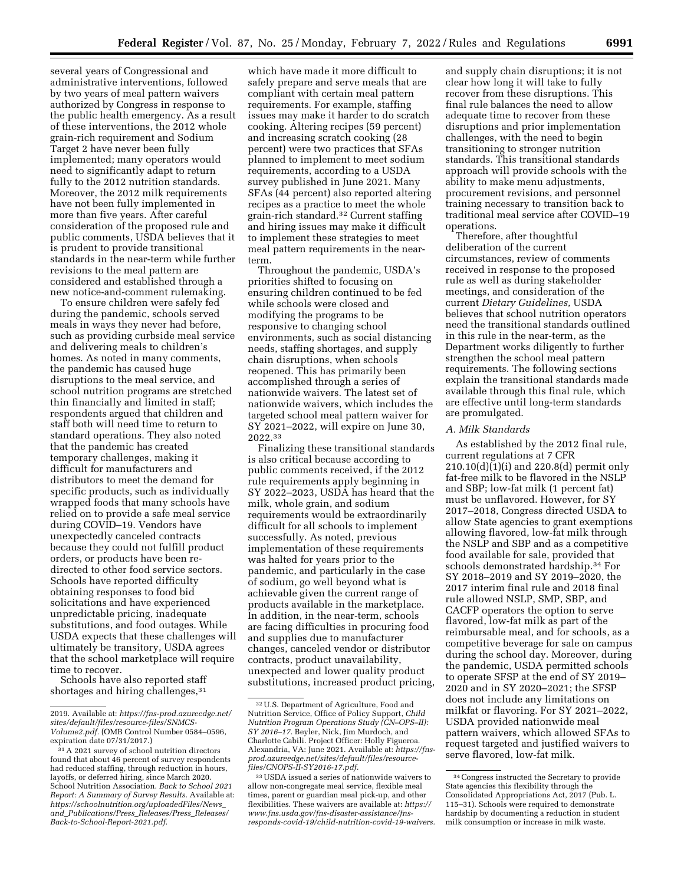several years of Congressional and administrative interventions, followed by two years of meal pattern waivers authorized by Congress in response to the public health emergency. As a result of these interventions, the 2012 whole grain-rich requirement and Sodium Target 2 have never been fully implemented; many operators would need to significantly adapt to return fully to the 2012 nutrition standards. Moreover, the 2012 milk requirements have not been fully implemented in more than five years. After careful consideration of the proposed rule and public comments, USDA believes that it is prudent to provide transitional standards in the near-term while further revisions to the meal pattern are considered and established through a new notice-and-comment rulemaking.

To ensure children were safely fed during the pandemic, schools served meals in ways they never had before, such as providing curbside meal service and delivering meals to children's homes. As noted in many comments, the pandemic has caused huge disruptions to the meal service, and school nutrition programs are stretched thin financially and limited in staff; respondents argued that children and staff both will need time to return to standard operations. They also noted that the pandemic has created temporary challenges, making it difficult for manufacturers and distributors to meet the demand for specific products, such as individually wrapped foods that many schools have relied on to provide a safe meal service during COVID–19. Vendors have unexpectedly canceled contracts because they could not fulfill product orders, or products have been re-directed to other food service sectors. Schools have reported difficulty obtaining responses to food bid solicitations and have experienced unpredictable pricing, inadequate substitutions, and food outages. While USDA expects that these challenges will ultimately be transitory, USDA agrees that the school marketplace will require time to recover.

Schools have also reported staff shortages and hiring challenges,[31] which have made it more difficult to safely prepare and serve meals that are compliant with certain meal pattern requirements. For example, staffing issues may make it harder to do scratch cooking. Altering recipes (59 percent) and increasing scratch cooking (28 percent) were two practices that SFAs planned to implement to meet sodium requirements, according to a USDA survey published in June 2021. Many SFAs (44 percent) also reported altering recipes as a practice to meet the whole grain-rich standard.[32] Current staffing and hiring issues may make it difficult to implement these strategies to meet meal pattern requirements in the near-term.

Throughout the pandemic, USDA's priorities shifted to focusing on ensuring children continued to be fed while schools were closed and modifying the programs to be responsive to changing school environments, such as social distancing needs, staffing shortages, and supply chain disruptions, when schools reopened. This has primarily been accomplished through a series of nationwide waivers. The latest set of nationwide waivers, which includes the targeted school meal pattern waiver for SY 2021–2022, will expire on June 30, 2022.[33]

Finalizing these transitional standards is also critical because according to public comments received, if the 2012 rule requirements apply beginning in SY 2022–2023, USDA has heard that the milk, whole grain, and sodium requirements would be extraordinarily difficult for all schools to implement successfully. As noted, previous implementation of these requirements was halted for years prior to the pandemic, and particularly in the case of sodium, go well beyond what is achievable given the current range of products available in the marketplace. In addition, in the near-term, schools are facing difficulties in procuring food and supplies due to manufacturer changes, canceled vendor or distributor contracts, product unavailability, unexpected and lower quality product substitutions, increased product pricing, and supply chain disruptions; it is not clear how long it will take to fully recover from these disruptions. This final rule balances the need to allow adequate time to recover from these disruptions and prior implementation challenges, with the need to begin transitioning to stronger nutrition standards. This transitional standards approach will provide schools with the ability to make menu adjustments, procurement revisions, and personnel training necessary to transition back to traditional meal service after COVID–19 operations.

Therefore, after thoughtful deliberation of the current circumstances, review of comments received in response to the proposed rule as well as during stakeholder meetings, and consideration of the current *Dietary Guidelines,* USDA believes that school nutrition operators need the transitional standards outlined in this rule in the near-term, as the Department works diligently to further strengthen the school meal pattern requirements. The following sections explain the transitional standards made available through this final rule, which are effective until long-term standards are promulgated.

### A. Milk Standards

As established by the 2012 final rule, current regulations at 7 CFR 210.10(d)(1)(i) and 220.8(d) permit only fat-free milk to be flavored in the NSLP and SBP; low-fat milk (1 percent fat) must be unflavored. However, for SY 2017–2018, Congress directed USDA to allow State agencies to grant exemptions allowing flavored, low-fat milk through the NSLP and SBP and as a competitive food available for sale, provided that schools demonstrated hardship.[34] For SY 2018–2019 and SY 2019–2020, the 2017 interim final rule and 2018 final rule allowed NSLP, SMP, SBP, and CACFP operators the option to serve flavored, low-fat milk as part of the reimbursable meal, and for schools, as a competitive beverage for sale on campus during the school day. Moreover, during the pandemic, USDA permitted schools to operate SFSP at the end of SY 2019–2020 and in SY 2020–2021; the SFSP does not include any limitations on milkfat or flavoring. For SY 2021–2022, USDA provided nationwide meal pattern waivers, which allowed SFAs to request targeted and justified waivers to serve flavored, low-fat milk.

---

2019. Available at: *https://fns-prod.azureedge.net/sites/default/files/resource-files/SNMCS-Volume2.pdf.* (OMB Control Number 0584–0596, expiration date 07/31/2017.)

[31] A 2021 survey of school nutrition directors found that about 46 percent of survey respondents had reduced staffing, through reduction in hours, layoffs, or deferred hiring, since March 2020. School Nutrition Association. *Back to School 2021 Report: A Summary of Survey Results.* Available at: *https://schoolnutrition.org/uploadedFiles/News_and_Publications/Press_Releases/Press_Releases/Back-to-School-Report-2021.pdf.*

[32] U.S. Department of Agriculture, Food and Nutrition Service, Office of Policy Support, *Child Nutrition Program Operations Study (CN–OPS–II): SY 2016–17.* Beyler, Nick, Jim Murdoch, and Charlotte Cabili. Project Officer: Holly Figueroa. Alexandria, VA: June 2021. Available at: *https://fns-prod.azureedge.net/sites/default/files/resource-files/CNOPS-II-SY2016-17.pdf.*

[33] USDA issued a series of nationwide waivers to allow non-congregate meal service, flexible meal times, parent or guardian meal pick-up, and other flexibilities. These waivers are available at: *https://www.fns.usda.gov/fns-disaster-assistance/fns-responds-covid-19/child-nutrition-covid-19-waivers.*

[34] Congress instructed the Secretary to provide State agencies this flexibility through the Consolidated Appropriations Act, 2017 (Pub. L. 115–31). Schools were required to demonstrate hardship by documenting a reduction in student milk consumption or increase in milk waste.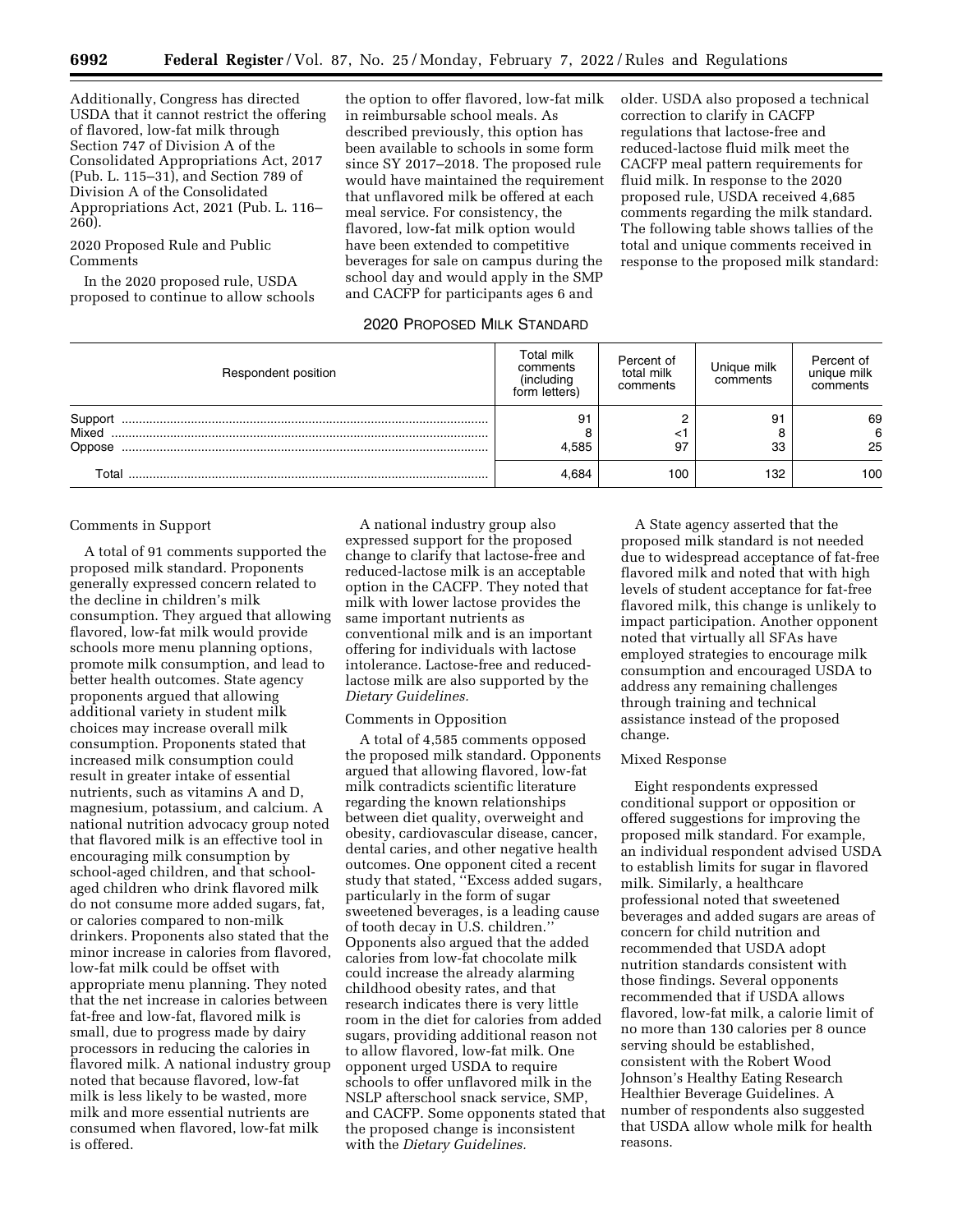Additionally, Congress has directed USDA that it cannot restrict the offering of flavored, low-fat milk through Section 747 of Division A of the Consolidated Appropriations Act, 2017 (Pub. L. 115–31), and Section 789 of Division A of the Consolidated Appropriations Act, 2021 (Pub. L. 116–260).

2020 Proposed Rule and Public Comments

In the 2020 proposed rule, USDA proposed to continue to allow schools the option to offer flavored, low-fat milk in reimbursable school meals. As described previously, this option has been available to schools in some form since SY 2017–2018. The proposed rule would have maintained the requirement that unflavored milk be offered at each meal service. For consistency, the flavored, low-fat milk option would have been extended to competitive beverages for sale on campus during the school day and would apply in the SMP and CACFP for participants ages 6 and older. USDA also proposed a technical correction to clarify in CACFP regulations that lactose-free and reduced-lactose fluid milk meet the CACFP meal pattern requirements for fluid milk. In response to the 2020 proposed rule, USDA received 4,685 comments regarding the milk standard. The following table shows tallies of the total and unique comments received in response to the proposed milk standard:

2020 PROPOSED MILK STANDARD

| Respondent position | Total milk comments (including form letters) | Percent of total milk comments | Unique milk comments | Percent of unique milk comments |
|---|---|---|---|---|
| Support | 91 | 2 | 91 | 69 |
| Mixed | 8 | <1 | 8 | 6 |
| Oppose | 4,585 | 97 | 33 | 25 |
| Total | 4,684 | 100 | 132 | 100 |

Comments in Support

A total of 91 comments supported the proposed milk standard. Proponents generally expressed concern related to the decline in children's milk consumption. They argued that allowing flavored, low-fat milk would provide schools more menu planning options, promote milk consumption, and lead to better health outcomes. State agency proponents argued that allowing additional variety in student milk choices may increase overall milk consumption. Proponents stated that increased milk consumption could result in greater intake of essential nutrients, such as vitamins A and D, magnesium, potassium, and calcium. A national nutrition advocacy group noted that flavored milk is an effective tool in encouraging milk consumption by school-aged children, and that school-aged children who drink flavored milk do not consume more added sugars, fat, or calories compared to non-milk drinkers. Proponents also stated that the minor increase in calories from flavored, low-fat milk could be offset with appropriate menu planning. They noted that the net increase in calories between fat-free and low-fat, flavored milk is small, due to progress made by dairy processors in reducing the calories in flavored milk. A national industry group noted that because flavored, low-fat milk is less likely to be wasted, more milk and more essential nutrients are consumed when flavored, low-fat milk is offered.

A national industry group also expressed support for the proposed change to clarify that lactose-free and reduced-lactose milk is an acceptable option in the CACFP. They noted that milk with lower lactose provides the same important nutrients as conventional milk and is an important offering for individuals with lactose intolerance. Lactose-free and reduced-lactose milk are also supported by the *Dietary Guidelines.*

Comments in Opposition

A total of 4,585 comments opposed the proposed milk standard. Opponents argued that allowing flavored, low-fat milk contradicts scientific literature regarding the known relationships between diet quality, overweight and obesity, cardiovascular disease, cancer, dental caries, and other negative health outcomes. One opponent cited a recent study that stated, ''Excess added sugars, particularly in the form of sugar sweetened beverages, is a leading cause of tooth decay in U.S. children.'' Opponents also argued that the added calories from low-fat chocolate milk could increase the already alarming childhood obesity rates, and that research indicates there is very little room in the diet for calories from added sugars, providing additional reason not to allow flavored, low-fat milk. One opponent urged USDA to require schools to offer unflavored milk in the NSLP afterschool snack service, SMP, and CACFP. Some opponents stated that the proposed change is inconsistent with the *Dietary Guidelines.*

A State agency asserted that the proposed milk standard is not needed due to widespread acceptance of fat-free flavored milk and noted that with high levels of student acceptance for fat-free flavored milk, this change is unlikely to impact participation. Another opponent noted that virtually all SFAs have employed strategies to encourage milk consumption and encouraged USDA to address any remaining challenges through training and technical assistance instead of the proposed change.

Mixed Response

Eight respondents expressed conditional support or opposition or offered suggestions for improving the proposed milk standard. For example, an individual respondent advised USDA to establish limits for sugar in flavored milk. Similarly, a healthcare professional noted that sweetened beverages and added sugars are areas of concern for child nutrition and recommended that USDA adopt nutrition standards consistent with those findings. Several opponents recommended that if USDA allows flavored, low-fat milk, a calorie limit of no more than 130 calories per 8 ounce serving should be established, consistent with the Robert Wood Johnson's Healthy Eating Research Healthier Beverage Guidelines. A number of respondents also suggested that USDA allow whole milk for health reasons.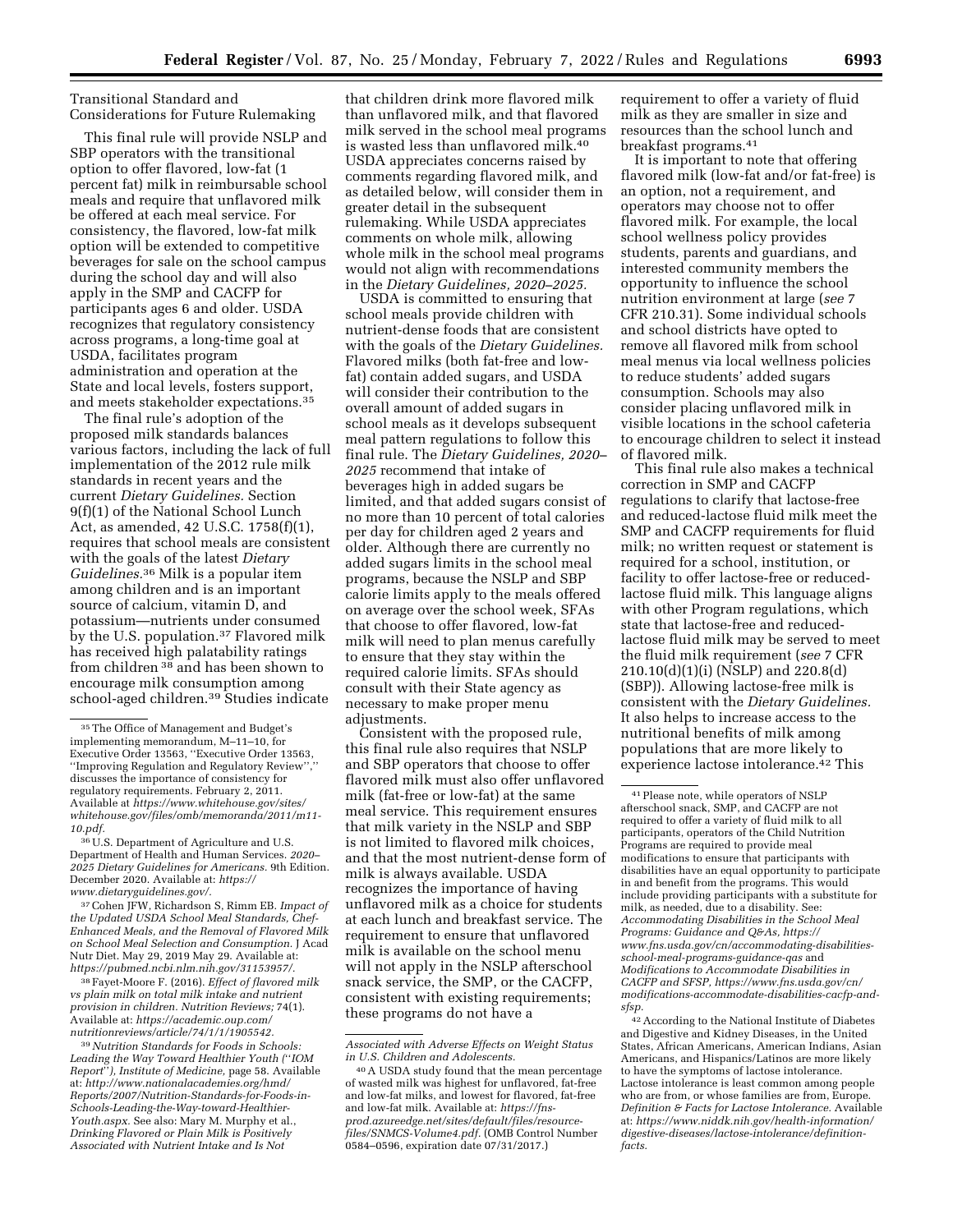Transitional Standard and Considerations for Future Rulemaking

This final rule will provide NSLP and SBP operators with the transitional option to offer flavored, low-fat (1 percent fat) milk in reimbursable school meals and require that unflavored milk be offered at each meal service. For consistency, the flavored, low-fat milk option will be extended to competitive beverages for sale on the school campus during the school day and will also apply in the SMP and CACFP for participants ages 6 and older. USDA recognizes that regulatory consistency across programs, a long-time goal at USDA, facilitates program administration and operation at the State and local levels, fosters support, and meets stakeholder expectations.[35]

The final rule's adoption of the proposed milk standards balances various factors, including the lack of full implementation of the 2012 rule milk standards in recent years and the current *Dietary Guidelines.* Section 9(f)(1) of the National School Lunch Act, as amended, 42 U.S.C. 1758(f)(1), requires that school meals are consistent with the goals of the latest *Dietary Guidelines.*[36] Milk is a popular item among children and is an important source of calcium, vitamin D, and potassium—nutrients under consumed by the U.S. population.[37] Flavored milk has received high palatability ratings from children [38] and has been shown to encourage milk consumption among school-aged children.[39] Studies indicate that children drink more flavored milk than unflavored milk, and that flavored milk served in the school meal programs is wasted less than unflavored milk.[40] USDA appreciates concerns raised by comments regarding flavored milk, and as detailed below, will consider them in greater detail in the subsequent rulemaking. While USDA appreciates comments on whole milk, allowing whole milk in the school meal programs would not align with recommendations in the *Dietary Guidelines, 2020–2025.*

USDA is committed to ensuring that school meals provide children with nutrient-dense foods that are consistent with the goals of the *Dietary Guidelines.* Flavored milks (both fat-free and low-fat) contain added sugars, and USDA will consider their contribution to the overall amount of added sugars in school meals as it develops subsequent meal pattern regulations to follow this final rule. The *Dietary Guidelines, 2020–2025* recommend that intake of beverages high in added sugars be limited, and that added sugars consist of no more than 10 percent of total calories per day for children aged 2 years and older. Although there are currently no added sugars limits in the school meal programs, because the NSLP and SBP calorie limits apply to the meals offered on average over the school week, SFAs that choose to offer flavored, low-fat milk will need to plan menus carefully to ensure that they stay within the required calorie limits. SFAs should consult with their State agency as necessary to make proper menu adjustments.

Consistent with the proposed rule, this final rule also requires that NSLP and SBP operators that choose to offer flavored milk must also offer unflavored milk (fat-free or low-fat) at the same meal service. This requirement ensures that milk variety in the NSLP and SBP is not limited to flavored milk choices, and that the most nutrient-dense form of milk is always available. USDA recognizes the importance of having unflavored milk as a choice for students at each lunch and breakfast service. The requirement to ensure that unflavored milk is available on the school menu will not apply in the NSLP afterschool snack service, the SMP, or the CACFP, consistent with existing requirements; these programs do not have a requirement to offer a variety of fluid milk as they are smaller in size and resources than the school lunch and breakfast programs.[41]

It is important to note that offering flavored milk (low-fat and/or fat-free) is an option, not a requirement, and operators may choose not to offer flavored milk. For example, the local school wellness policy provides students, parents and guardians, and interested community members the opportunity to influence the school nutrition environment at large (*see* 7 CFR 210.31). Some individual schools and school districts have opted to remove all flavored milk from school meal menus via local wellness policies to reduce students' added sugars consumption. Schools may also consider placing unflavored milk in visible locations in the school cafeteria to encourage children to select it instead of flavored milk.

This final rule also makes a technical correction in SMP and CACFP regulations to clarify that lactose-free and reduced-lactose fluid milk meet the SMP and CACFP requirements for fluid milk; no written request or statement is required for a school, institution, or facility to offer lactose-free or reduced-lactose fluid milk. This language aligns with other Program regulations, which state that lactose-free and reduced-lactose fluid milk may be served to meet the fluid milk requirement (*see* 7 CFR 210.10(d)(1)(i) (NSLP) and 220.8(d) (SBP)). Allowing lactose-free milk is consistent with the *Dietary Guidelines.* It also helps to increase access to the nutritional benefits of milk among populations that are more likely to experience lactose intolerance.[42] This

---

[35] The Office of Management and Budget's implementing memorandum, M–11–10, for Executive Order 13563, ''Executive Order 13563, ''Improving Regulation and Regulatory Review'','' discusses the importance of consistency for regulatory requirements. February 2, 2011. Available at *https://www.whitehouse.gov/sites/whitehouse.gov/files/omb/memoranda/2011/m11-10.pdf.*

[36] U.S. Department of Agriculture and U.S. Department of Health and Human Services. *2020–2025 Dietary Guidelines for Americans.* 9th Edition. December 2020. Available at: *https://www.dietaryguidelines.gov/.*

[37] Cohen JFW, Richardson S, Rimm EB. *Impact of the Updated USDA School Meal Standards, Chef-Enhanced Meals, and the Removal of Flavored Milk on School Meal Selection and Consumption.* J Acad Nutr Diet. May 29, 2019 May 29. Available at: *https://pubmed.ncbi.nlm.nih.gov/31153957/.*

[38] Fayet-Moore F. (2016). *Effect of flavored milk vs plain milk on total milk intake and nutrient provision in children. Nutrition Reviews;* 74(1). Available at: *https://academic.oup.com/nutritionreviews/article/74/1/1/1905542.*

[39] *Nutrition Standards for Foods in Schools: Leading the Way Toward Healthier Youth (''IOM Report''), Institute of Medicine,* page 58. Available at: *http://www.nationalacademies.org/hmd/Reports/2007/Nutrition-Standards-for-Foods-in-Schools-Leading-the-Way-toward-Healthier-Youth.aspx.* See also: Mary M. Murphy et al., *Drinking Flavored or Plain Milk is Positively Associated with Nutrient Intake and Is Not Associated with Adverse Effects on Weight Status in U.S. Children and Adolescents.*

[40] A USDA study found that the mean percentage of wasted milk was highest for unflavored, fat-free and low-fat milks, and lowest for flavored, fat-free and low-fat milk. Available at: *https://fns-prod.azureedge.net/sites/default/files/resource-files/SNMCS-Volume4.pdf.* (OMB Control Number 0584–0596, expiration date 07/31/2017.)

[41] Please note, while operators of NSLP afterschool snack, SMP, and CACFP are not required to offer a variety of fluid milk to all participants, operators of the Child Nutrition Programs are required to provide meal modifications to ensure that participants with disabilities have an equal opportunity to participate in and benefit from the programs. This would include providing participants with a substitute for milk, as needed, due to a disability. See: *Accommodating Disabilities in the School Meal Programs: Guidance and Q&As, https://www.fns.usda.gov/cn/accommodating-disabilities-school-meal-programs-guidance-qas* and *Modifications to Accommodate Disabilities in CACFP and SFSP, https://www.fns.usda.gov/cn/modifications-accommodate-disabilities-cacfp-and-sfsp.*

[42] According to the National Institute of Diabetes and Digestive and Kidney Diseases, in the United States, African Americans, American Indians, Asian Americans, and Hispanics/Latinos are more likely to have the symptoms of lactose intolerance. Lactose intolerance is least common among people who are from, or whose families are from, Europe. *Definition & Facts for Lactose Intolerance.* Available at: *https://www.niddk.nih.gov/health-information/digestive-diseases/lactose-intolerance/definition-facts.*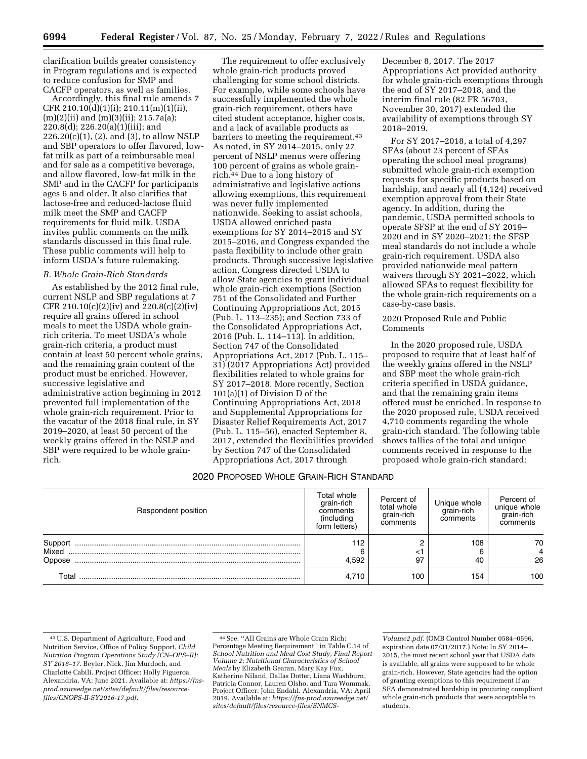clarification builds greater consistency in Program regulations and is expected to reduce confusion for SMP and CACFP operators, as well as families.

Accordingly, this final rule amends 7 CFR 210.10(d)(1)(i); 210.11(m)(1)(ii), (m)(2)(ii) and (m)(3)(ii); 215.7a(a); 220.8(d); 226.20(a)(1)(iii); and 226.20(c)(1), (2), and (3), to allow NSLP and SBP operators to offer flavored, low-fat milk as part of a reimbursable meal and for sale as a competitive beverage, and allow flavored, low-fat milk in the SMP and in the CACFP for participants ages 6 and older. It also clarifies that lactose-free and reduced-lactose fluid milk meet the SMP and CACFP requirements for fluid milk. USDA invites public comments on the milk standards discussed in this final rule. These public comments will help to inform USDA's future rulemaking.

### *B. Whole Grain-Rich Standards*

As established by the 2012 final rule, current NSLP and SBP regulations at 7 CFR 210.10(c)(2)(iv) and 220.8(c)(2)(iv) require all grains offered in school meals to meet the USDA whole grain-rich criteria. To meet USDA's whole grain-rich criteria, a product must contain at least 50 percent whole grains, and the remaining grain content of the product must be enriched. However, successive legislative and administrative action beginning in 2012 prevented full implementation of the whole grain-rich requirement. Prior to the vacatur of the 2018 final rule, in SY 2019–2020, at least 50 percent of the weekly grains offered in the NSLP and SBP were required to be whole grain-rich.

The requirement to offer exclusively whole grain-rich products proved challenging for some school districts. For example, while some schools have successfully implemented the whole grain-rich requirement, others have cited student acceptance, higher costs, and a lack of available products as barriers to meeting the requirement.[43] As noted, in SY 2014–2015, only 27 percent of NSLP menus were offering 100 percent of grains as whole grain-rich.[44] Due to a long history of administrative and legislative actions allowing exemptions, this requirement was never fully implemented nationwide. Seeking to assist schools, USDA allowed enriched pasta exemptions for SY 2014–2015 and SY 2015–2016, and Congress expanded the pasta flexibility to include other grain products. Through successive legislative action, Congress directed USDA to allow State agencies to grant individual whole grain-rich exemptions (Section 751 of the Consolidated and Further Continuing Appropriations Act, 2015 (Pub. L. 113–235); and Section 733 of the Consolidated Appropriations Act, 2016 (Pub. L. 114–113). In addition, Section 747 of the Consolidated Appropriations Act, 2017 (Pub. L. 115–31) (2017 Appropriations Act) provided flexibilities related to whole grains for SY 2017–2018. More recently, Section 101(a)(1) of Division D of the Continuing Appropriations Act, 2018 and Supplemental Appropriations for Disaster Relief Requirements Act, 2017 (Pub. L. 115–56), enacted September 8, 2017, extended the flexibilities provided by Section 747 of the Consolidated Appropriations Act, 2017 through December 8, 2017. The 2017 Appropriations Act provided authority for whole grain-rich exemptions through the end of SY 2017–2018, and the interim final rule (82 FR 56703, November 30, 2017) extended the availability of exemptions through SY 2018–2019.

For SY 2017–2018, a total of 4,297 SFAs (about 23 percent of SFAs operating the school meal programs) submitted whole grain-rich exemption requests for specific products based on hardship, and nearly all (4,124) received exemption approval from their State agency. In addition, during the pandemic, USDA permitted schools to operate SFSP at the end of SY 2019–2020 and in SY 2020–2021; the SFSP meal standards do not include a whole grain-rich requirement. USDA also provided nationwide meal pattern waivers through SY 2021–2022, which allowed SFAs to request flexibility for the whole grain-rich requirements on a case-by-case basis.

#### 2020 Proposed Rule and Public Comments

In the 2020 proposed rule, USDA proposed to require that at least half of the weekly grains offered in the NSLP and SBP meet the whole grain-rich criteria specified in USDA guidance, and that the remaining grain items offered must be enriched. In response to the 2020 proposed rule, USDA received 4,710 comments regarding the whole grain-rich standard. The following table shows tallies of the total and unique comments received in response to the proposed whole grain-rich standard:

2020 PROPOSED WHOLE GRAIN-RICH STANDARD

| Respondent position | Total whole grain-rich comments (including form letters) | Percent of total whole grain-rich comments | Unique whole grain-rich comments | Percent of unique whole grain-rich comments |
|---|---|---|---|---|
| Support | 112 | 2 | 108 | 70 |
| Mixed | 6 | <1 | 6 | 4 |
| Oppose | 4,592 | 97 | 40 | 26 |
| Total | 4,710 | 100 | 154 | 100 |

[43] U.S. Department of Agriculture, Food and Nutrition Service, Office of Policy Support, *Child Nutrition Program Operations Study (CN–OPS–II): SY 2016–17.* Beyler, Nick, Jim Murdoch, and Charlotte Cabili. Project Officer: Holly Figueroa. Alexandria, VA: June 2021. Available at: *https://fns-prod.azureedge.net/sites/default/files/resource-files/CNOPS-II-SY2016-17.pdf.*

[44] See: "All Grains are Whole Grain Rich: Percentage Meeting Requirement" in Table C.14 of *School Nutrition and Meal Cost Study, Final Report Volume 2: Nutritional Characteristics of School Meals* by Elizabeth Gearan, Mary Kay Fox, Katherine Niland, Dallas Dotter, Liana Washburn, Patricia Connor, Lauren Olsho, and Tara Wommak. Project Officer: John Endahl. Alexandria, VA: April 2019. Available at: *https://fns-prod.azureedge.net/sites/default/files/resource-files/SNMCS-Volume2.pdf.* (OMB Control Number 0584–0596, expiration date 07/31/2017.) Note: In SY 2014–2015, the most recent school year that USDA data is available, all grains were supposed to be whole grain-rich. However, State agencies had the option of granting exemptions to this requirement if an SFA demonstrated hardship in procuring compliant whole grain-rich products that were acceptable to students.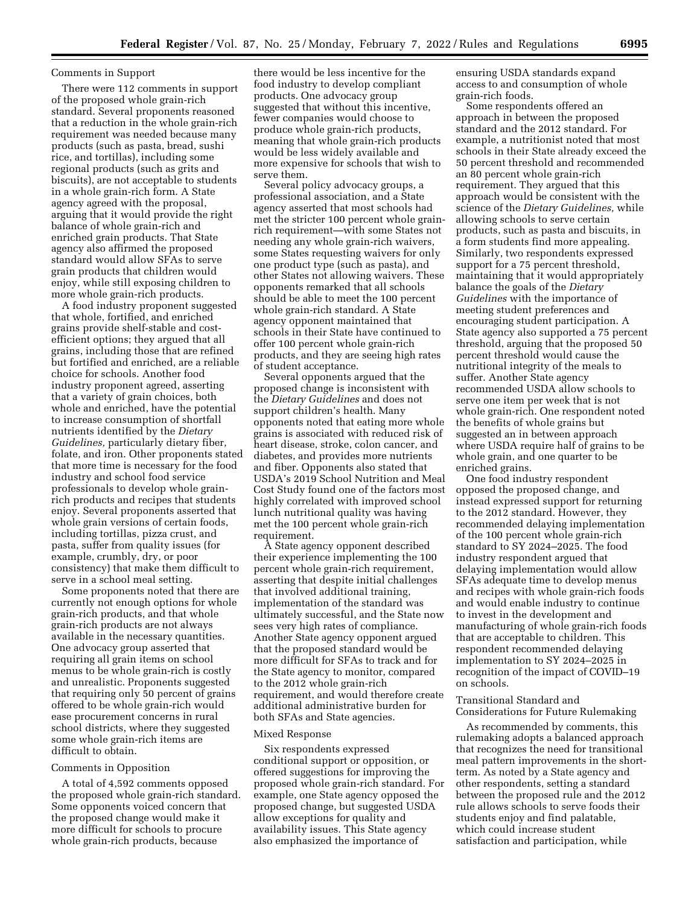Comments in Support

There were 112 comments in support of the proposed whole grain-rich standard. Several proponents reasoned that a reduction in the whole grain-rich requirement was needed because many products (such as pasta, bread, sushi rice, and tortillas), including some regional products (such as grits and biscuits), are not acceptable to students in a whole grain-rich form. A State agency agreed with the proposal, arguing that it would provide the right balance of whole grain-rich and enriched grain products. That State agency also affirmed the proposed standard would allow SFAs to serve grain products that children would enjoy, while still exposing children to more whole grain-rich products.

A food industry proponent suggested that whole, fortified, and enriched grains provide shelf-stable and cost-efficient options; they argued that all grains, including those that are refined but fortified and enriched, are a reliable choice for schools. Another food industry proponent agreed, asserting that a variety of grain choices, both whole and enriched, have the potential to increase consumption of shortfall nutrients identified by the *Dietary Guidelines,* particularly dietary fiber, folate, and iron. Other proponents stated that more time is necessary for the food industry and school food service professionals to develop whole grain-rich products and recipes that students enjoy. Several proponents asserted that whole grain versions of certain foods, including tortillas, pizza crust, and pasta, suffer from quality issues (for example, crumbly, dry, or poor consistency) that make them difficult to serve in a school meal setting.

Some proponents noted that there are currently not enough options for whole grain-rich products, and that whole grain-rich products are not always available in the necessary quantities. One advocacy group asserted that requiring all grain items on school menus to be whole grain-rich is costly and unrealistic. Proponents suggested that requiring only 50 percent of grains offered to be whole grain-rich would ease procurement concerns in rural school districts, where they suggested some whole grain-rich items are difficult to obtain.

Comments in Opposition

A total of 4,592 comments opposed the proposed whole grain-rich standard. Some opponents voiced concern that the proposed change would make it more difficult for schools to procure whole grain-rich products, because there would be less incentive for the food industry to develop compliant products. One advocacy group suggested that without this incentive, fewer companies would choose to produce whole grain-rich products, meaning that whole grain-rich products would be less widely available and more expensive for schools that wish to serve them.

Several policy advocacy groups, a professional association, and a State agency asserted that most schools had met the stricter 100 percent whole grain-rich requirement—with some States not needing any whole grain-rich waivers, some States requesting waivers for only one product type (such as pasta), and other States not allowing waivers. These opponents remarked that all schools should be able to meet the 100 percent whole grain-rich standard. A State agency opponent maintained that schools in their State have continued to offer 100 percent whole grain-rich products, and they are seeing high rates of student acceptance.

Several opponents argued that the proposed change is inconsistent with the *Dietary Guidelines* and does not support children's health. Many opponents noted that eating more whole grains is associated with reduced risk of heart disease, stroke, colon cancer, and diabetes, and provides more nutrients and fiber. Opponents also stated that USDA's 2019 School Nutrition and Meal Cost Study found one of the factors most highly correlated with improved school lunch nutritional quality was having met the 100 percent whole grain-rich requirement.

A State agency opponent described their experience implementing the 100 percent whole grain-rich requirement, asserting that despite initial challenges that involved additional training, implementation of the standard was ultimately successful, and the State now sees very high rates of compliance. Another State agency opponent argued that the proposed standard would be more difficult for SFAs to track and for the State agency to monitor, compared to the 2012 whole grain-rich requirement, and would therefore create additional administrative burden for both SFAs and State agencies.

Mixed Response

Six respondents expressed conditional support or opposition, or offered suggestions for improving the proposed whole grain-rich standard. For example, one State agency opposed the proposed change, but suggested USDA allow exceptions for quality and availability issues. This State agency also emphasized the importance of ensuring USDA standards expand access to and consumption of whole grain-rich foods.

Some respondents offered an approach in between the proposed standard and the 2012 standard. For example, a nutritionist noted that most schools in their State already exceed the 50 percent threshold and recommended an 80 percent whole grain-rich requirement. They argued that this approach would be consistent with the science of the *Dietary Guidelines,* while allowing schools to serve certain products, such as pasta and biscuits, in a form students find more appealing. Similarly, two respondents expressed support for a 75 percent threshold, maintaining that it would appropriately balance the goals of the *Dietary Guidelines* with the importance of meeting student preferences and encouraging student participation. A State agency also supported a 75 percent threshold, arguing that the proposed 50 percent threshold would cause the nutritional integrity of the meals to suffer. Another State agency recommended USDA allow schools to serve one item per week that is not whole grain-rich. One respondent noted the benefits of whole grains but suggested an in between approach where USDA require half of grains to be whole grain, and one quarter to be enriched grains.

One food industry respondent opposed the proposed change, and instead expressed support for returning to the 2012 standard. However, they recommended delaying implementation of the 100 percent whole grain-rich standard to SY 2024–2025. The food industry respondent argued that delaying implementation would allow SFAs adequate time to develop menus and recipes with whole grain-rich foods and would enable industry to continue to invest in the development and manufacturing of whole grain-rich foods that are acceptable to children. This respondent recommended delaying implementation to SY 2024–2025 in recognition of the impact of COVID–19 on schools.

Transitional Standard and Considerations for Future Rulemaking

As recommended by comments, this rulemaking adopts a balanced approach that recognizes the need for transitional meal pattern improvements in the short-term. As noted by a State agency and other respondents, setting a standard between the proposed rule and the 2012 rule allows schools to serve foods their students enjoy and find palatable, which could increase student satisfaction and participation, while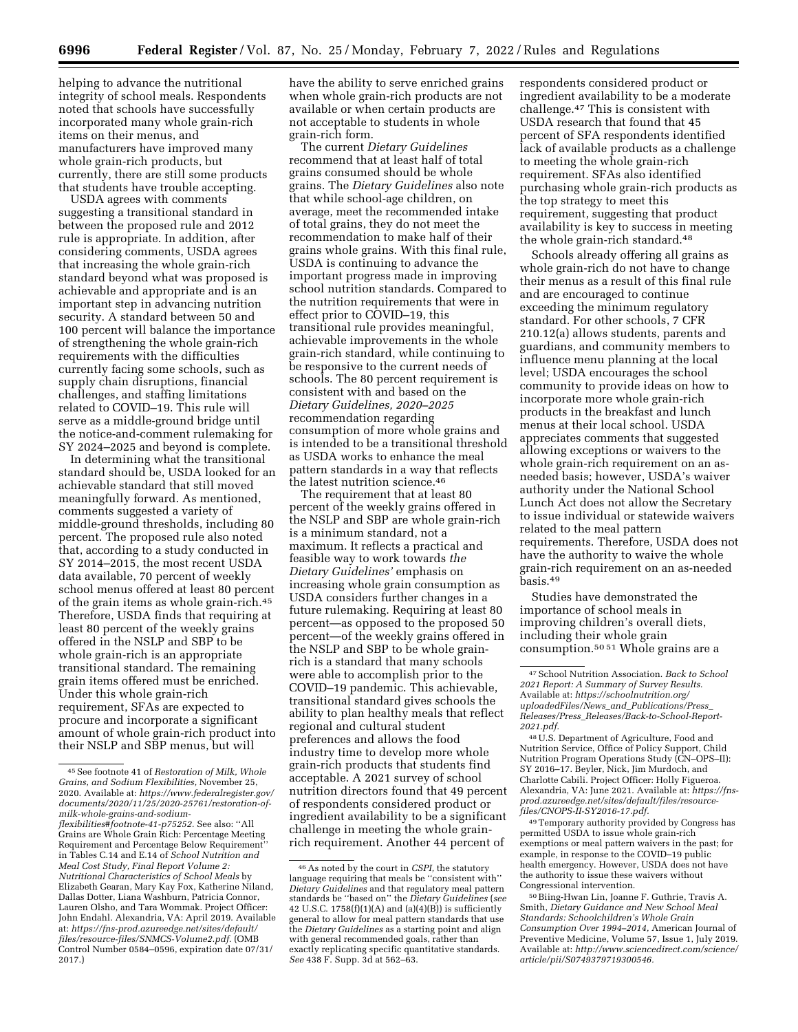helping to advance the nutritional integrity of school meals. Respondents noted that schools have successfully incorporated many whole grain-rich items on their menus, and manufacturers have improved many whole grain-rich products, but currently, there are still some products that students have trouble accepting.

USDA agrees with comments suggesting a transitional standard in between the proposed rule and 2012 rule is appropriate. In addition, after considering comments, USDA agrees that increasing the whole grain-rich standard beyond what was proposed is achievable and appropriate and is an important step in advancing nutrition security. A standard between 50 and 100 percent will balance the importance of strengthening the whole grain-rich requirements with the difficulties currently facing some schools, such as supply chain disruptions, financial challenges, and staffing limitations related to COVID–19. This rule will serve as a middle-ground bridge until the notice-and-comment rulemaking for SY 2024–2025 and beyond is complete.

In determining what the transitional standard should be, USDA looked for an achievable standard that still moved meaningfully forward. As mentioned, comments suggested a variety of middle-ground thresholds, including 80 percent. The proposed rule also noted that, according to a study conducted in SY 2014–2015, the most recent USDA data available, 70 percent of weekly school menus offered at least 80 percent of the grain items as whole grain-rich.[45] Therefore, USDA finds that requiring at least 80 percent of the weekly grains offered in the NSLP and SBP to be whole grain-rich is an appropriate transitional standard. The remaining grain items offered must be enriched. Under this whole grain-rich requirement, SFAs are expected to procure and incorporate a significant amount of whole grain-rich product into their NSLP and SBP menus, but will have the ability to serve enriched grains when whole grain-rich products are not available or when certain products are not acceptable to students in whole grain-rich form.

The current *Dietary Guidelines* recommend that at least half of total grains consumed should be whole grains. The *Dietary Guidelines* also note that while school-age children, on average, meet the recommended intake of total grains, they do not meet the recommendation to make half of their grains whole grains. With this final rule, USDA is continuing to advance the important progress made in improving school nutrition standards. Compared to the nutrition requirements that were in effect prior to COVID–19, this transitional rule provides meaningful, achievable improvements in the whole grain-rich standard, while continuing to be responsive to the current needs of schools. The 80 percent requirement is consistent with and based on the *Dietary Guidelines, 2020–2025* recommendation regarding consumption of more whole grains and is intended to be a transitional threshold as USDA works to enhance the meal pattern standards in a way that reflects the latest nutrition science.[46]

The requirement that at least 80 percent of the weekly grains offered in the NSLP and SBP are whole grain-rich is a minimum standard, not a maximum. It reflects a practical and feasible way to work towards *the Dietary Guidelines'* emphasis on increasing whole grain consumption as USDA considers further changes in a future rulemaking. Requiring at least 80 percent—as opposed to the proposed 50 percent—of the weekly grains offered in the NSLP and SBP to be whole grain-rich is a standard that many schools were able to accomplish prior to the COVID–19 pandemic. This achievable, transitional standard gives schools the ability to plan healthy meals that reflect regional and cultural student preferences and allows the food industry time to develop more whole grain-rich products that students find acceptable. A 2021 survey of school nutrition directors found that 49 percent of respondents considered product or ingredient availability to be a significant challenge in meeting the whole grain-rich requirement. Another 44 percent of respondents considered product or ingredient availability to be a moderate challenge.[47] This is consistent with USDA research that found that 45 percent of SFA respondents identified lack of available products as a challenge to meeting the whole grain-rich requirement. SFAs also identified purchasing whole grain-rich products as the top strategy to meet this requirement, suggesting that product availability is key to success in meeting the whole grain-rich standard.[48]

Schools already offering all grains as whole grain-rich do not have to change their menus as a result of this final rule and are encouraged to continue exceeding the minimum regulatory standard. For other schools, 7 CFR 210.12(a) allows students, parents and guardians, and community members to influence menu planning at the local level; USDA encourages the school community to provide ideas on how to incorporate more whole grain-rich products in the breakfast and lunch menus at their local school. USDA appreciates comments that suggested allowing exceptions or waivers to the whole grain-rich requirement on an as-needed basis; however, USDA's waiver authority under the National School Lunch Act does not allow the Secretary to issue individual or statewide waivers related to the meal pattern requirements. Therefore, USDA does not have the authority to waive the whole grain-rich requirement on an as-needed basis.[49]

Studies have demonstrated the importance of school meals in improving children's overall diets, including their whole grain consumption.[50] [51] Whole grains are a

---

[45] See footnote 41 of *Restoration of Milk, Whole Grains, and Sodium Flexibilities,* November 25, 2020. Available at: *https://www.federalregister.gov/documents/2020/11/25/2020-25761/restoration-of-milk-whole-grains-and-sodium-flexibilities#footnote-41-p75252.* See also: "All Grains are Whole Grain Rich: Percentage Meeting Requirement and Percentage Below Requirement" in Tables C.14 and E.14 of *School Nutrition and Meal Cost Study, Final Report Volume 2: Nutritional Characteristics of School Meals* by Elizabeth Gearan, Mary Kay Fox, Katherine Niland, Dallas Dotter, Liana Washburn, Patricia Connor, Lauren Olsho, and Tara Wommak. Project Officer: John Endahl. Alexandria, VA: April 2019. Available at: *https://fns-prod.azureedge.net/sites/default/files/resource-files/SNMCS-Volume2.pdf.* (OMB Control Number 0584–0596, expiration date 07/31/2017.)

[46] As noted by the court in *CSPI,* the statutory language requiring that meals be "consistent with" *Dietary Guidelines* and that regulatory meal pattern standards be "based on" the *Dietary Guidelines* (*see* 42 U.S.C. 1758(f)(1)(A) and (a)(4)(B)) is sufficiently general to allow for meal pattern standards that use the *Dietary Guidelines* as a starting point and align with general recommended goals, rather than exactly replicating specific quantitative standards. *See* 438 F. Supp. 3d at 562–63.

[47] School Nutrition Association. *Back to School 2021 Report: A Summary of Survey Results.* Available at: *https://schoolnutrition.org/uploadedFiles/News_and_Publications/Press_Releases/Press_Releases/Back-to-School-Report-2021.pdf.*

[48] U.S. Department of Agriculture, Food and Nutrition Service, Office of Policy Support, Child Nutrition Program Operations Study (CN–OPS–II): SY 2016–17. Beyler, Nick, Jim Murdoch, and Charlotte Cabili. Project Officer: Holly Figueroa. Alexandria, VA: June 2021. Available at: *https://fns-prod.azureedge.net/sites/default/files/resource-files/CNOPS-II-SY2016-17.pdf.*

[49] Temporary authority provided by Congress has permitted USDA to issue whole grain-rich exemptions or meal pattern waivers in the past; for example, in response to the COVID–19 public health emergency. However, USDA does not have the authority to issue these waivers without Congressional intervention.

[50] Biing-Hwan Lin, Joanne F. Guthrie, Travis A. Smith, *Dietary Guidance and New School Meal Standards: Schoolchildren's Whole Grain Consumption Over 1994–2014,* American Journal of Preventive Medicine, Volume 57, Issue 1, July 2019. Available at: *http://www.sciencedirect.com/science/article/pii/S0749379719300546.*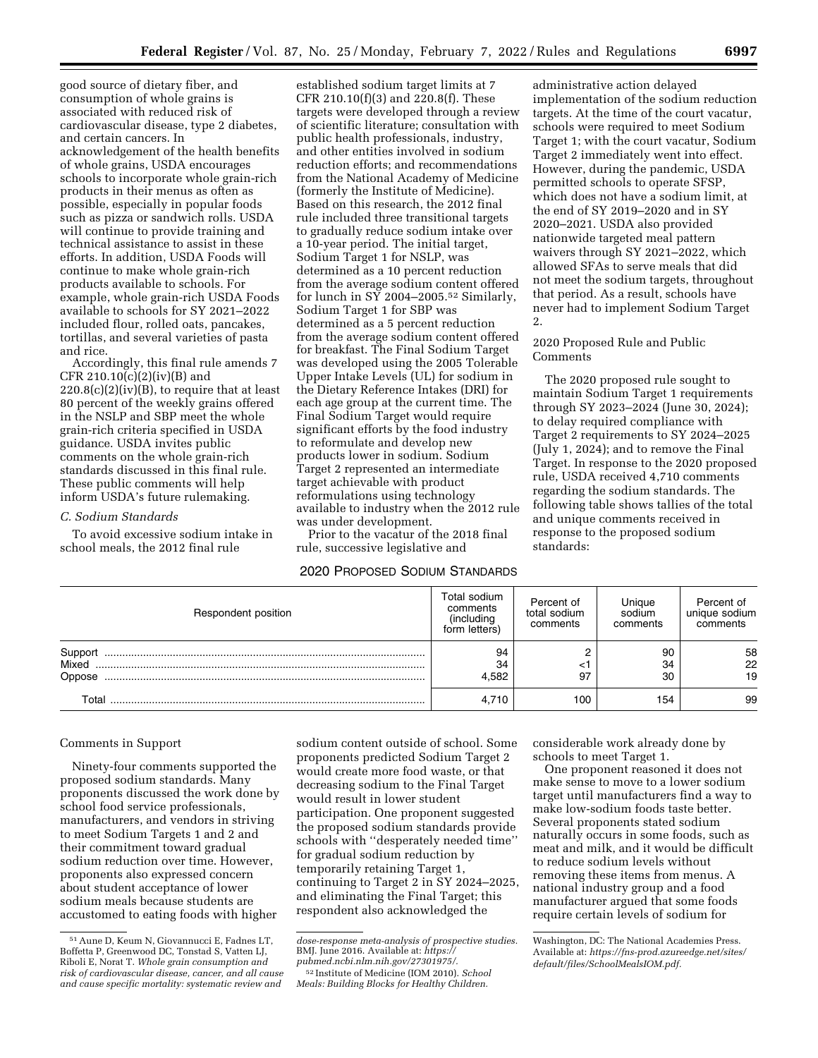good source of dietary fiber, and consumption of whole grains is associated with reduced risk of cardiovascular disease, type 2 diabetes, and certain cancers. In acknowledgement of the health benefits of whole grains, USDA encourages schools to incorporate whole grain-rich products in their menus as often as possible, especially in popular foods such as pizza or sandwich rolls. USDA will continue to provide training and technical assistance to assist in these efforts. In addition, USDA Foods will continue to make whole grain-rich products available to schools. For example, whole grain-rich USDA Foods available to schools for SY 2021–2022 included flour, rolled oats, pancakes, tortillas, and several varieties of pasta and rice.

Accordingly, this final rule amends 7 CFR 210.10(c)(2)(iv)(B) and 220.8(c)(2)(iv)(B), to require that at least 80 percent of the weekly grains offered in the NSLP and SBP meet the whole grain-rich criteria specified in USDA guidance. USDA invites public comments on the whole grain-rich standards discussed in this final rule. These public comments will help inform USDA's future rulemaking.

### C. Sodium Standards

To avoid excessive sodium intake in school meals, the 2012 final rule established sodium target limits at 7 CFR 210.10(f)(3) and 220.8(f). These targets were developed through a review of scientific literature; consultation with public health professionals, industry, and other entities involved in sodium reduction efforts; and recommendations from the National Academy of Medicine (formerly the Institute of Medicine). Based on this research, the 2012 final rule included three transitional targets to gradually reduce sodium intake over a 10-year period. The initial target, Sodium Target 1 for NSLP, was determined as a 10 percent reduction from the average sodium content offered for lunch in SY 2004–2005.[52] Similarly, Sodium Target 1 for SBP was determined as a 5 percent reduction from the average sodium content offered for breakfast. The Final Sodium Target was developed using the 2005 Tolerable Upper Intake Levels (UL) for sodium in the Dietary Reference Intakes (DRI) for each age group at the current time. The Final Sodium Target would require significant efforts by the food industry to reformulate and develop new products lower in sodium. Sodium Target 2 represented an intermediate target achievable with product reformulations using technology available to industry when the 2012 rule was under development.

Prior to the vacatur of the 2018 final rule, successive legislative and administrative action delayed implementation of the sodium reduction targets. At the time of the court vacatur, schools were required to meet Sodium Target 1; with the court vacatur, Sodium Target 2 immediately went into effect. However, during the pandemic, USDA permitted schools to operate SFSP, which does not have a sodium limit, at the end of SY 2019–2020 and in SY 2020–2021. USDA also provided nationwide targeted meal pattern waivers through SY 2021–2022, which allowed SFAs to serve meals that did not meet the sodium targets, throughout that period. As a result, schools have never had to implement Sodium Target 2.

2020 Proposed Rule and Public Comments

The 2020 proposed rule sought to maintain Sodium Target 1 requirements through SY 2023–2024 (June 30, 2024); to delay required compliance with Target 2 requirements to SY 2024–2025 (July 1, 2024); and to remove the Final Target. In response to the 2020 proposed rule, USDA received 4,710 comments regarding the sodium standards. The following table shows tallies of the total and unique comments received in response to the proposed sodium standards:

2020 PROPOSED SODIUM STANDARDS

| Respondent position | Total sodium comments (including form letters) | Percent of total sodium comments | Unique sodium comments | Percent of unique sodium comments |
|---|---|---|---|---|
| Support | 94 | 2 | 90 | 58 |
| Mixed | 34 | <1 | 34 | 22 |
| Oppose | 4,582 | 97 | 30 | 19 |
| Total | 4,710 | 100 | 154 | 99 |

Comments in Support

Ninety-four comments supported the proposed sodium standards. Many proponents discussed the work done by school food service professionals, manufacturers, and vendors in striving to meet Sodium Targets 1 and 2 and their commitment toward gradual sodium reduction over time. However, proponents also expressed concern about student acceptance of lower sodium meals because students are accustomed to eating foods with higher sodium content outside of school. Some proponents predicted Sodium Target 2 would create more food waste, or that decreasing sodium to the Final Target would result in lower student participation. One proponent suggested the proposed sodium standards provide schools with ''desperately needed time'' for gradual sodium reduction by temporarily retaining Target 1, continuing to Target 2 in SY 2024–2025, and eliminating the Final Target; this respondent also acknowledged the considerable work already done by schools to meet Target 1.

One proponent reasoned it does not make sense to move to a lower sodium target until manufacturers find a way to make low-sodium foods taste better. Several proponents stated sodium naturally occurs in some foods, such as meat and milk, and it would be difficult to reduce sodium levels without removing these items from menus. A national industry group and a food manufacturer argued that some foods require certain levels of sodium for

---

[51] Aune D, Keum N, Giovannucci E, Fadnes LT, Boffetta P, Greenwood DC, Tonstad S, Vatten LJ, Riboli E, Norat T. *Whole grain consumption and risk of cardiovascular disease, cancer, and all cause and cause specific mortality: systematic review and dose-response meta-analysis of prospective studies.* BMJ. June 2016. Available at: *https://pubmed.ncbi.nlm.nih.gov/27301975/.*

[52] Institute of Medicine (IOM 2010). *School Meals: Building Blocks for Healthy Children.* Washington, DC: The National Academies Press. Available at: *https://fns-prod.azureedge.net/sites/default/files/SchoolMealsIOM.pdf.*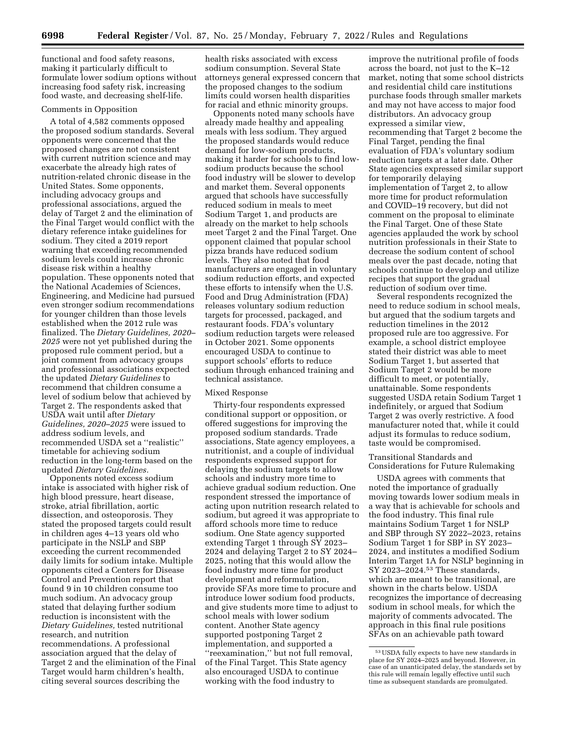functional and food safety reasons, making it particularly difficult to formulate lower sodium options without increasing food safety risk, increasing food waste, and decreasing shelf-life.

### Comments in Opposition

A total of 4,582 comments opposed the proposed sodium standards. Several opponents were concerned that the proposed changes are not consistent with current nutrition science and may exacerbate the already high rates of nutrition-related chronic disease in the United States. Some opponents, including advocacy groups and professional associations, argued the delay of Target 2 and the elimination of the Final Target would conflict with the dietary reference intake guidelines for sodium. They cited a 2019 report warning that exceeding recommended sodium levels could increase chronic disease risk within a healthy population. These opponents noted that the National Academies of Sciences, Engineering, and Medicine had pursued even stronger sodium recommendations for younger children than those levels established when the 2012 rule was finalized. The *Dietary Guidelines, 2020–2025* were not yet published during the proposed rule comment period, but a joint comment from advocacy groups and professional associations expected the updated *Dietary Guidelines* to recommend that children consume a level of sodium below that achieved by Target 2. The respondents asked that USDA wait until after *Dietary Guidelines, 2020–2025* were issued to address sodium levels, and recommended USDA set a ''realistic'' timetable for achieving sodium reduction in the long-term based on the updated *Dietary Guidelines.*

Opponents noted excess sodium intake is associated with higher risk of high blood pressure, heart disease, stroke, atrial fibrillation, aortic dissection, and osteoporosis. They stated the proposed targets could result in children ages 4–13 years old who participate in the NSLP and SBP exceeding the current recommended daily limits for sodium intake. Multiple opponents cited a Centers for Disease Control and Prevention report that found 9 in 10 children consume too much sodium. An advocacy group stated that delaying further sodium reduction is inconsistent with the *Dietary Guidelines,* tested nutritional research, and nutrition recommendations. A professional association argued that the delay of Target 2 and the elimination of the Final Target would harm children's health, citing several sources describing the health risks associated with excess sodium consumption. Several State attorneys general expressed concern that the proposed changes to the sodium limits could worsen health disparities for racial and ethnic minority groups.

Opponents noted many schools have already made healthy and appealing meals with less sodium. They argued the proposed standards would reduce demand for low-sodium products, making it harder for schools to find low-sodium products because the school food industry will be slower to develop and market them. Several opponents argued that schools have successfully reduced sodium in meals to meet Sodium Target 1, and products are already on the market to help schools meet Target 2 and the Final Target. One opponent claimed that popular school pizza brands have reduced sodium levels. They also noted that food manufacturers are engaged in voluntary sodium reduction efforts, and expected these efforts to intensify when the U.S. Food and Drug Administration (FDA) releases voluntary sodium reduction targets for processed, packaged, and restaurant foods. FDA's voluntary sodium reduction targets were released in October 2021. Some opponents encouraged USDA to continue to support schools' efforts to reduce sodium through enhanced training and technical assistance.

### Mixed Response

Thirty-four respondents expressed conditional support or opposition, or offered suggestions for improving the proposed sodium standards. Trade associations, State agency employees, a nutritionist, and a couple of individual respondents expressed support for delaying the sodium targets to allow schools and industry more time to achieve gradual sodium reduction. One respondent stressed the importance of acting upon nutrition research related to sodium, but agreed it was appropriate to afford schools more time to reduce sodium. One State agency supported extending Target 1 through SY 2023–2024 and delaying Target 2 to SY 2024–2025, noting that this would allow the food industry more time for product development and reformulation, provide SFAs more time to procure and introduce lower sodium food products, and give students more time to adjust to school meals with lower sodium content. Another State agency supported postponing Target 2 implementation, and supported a ''reexamination,'' but not full removal, of the Final Target. This State agency also encouraged USDA to continue working with the food industry to improve the nutritional profile of foods across the board, not just to the K–12 market, noting that some school districts and residential child care institutions purchase foods through smaller markets and may not have access to major food distributors. An advocacy group expressed a similar view, recommending that Target 2 become the Final Target, pending the final evaluation of FDA's voluntary sodium reduction targets at a later date. Other State agencies expressed similar support for temporarily delaying implementation of Target 2, to allow more time for product reformulation and COVID–19 recovery, but did not comment on the proposal to eliminate the Final Target. One of these State agencies applauded the work by school nutrition professionals in their State to decrease the sodium content of school meals over the past decade, noting that schools continue to develop and utilize recipes that support the gradual reduction of sodium over time.

Several respondents recognized the need to reduce sodium in school meals, but argued that the sodium targets and reduction timelines in the 2012 proposed rule are too aggressive. For example, a school district employee stated their district was able to meet Sodium Target 1, but asserted that Sodium Target 2 would be more difficult to meet, or potentially, unattainable. Some respondents suggested USDA retain Sodium Target 1 indefinitely, or argued that Sodium Target 2 was overly restrictive. A food manufacturer noted that, while it could adjust its formulas to reduce sodium, taste would be compromised.

### Transitional Standards and Considerations for Future Rulemaking

USDA agrees with comments that noted the importance of gradually moving towards lower sodium meals in a way that is achievable for schools and the food industry. This final rule maintains Sodium Target 1 for NSLP and SBP through SY 2022–2023, retains Sodium Target 1 for SBP in SY 2023–2024, and institutes a modified Sodium Interim Target 1A for NSLP beginning in SY 2023–2024.[53] These standards, which are meant to be transitional, are shown in the charts below. USDA recognizes the importance of decreasing sodium in school meals, for which the majority of comments advocated. The approach in this final rule positions SFAs on an achievable path toward

[53] USDA fully expects to have new standards in place for SY 2024–2025 and beyond. However, in case of an unanticipated delay, the standards set by this rule will remain legally effective until such time as subsequent standards are promulgated.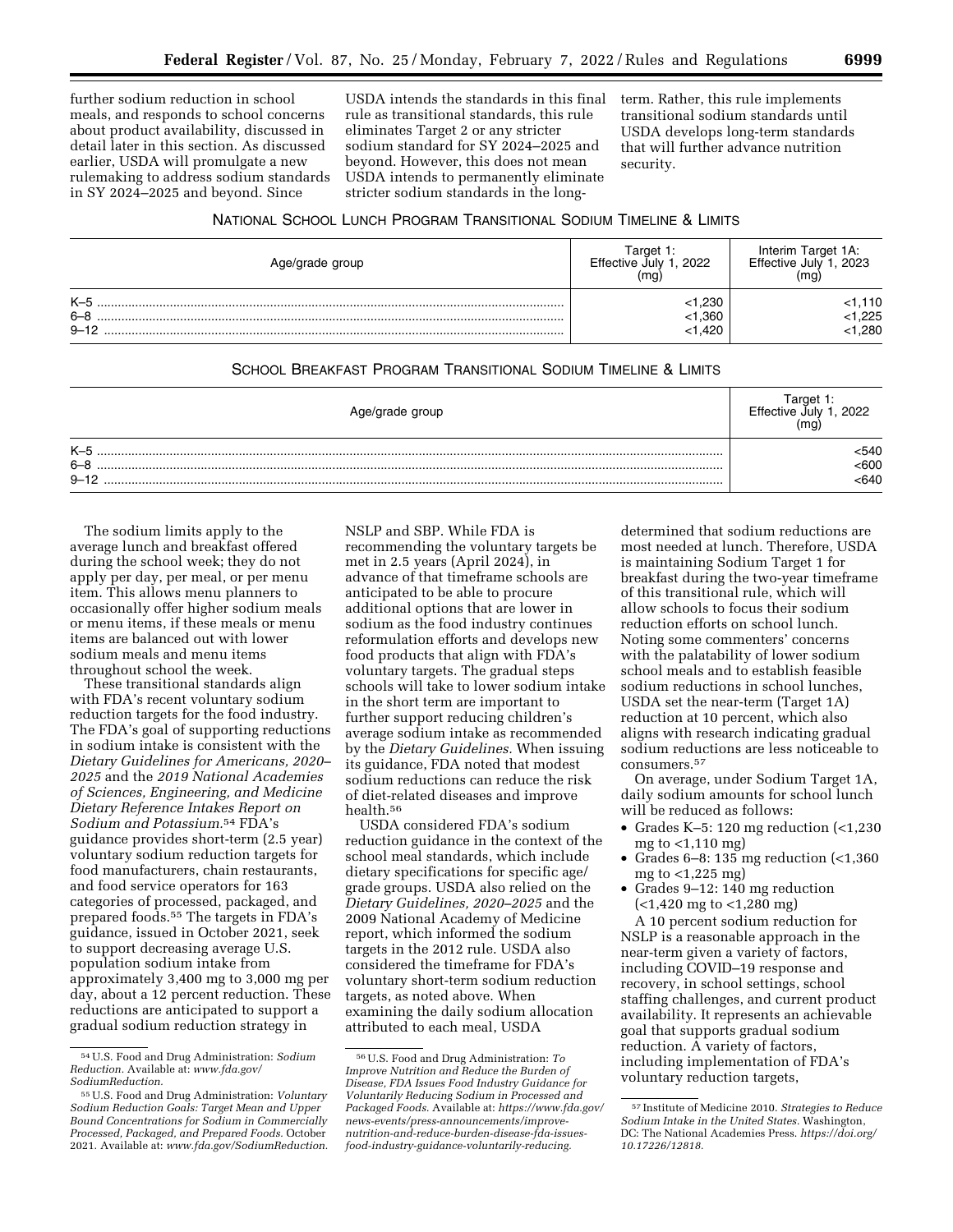further sodium reduction in school meals, and responds to school concerns about product availability, discussed in detail later in this section. As discussed earlier, USDA will promulgate a new rulemaking to address sodium standards in SY 2024–2025 and beyond. Since USDA intends the standards in this final rule as transitional standards, this rule eliminates Target 2 or any stricter sodium standard for SY 2024–2025 and beyond. However, this does not mean USDA intends to permanently eliminate stricter sodium standards in the long-term. Rather, this rule implements transitional sodium standards until USDA develops long-term standards that will further advance nutrition security.

NATIONAL SCHOOL LUNCH PROGRAM TRANSITIONAL SODIUM TIMELINE & LIMITS

| Age/grade group | Target 1: Effective July 1, 2022 (mg) | Interim Target 1A: Effective July 1, 2023 (mg) |
|---|---|---|
| K–5 | <1,230 | <1,110 |
| 6–8 | <1,360 | <1,225 |
| 9–12 | <1,420 | <1,280 |

SCHOOL BREAKFAST PROGRAM TRANSITIONAL SODIUM TIMELINE & LIMITS

| Age/grade group | Target 1: Effective July 1, 2022 (mg) |
|---|---|
| K–5 | <540 |
| 6–8 | <600 |
| 9–12 | <640 |

The sodium limits apply to the average lunch and breakfast offered during the school week; they do not apply per day, per meal, or per menu item. This allows menu planners to occasionally offer higher sodium meals or menu items, if these meals or menu items are balanced out with lower sodium meals and menu items throughout school the week.

These transitional standards align with FDA's recent voluntary sodium reduction targets for the food industry. The FDA's goal of supporting reductions in sodium intake is consistent with the *Dietary Guidelines for Americans, 2020–2025* and the *2019 National Academies of Sciences, Engineering, and Medicine Dietary Reference Intakes Report on Sodium and Potassium.*[54] FDA's guidance provides short-term (2.5 year) voluntary sodium reduction targets for food manufacturers, chain restaurants, and food service operators for 163 categories of processed, packaged, and prepared foods.[55] The targets in FDA's guidance, issued in October 2021, seek to support decreasing average U.S. population sodium intake from approximately 3,400 mg to 3,000 mg per day, about a 12 percent reduction. These reductions are anticipated to support a gradual sodium reduction strategy in NSLP and SBP. While FDA is recommending the voluntary targets be met in 2.5 years (April 2024), in advance of that timeframe schools are anticipated to be able to procure additional options that are lower in sodium as the food industry continues reformulation efforts and develops new food products that align with FDA's voluntary targets. The gradual steps schools will take to lower sodium intake in the short term are important to further support reducing children's average sodium intake as recommended by the *Dietary Guidelines.* When issuing its guidance, FDA noted that modest sodium reductions can reduce the risk of diet-related diseases and improve health.[56]

USDA considered FDA's sodium reduction guidance in the context of the school meal standards, which include dietary specifications for specific age/grade groups. USDA also relied on the *Dietary Guidelines, 2020–2025* and the 2009 National Academy of Medicine report, which informed the sodium targets in the 2012 rule. USDA also considered the timeframe for FDA's voluntary short-term sodium reduction targets, as noted above. When examining the daily sodium allocation attributed to each meal, USDA determined that sodium reductions are most needed at lunch. Therefore, USDA is maintaining Sodium Target 1 for breakfast during the two-year timeframe of this transitional rule, which will allow schools to focus their sodium reduction efforts on school lunch. Noting some commenters' concerns with the palatability of lower sodium school meals and to establish feasible sodium reductions in school lunches, USDA set the near-term (Target 1A) reduction at 10 percent, which also aligns with research indicating gradual sodium reductions are less noticeable to consumers.[57]

On average, under Sodium Target 1A, daily sodium amounts for school lunch will be reduced as follows:

- Grades K–5: 120 mg reduction (<1,230 mg to <1,110 mg)
- Grades 6–8: 135 mg reduction (<1,360 mg to <1,225 mg)
- Grades 9–12: 140 mg reduction (<1,420 mg to <1,280 mg)

A 10 percent sodium reduction for NSLP is a reasonable approach in the near-term given a variety of factors, including COVID–19 response and recovery, in school settings, school staffing challenges, and current product availability. It represents an achievable goal that supports gradual sodium reduction. A variety of factors, including implementation of FDA's voluntary reduction targets,

[54] U.S. Food and Drug Administration: *Sodium Reduction.* Available at: *www.fda.gov/SodiumReduction.*

[55] U.S. Food and Drug Administration: *Voluntary Sodium Reduction Goals: Target Mean and Upper Bound Concentrations for Sodium in Commercially Processed, Packaged, and Prepared Foods.* October 2021. Available at: *www.fda.gov/SodiumReduction.*

[56] U.S. Food and Drug Administration: *To Improve Nutrition and Reduce the Burden of Disease, FDA Issues Food Industry Guidance for Voluntarily Reducing Sodium in Processed and Packaged Foods.* Available at: *https://www.fda.gov/news-events/press-announcements/improve-nutrition-and-reduce-burden-disease-fda-issues-food-industry-guidance-voluntarily-reducing.*

[57] Institute of Medicine 2010. *Strategies to Reduce Sodium Intake in the United States.* Washington, DC: The National Academies Press. *https://doi.org/10.17226/12818.*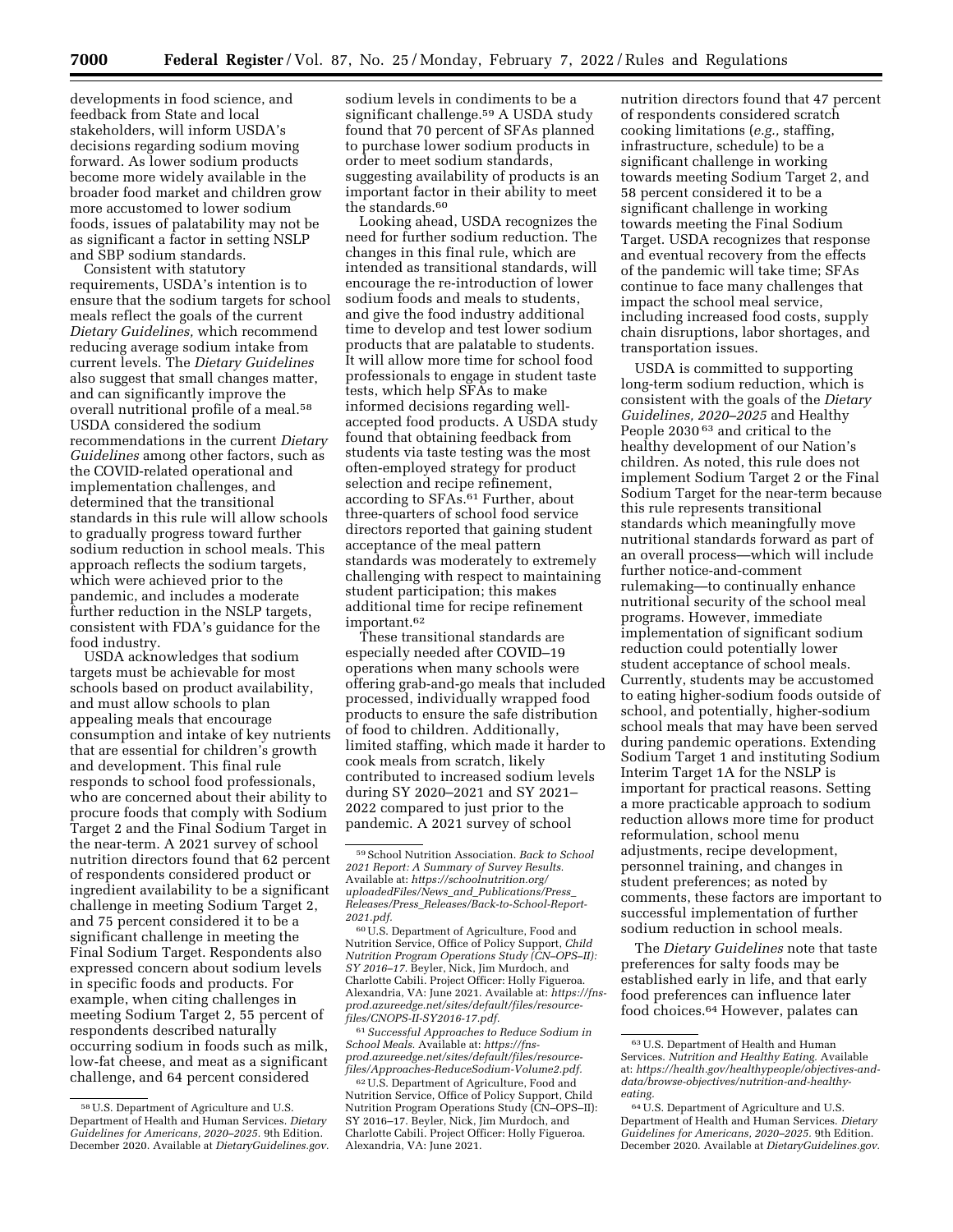developments in food science, and feedback from State and local stakeholders, will inform USDA's decisions regarding sodium moving forward. As lower sodium products become more widely available in the broader food market and children grow more accustomed to lower sodium foods, issues of palatability may not be as significant a factor in setting NSLP and SBP sodium standards.

Consistent with statutory requirements, USDA's intention is to ensure that the sodium targets for school meals reflect the goals of the current *Dietary Guidelines,* which recommend reducing average sodium intake from current levels. The *Dietary Guidelines* also suggest that small changes matter, and can significantly improve the overall nutritional profile of a meal.[58] USDA considered the sodium recommendations in the current *Dietary Guidelines* among other factors, such as the COVID-related operational and implementation challenges, and determined that the transitional standards in this rule will allow schools to gradually progress toward further sodium reduction in school meals. This approach reflects the sodium targets, which were achieved prior to the pandemic, and includes a moderate further reduction in the NSLP targets, consistent with FDA's guidance for the food industry.

USDA acknowledges that sodium targets must be achievable for most schools based on product availability, and must allow schools to plan appealing meals that encourage consumption and intake of key nutrients that are essential for children's growth and development. This final rule responds to school food professionals, who are concerned about their ability to procure foods that comply with Sodium Target 2 and the Final Sodium Target in the near-term. A 2021 survey of school nutrition directors found that 62 percent of respondents considered product or ingredient availability to be a significant challenge in meeting Sodium Target 2, and 75 percent considered it to be a significant challenge in meeting the Final Sodium Target. Respondents also expressed concern about sodium levels in specific foods and products. For example, when citing challenges in meeting Sodium Target 2, 55 percent of respondents described naturally occurring sodium in foods such as milk, low-fat cheese, and meat as a significant challenge, and 64 percent considered sodium levels in condiments to be a significant challenge.[59] A USDA study found that 70 percent of SFAs planned to purchase lower sodium products in order to meet sodium standards, suggesting availability of products is an important factor in their ability to meet the standards.[60]

Looking ahead, USDA recognizes the need for further sodium reduction. The changes in this final rule, which are intended as transitional standards, will encourage the re-introduction of lower sodium foods and meals to students, and give the food industry additional time to develop and test lower sodium products that are palatable to students. It will allow more time for school food professionals to engage in student taste tests, which help SFAs to make informed decisions regarding well-accepted food products. A USDA study found that obtaining feedback from students via taste testing was the most often-employed strategy for product selection and recipe refinement, according to SFAs.[61] Further, about three-quarters of school food service directors reported that gaining student acceptance of the meal pattern standards was moderately to extremely challenging with respect to maintaining student participation; this makes additional time for recipe refinement important.[62]

These transitional standards are especially needed after COVID–19 operations when many schools were offering grab-and-go meals that included processed, individually wrapped food products to ensure the safe distribution of food to children. Additionally, limited staffing, which made it harder to cook meals from scratch, likely contributed to increased sodium levels during SY 2020–2021 and SY 2021–2022 compared to just prior to the pandemic. A 2021 survey of school nutrition directors found that 47 percent of respondents considered scratch cooking limitations (*e.g.,* staffing, infrastructure, schedule) to be a significant challenge in working towards meeting Sodium Target 2, and 58 percent considered it to be a significant challenge in working towards meeting the Final Sodium Target. USDA recognizes that response and eventual recovery from the effects of the pandemic will take time; SFAs continue to face many challenges that impact the school meal service, including increased food costs, supply chain disruptions, labor shortages, and transportation issues.

USDA is committed to supporting long-term sodium reduction, which is consistent with the goals of the *Dietary Guidelines, 2020–2025* and Healthy People 2030[63] and critical to the healthy development of our Nation's children. As noted, this rule does not implement Sodium Target 2 or the Final Sodium Target for the near-term because this rule represents transitional standards which meaningfully move nutritional standards forward as part of an overall process—which will include further notice-and-comment rulemaking—to continually enhance nutritional security of the school meal programs. However, immediate implementation of significant sodium reduction could potentially lower student acceptance of school meals. Currently, students may be accustomed to eating higher-sodium foods outside of school, and potentially, higher-sodium school meals that may have been served during pandemic operations. Extending Sodium Target 1 and instituting Sodium Interim Target 1A for the NSLP is important for practical reasons. Setting a more practicable approach to sodium reduction allows more time for product reformulation, school menu adjustments, recipe development, personnel training, and changes in student preferences; as noted by comments, these factors are important to successful implementation of further sodium reduction in school meals.

The *Dietary Guidelines* note that taste preferences for salty foods may be established early in life, and that early food preferences can influence later food choices.[64] However, palates can

---

[58] U.S. Department of Agriculture and U.S. Department of Health and Human Services. *Dietary Guidelines for Americans, 2020–2025.* 9th Edition. December 2020. Available at *DietaryGuidelines.gov.*

[59] School Nutrition Association. *Back to School 2021 Report: A Summary of Survey Results.* Available at: *https://schoolnutrition.org/uploadedFiles/News_and_Publications/Press_Releases/Press_Releases/Back-to-School-Report-2021.pdf.*

[60] U.S. Department of Agriculture, Food and Nutrition Service, Office of Policy Support, *Child Nutrition Program Operations Study (CN–OPS–II): SY 2016–17.* Beyler, Nick, Jim Murdoch, and Charlotte Cabili. Project Officer: Holly Figueroa. Alexandria, VA: June 2021. Available at: *https://fns-prod.azureedge.net/sites/default/files/resource-files/CNOPS-II-SY2016-17.pdf.*

[61] *Successful Approaches to Reduce Sodium in School Meals.* Available at: *https://fns-prod.azureedge.net/sites/default/files/resource-files/Approaches-ReduceSodium-Volume2.pdf.*

[62] U.S. Department of Agriculture, Food and Nutrition Service, Office of Policy Support, Child Nutrition Program Operations Study (CN–OPS–II): SY 2016–17. Beyler, Nick, Jim Murdoch, and Charlotte Cabili. Project Officer: Holly Figueroa. Alexandria, VA: June 2021.

[63] U.S. Department of Health and Human Services. *Nutrition and Healthy Eating.* Available at: *https://health.gov/healthypeople/objectives-and-data/browse-objectives/nutrition-and-healthy-eating.*

[64] U.S. Department of Agriculture and U.S. Department of Health and Human Services. *Dietary Guidelines for Americans, 2020–2025.* 9th Edition. December 2020. Available at *DietaryGuidelines.gov.*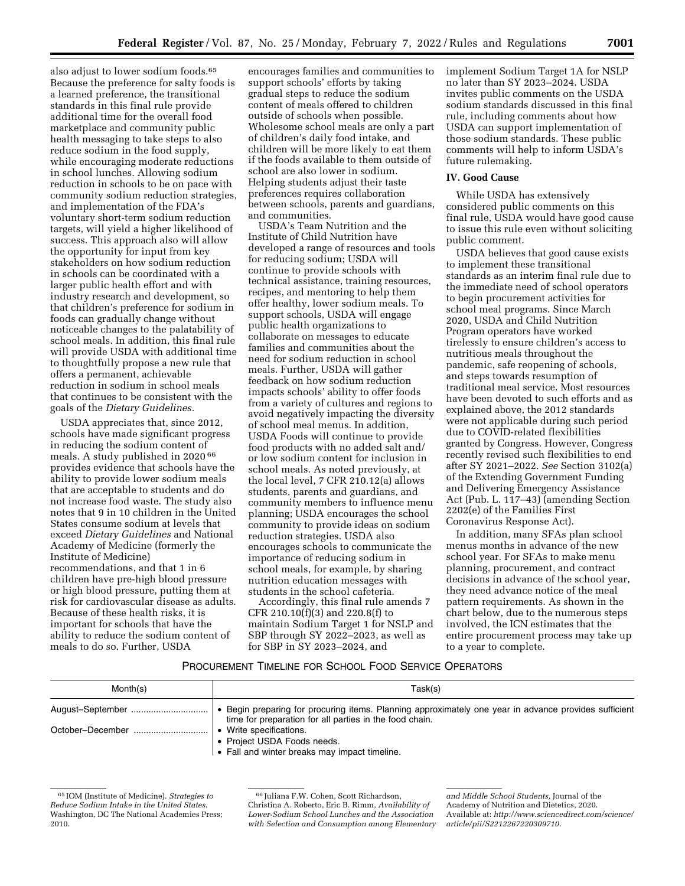also adjust to lower sodium foods.[65] Because the preference for salty foods is a learned preference, the transitional standards in this final rule provide additional time for the overall food marketplace and community public health messaging to take steps to also reduce sodium in the food supply, while encouraging moderate reductions in school lunches. Allowing sodium reduction in schools to be on pace with community sodium reduction strategies, and implementation of the FDA's voluntary short-term sodium reduction targets, will yield a higher likelihood of success. This approach also will allow the opportunity for input from key stakeholders on how sodium reduction in schools can be coordinated with a larger public health effort and with industry research and development, so that children's preference for sodium in foods can gradually change without noticeable changes to the palatability of school meals. In addition, this final rule will provide USDA with additional time to thoughtfully propose a new rule that offers a permanent, achievable reduction in sodium in school meals that continues to be consistent with the goals of the *Dietary Guidelines.*

USDA appreciates that, since 2012, schools have made significant progress in reducing the sodium content of meals. A study published in 2020[66] provides evidence that schools have the ability to provide lower sodium meals that are acceptable to students and do not increase food waste. The study also notes that 9 in 10 children in the United States consume sodium at levels that exceed *Dietary Guidelines* and National Academy of Medicine (formerly the Institute of Medicine) recommendations, and that 1 in 6 children have pre-high blood pressure or high blood pressure, putting them at risk for cardiovascular disease as adults. Because of these health risks, it is important for schools that have the ability to reduce the sodium content of meals to do so. Further, USDA encourages families and communities to support schools' efforts by taking gradual steps to reduce the sodium content of meals offered to children outside of schools when possible. Wholesome school meals are only a part of children's daily food intake, and children will be more likely to eat them if the foods available to them outside of school are also lower in sodium. Helping students adjust their taste preferences requires collaboration between schools, parents and guardians, and communities.

USDA's Team Nutrition and the Institute of Child Nutrition have developed a range of resources and tools for reducing sodium; USDA will continue to provide schools with technical assistance, training resources, recipes, and mentoring to help them offer healthy, lower sodium meals. To support schools, USDA will engage public health organizations to collaborate on messages to educate families and communities about the need for sodium reduction in school meals. Further, USDA will gather feedback on how sodium reduction impacts schools' ability to offer foods from a variety of cultures and regions to avoid negatively impacting the diversity of school meal menus. In addition, USDA Foods will continue to provide food products with no added salt and/or low sodium content for inclusion in school meals. As noted previously, at the local level, 7 CFR 210.12(a) allows students, parents and guardians, and community members to influence menu planning; USDA encourages the school community to provide ideas on sodium reduction strategies. USDA also encourages schools to communicate the importance of reducing sodium in school meals, for example, by sharing nutrition education messages with students in the school cafeteria.

Accordingly, this final rule amends 7 CFR 210.10(f)(3) and 220.8(f) to maintain Sodium Target 1 for NSLP and SBP through SY 2022–2023, as well as for SBP in SY 2023–2024, and implement Sodium Target 1A for NSLP no later than SY 2023–2024. USDA invites public comments on the USDA sodium standards discussed in this final rule, including comments about how USDA can support implementation of those sodium standards. These public comments will help to inform USDA's future rulemaking.

## IV. Good Cause

While USDA has extensively considered public comments on this final rule, USDA would have good cause to issue this rule even without soliciting public comment.

USDA believes that good cause exists to implement these transitional standards as an interim final rule due to the immediate need of school operators to begin procurement activities for school meal programs. Since March 2020, USDA and Child Nutrition Program operators have worked tirelessly to ensure children's access to nutritious meals throughout the pandemic, safe reopening of schools, and steps towards resumption of traditional meal service. Most resources have been devoted to such efforts and as explained above, the 2012 standards were not applicable during such period due to COVID-related flexibilities granted by Congress. However, Congress recently revised such flexibilities to end after SY 2021–2022. *See* Section 3102(a) of the Extending Government Funding and Delivering Emergency Assistance Act (Pub. L. 117–43) (amending Section 2202(e) of the Families First Coronavirus Response Act).

In addition, many SFAs plan school menus months in advance of the new school year. For SFAs to make menu planning, procurement, and contract decisions in advance of the school year, they need advance notice of the meal pattern requirements. As shown in the chart below, due to the numerous steps involved, the ICN estimates that the entire procurement process may take up to a year to complete.

PROCUREMENT TIMELINE FOR SCHOOL FOOD SERVICE OPERATORS

| Month(s) | Task(s) |
|---|---|
| August–September | • Begin preparing for procuring items. Planning approximately one year in advance provides sufficient time for preparation for all parties in the food chain. |
| October–December | • Write specifications.<br>• Project USDA Foods needs.<br>• Fall and winter breaks may impact timeline. |

[65] IOM (Institute of Medicine). *Strategies to Reduce Sodium Intake in the United States.* Washington, DC The National Academies Press; 2010.

[66] Juliana F.W. Cohen, Scott Richardson, Christina A. Roberto, Eric B. Rimm, *Availability of Lower-Sodium School Lunches and the Association with Selection and Consumption among Elementary and Middle School Students,* Journal of the Academy of Nutrition and Dietetics, 2020. Available at: *http://www.sciencedirect.com/science/article/pii/S2212267220309710.*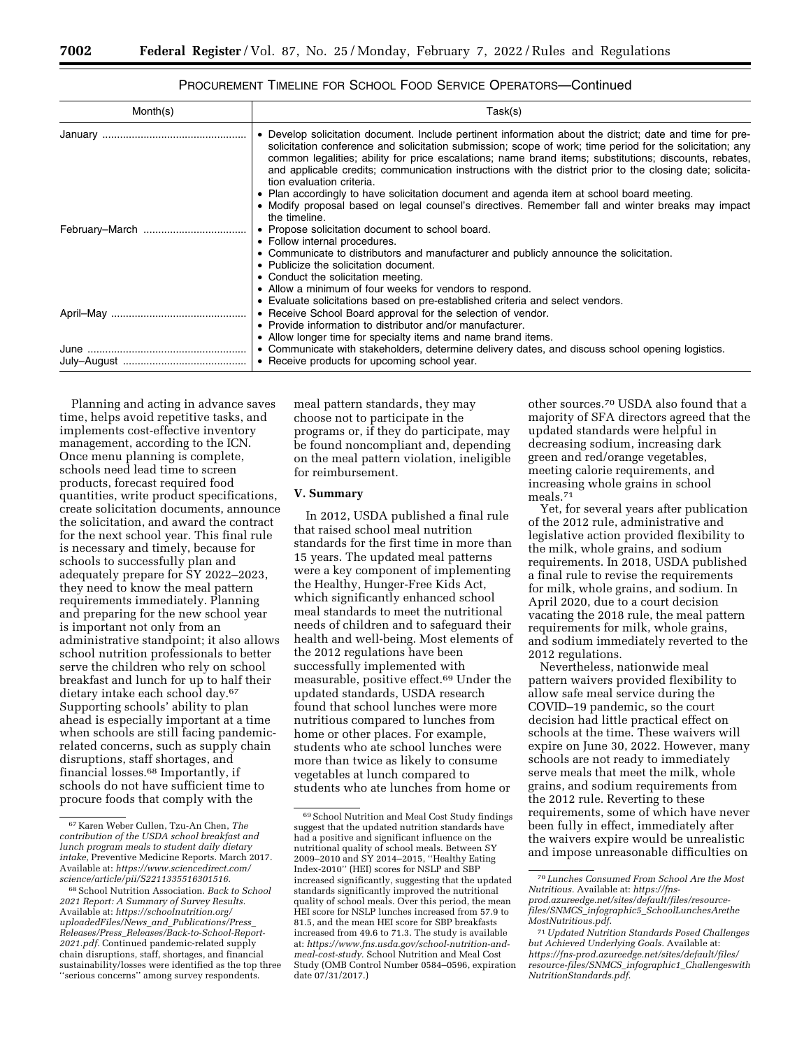PROCUREMENT TIMELINE FOR SCHOOL FOOD SERVICE OPERATORS—Continued

| Month(s) | Task(s) |
| --- | --- |
| January | • Develop solicitation document. Include pertinent information about the district; date and time for pre-solicitation conference and solicitation submission; scope of work; time period for the solicitation; any common legalities; ability for price escalations; name brand items; substitutions; discounts, rebates, and applicable credits; communication instructions with the district prior to the closing date; solicitation evaluation criteria.<br>• Plan accordingly to have solicitation document and agenda item at school board meeting.<br>• Modify proposal based on legal counsel's directives. Remember fall and winter breaks may impact the timeline. |
| February–March | • Propose solicitation document to school board.<br>• Follow internal procedures.<br>• Communicate to distributors and manufacturer and publicly announce the solicitation.<br>• Publicize the solicitation document.<br>• Conduct the solicitation meeting.<br>• Allow a minimum of four weeks for vendors to respond.<br>• Evaluate solicitations based on pre-established criteria and select vendors. |
| April–May | • Receive School Board approval for the selection of vendor.<br>• Provide information to distributor and/or manufacturer.<br>• Allow longer time for specialty items and name brand items. |
| June | • Communicate with stakeholders, determine delivery dates, and discuss school opening logistics. |
| July–August | • Receive products for upcoming school year. |

Planning and acting in advance saves time, helps avoid repetitive tasks, and implements cost-effective inventory management, according to the ICN. Once menu planning is complete, schools need lead time to screen products, forecast required food quantities, write product specifications, create solicitation documents, announce the solicitation, and award the contract for the next school year. This final rule is necessary and timely, because for schools to successfully plan and adequately prepare for SY 2022–2023, they need to know the meal pattern requirements immediately. Planning and preparing for the new school year is important not only from an administrative standpoint; it also allows school nutrition professionals to better serve the children who rely on school breakfast and lunch for up to half their dietary intake each school day.[67] Supporting schools' ability to plan ahead is especially important at a time when schools are still facing pandemic-related concerns, such as supply chain disruptions, staff shortages, and financial losses.[68] Importantly, if schools do not have sufficient time to procure foods that comply with the meal pattern standards, they may choose not to participate in the programs or, if they do participate, may be found noncompliant and, depending on the meal pattern violation, ineligible for reimbursement.

## V. Summary

In 2012, USDA published a final rule that raised school meal nutrition standards for the first time in more than 15 years. The updated meal patterns were a key component of implementing the Healthy, Hunger-Free Kids Act, which significantly enhanced school meal standards to meet the nutritional needs of children and to safeguard their health and well-being. Most elements of the 2012 regulations have been successfully implemented with measurable, positive effect.[69] Under the updated standards, USDA research found that school lunches were more nutritious compared to lunches from home or other places. For example, students who ate school lunches were more than twice as likely to consume vegetables at lunch compared to students who ate lunches from home or other sources.[70] USDA also found that a majority of SFA directors agreed that the updated standards were helpful in decreasing sodium, increasing dark green and red/orange vegetables, meeting calorie requirements, and increasing whole grains in school meals.[71]

Yet, for several years after publication of the 2012 rule, administrative and legislative action provided flexibility to the milk, whole grains, and sodium requirements. In 2018, USDA published a final rule to revise the requirements for milk, whole grains, and sodium. In April 2020, due to a court decision vacating the 2018 rule, the meal pattern requirements for milk, whole grains, and sodium immediately reverted to the 2012 regulations.

Nevertheless, nationwide meal pattern waivers provided flexibility to allow safe meal service during the COVID–19 pandemic, so the court decision had little practical effect on schools at the time. These waivers will expire on June 30, 2022. However, many schools are not ready to immediately serve meals that meet the milk, whole grains, and sodium requirements from the 2012 rule. Reverting to these requirements, some of which have never been fully in effect, immediately after the waivers expire would be unrealistic and impose unreasonable difficulties on

---

[67] Karen Weber Cullen, Tzu-An Chen, *The contribution of the USDA school breakfast and lunch program meals to student daily dietary intake*, Preventive Medicine Reports. March 2017. Available at: *https://www.sciencedirect.com/science/article/pii/S2211335516301516*.

[68] School Nutrition Association. *Back to School 2021 Report: A Summary of Survey Results*. Available at: *https://schoolnutrition.org/uploadedFiles/News_and_Publications/Press_Releases/Press_Releases/Back-to-School-Report-2021.pdf*. Continued pandemic-related supply chain disruptions, staff, shortages, and financial sustainability/losses were identified as the top three ''serious concerns'' among survey respondents.

[69] School Nutrition and Meal Cost Study findings suggest that the updated nutrition standards have had a positive and significant influence on the nutritional quality of school meals. Between SY 2009–2010 and SY 2014–2015, ''Healthy Eating Index-2010'' (HEI) scores for NSLP and SBP increased significantly, suggesting that the updated standards significantly improved the nutritional quality of school meals. Over this period, the mean HEI score for NSLP lunches increased from 57.9 to 81.5, and the mean HEI score for SBP breakfasts increased from 49.6 to 71.3. The study is available at: *https://www.fns.usda.gov/school-nutrition-and-meal-cost-study*. School Nutrition and Meal Cost Study (OMB Control Number 0584–0596, expiration date 07/31/2017.)

[70] *Lunches Consumed From School Are the Most Nutritious*. Available at: *https://fns-prod.azureedge.net/sites/default/files/resource-files/SNMCS_infographic5_SchoolLunchesArethe MostNutritious.pdf*.

[71] *Updated Nutrition Standards Posed Challenges but Achieved Underlying Goals*. Available at: *https://fns-prod.azureedge.net/sites/default/files/resource-files/SNMCS_infographic1_Challengeswith NutritionStandards.pdf*.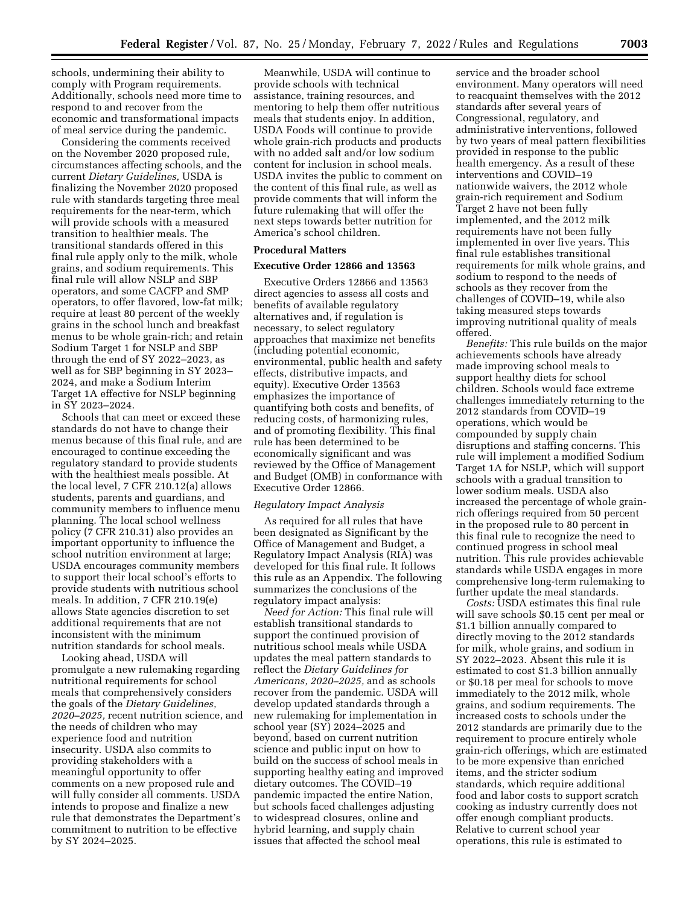schools, undermining their ability to comply with Program requirements. Additionally, schools need more time to respond to and recover from the economic and transformational impacts of meal service during the pandemic.

Considering the comments received on the November 2020 proposed rule, circumstances affecting schools, and the current *Dietary Guidelines,* USDA is finalizing the November 2020 proposed rule with standards targeting three meal requirements for the near-term, which will provide schools with a measured transition to healthier meals. The transitional standards offered in this final rule apply only to the milk, whole grains, and sodium requirements. This final rule will allow NSLP and SBP operators, and some CACFP and SMP operators, to offer flavored, low-fat milk; require at least 80 percent of the weekly grains in the school lunch and breakfast menus to be whole grain-rich; and retain Sodium Target 1 for NSLP and SBP through the end of SY 2022–2023, as well as for SBP beginning in SY 2023–2024, and make a Sodium Interim Target 1A effective for NSLP beginning in SY 2023–2024.

Schools that can meet or exceed these standards do not have to change their menus because of this final rule, and are encouraged to continue exceeding the regulatory standard to provide students with the healthiest meals possible. At the local level, 7 CFR 210.12(a) allows students, parents and guardians, and community members to influence menu planning. The local school wellness policy (7 CFR 210.31) also provides an important opportunity to influence the school nutrition environment at large; USDA encourages community members to support their local school's efforts to provide students with nutritious school meals. In addition, 7 CFR 210.19(e) allows State agencies discretion to set additional requirements that are not inconsistent with the minimum nutrition standards for school meals.

Looking ahead, USDA will promulgate a new rulemaking regarding nutritional requirements for school meals that comprehensively considers the goals of the *Dietary Guidelines, 2020–2025,* recent nutrition science, and the needs of children who may experience food and nutrition insecurity. USDA also commits to providing stakeholders with a meaningful opportunity to offer comments on a new proposed rule and will fully consider all comments. USDA intends to propose and finalize a new rule that demonstrates the Department's commitment to nutrition to be effective by SY 2024–2025.

Meanwhile, USDA will continue to provide schools with technical assistance, training resources, and mentoring to help them offer nutritious meals that students enjoy. In addition, USDA Foods will continue to provide whole grain-rich products and products with no added salt and/or low sodium content for inclusion in school meals. USDA invites the public to comment on the content of this final rule, as well as provide comments that will inform the future rulemaking that will offer the next steps towards better nutrition for America's school children.

## Procedural Matters

### Executive Order 12866 and 13563

Executive Orders 12866 and 13563 direct agencies to assess all costs and benefits of available regulatory alternatives and, if regulation is necessary, to select regulatory approaches that maximize net benefits (including potential economic, environmental, public health and safety effects, distributive impacts, and equity). Executive Order 13563 emphasizes the importance of quantifying both costs and benefits, of reducing costs, of harmonizing rules, and of promoting flexibility. This final rule has been determined to be economically significant and was reviewed by the Office of Management and Budget (OMB) in conformance with Executive Order 12866.

#### *Regulatory Impact Analysis*

As required for all rules that have been designated as Significant by the Office of Management and Budget, a Regulatory Impact Analysis (RIA) was developed for this final rule. It follows this rule as an Appendix. The following summarizes the conclusions of the regulatory impact analysis:

*Need for Action:* This final rule will establish transitional standards to support the continued provision of nutritious school meals while USDA updates the meal pattern standards to reflect the *Dietary Guidelines for Americans, 2020–2025,* and as schools recover from the pandemic. USDA will develop updated standards through a new rulemaking for implementation in school year (SY) 2024–2025 and beyond, based on current nutrition science and public input on how to build on the success of school meals in supporting healthy eating and improved dietary outcomes. The COVID–19 pandemic impacted the entire Nation, but schools faced challenges adjusting to widespread closures, online and hybrid learning, and supply chain issues that affected the school meal service and the broader school environment. Many operators will need to reacquaint themselves with the 2012 standards after several years of Congressional, regulatory, and administrative interventions, followed by two years of meal pattern flexibilities provided in response to the public health emergency. As a result of these interventions and COVID–19 nationwide waivers, the 2012 whole grain-rich requirement and Sodium Target 2 have not been fully implemented, and the 2012 milk requirements have not been fully implemented in over five years. This final rule establishes transitional requirements for milk whole grains, and sodium to respond to the needs of schools as they recover from the challenges of COVID–19, while also taking measured steps towards improving nutritional quality of meals offered.

*Benefits:* This rule builds on the major achievements schools have already made improving school meals to support healthy diets for school children. Schools would face extreme challenges immediately returning to the 2012 standards from COVID–19 operations, which would be compounded by supply chain disruptions and staffing concerns. This rule will implement a modified Sodium Target 1A for NSLP, which will support schools with a gradual transition to lower sodium meals. USDA also increased the percentage of whole grain-rich offerings required from 50 percent in the proposed rule to 80 percent in this final rule to recognize the need to continued progress in school meal nutrition. This rule provides achievable standards while USDA engages in more comprehensive long-term rulemaking to further update the meal standards.

*Costs:* USDA estimates this final rule will save schools $0.15 cent per meal or $1.1 billion annually compared to directly moving to the 2012 standards for milk, whole grains, and sodium in SY 2022–2023. Absent this rule it is estimated to cost $1.3 billion annually or $0.18 per meal for schools to move immediately to the 2012 milk, whole grains, and sodium requirements. The increased costs to schools under the 2012 standards are primarily due to the requirement to procure entirely whole grain-rich offerings, which are estimated to be more expensive than enriched items, and the stricter sodium standards, which require additional food and labor costs to support scratch cooking as industry currently does not offer enough compliant products. Relative to current school year operations, this rule is estimated to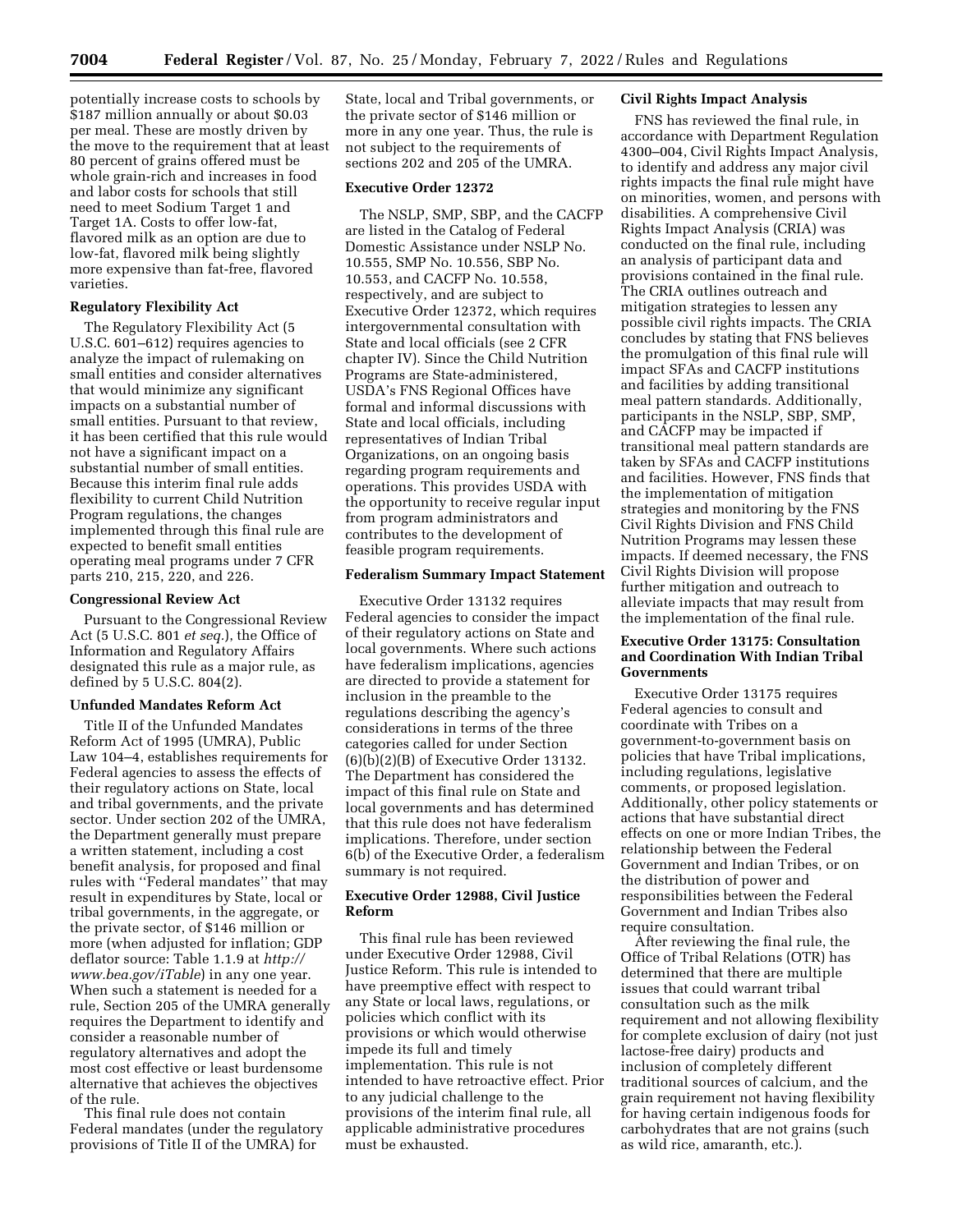potentially increase costs to schools by $187 million annually or about $0.03 per meal. These are mostly driven by the move to the requirement that at least 80 percent of grains offered must be whole grain-rich and increases in food and labor costs for schools that still need to meet Sodium Target 1 and Target 1A. Costs to offer low-fat, flavored milk as an option are due to low-fat, flavored milk being slightly more expensive than fat-free, flavored varieties.

### Regulatory Flexibility Act

The Regulatory Flexibility Act (5 U.S.C. 601–612) requires agencies to analyze the impact of rulemaking on small entities and consider alternatives that would minimize any significant impacts on a substantial number of small entities. Pursuant to that review, it has been certified that this rule would not have a significant impact on a substantial number of small entities. Because this interim final rule adds flexibility to current Child Nutrition Program regulations, the changes implemented through this final rule are expected to benefit small entities operating meal programs under 7 CFR parts 210, 215, 220, and 226.

### Congressional Review Act

Pursuant to the Congressional Review Act (5 U.S.C. 801 *et seq.*), the Office of Information and Regulatory Affairs designated this rule as a major rule, as defined by 5 U.S.C. 804(2).

### Unfunded Mandates Reform Act

Title II of the Unfunded Mandates Reform Act of 1995 (UMRA), Public Law 104–4, establishes requirements for Federal agencies to assess the effects of their regulatory actions on State, local and tribal governments, and the private sector. Under section 202 of the UMRA, the Department generally must prepare a written statement, including a cost benefit analysis, for proposed and final rules with ''Federal mandates'' that may result in expenditures by State, local or tribal governments, in the aggregate, or the private sector, of $146 million or more (when adjusted for inflation; GDP deflator source: Table 1.1.9 at *http://www.bea.gov/iTable*) in any one year. When such a statement is needed for a rule, Section 205 of the UMRA generally requires the Department to identify and consider a reasonable number of regulatory alternatives and adopt the most cost effective or least burdensome alternative that achieves the objectives of the rule.

This final rule does not contain Federal mandates (under the regulatory provisions of Title II of the UMRA) for State, local and Tribal governments, or the private sector of $146 million or more in any one year. Thus, the rule is not subject to the requirements of sections 202 and 205 of the UMRA.

### Executive Order 12372

The NSLP, SMP, SBP, and the CACFP are listed in the Catalog of Federal Domestic Assistance under NSLP No. 10.555, SMP No. 10.556, SBP No. 10.553, and CACFP No. 10.558, respectively, and are subject to Executive Order 12372, which requires intergovernmental consultation with State and local officials (see 2 CFR chapter IV). Since the Child Nutrition Programs are State-administered, USDA's FNS Regional Offices have formal and informal discussions with State and local officials, including representatives of Indian Tribal Organizations, on an ongoing basis regarding program requirements and operations. This provides USDA with the opportunity to receive regular input from program administrators and contributes to the development of feasible program requirements.

### Federalism Summary Impact Statement

Executive Order 13132 requires Federal agencies to consider the impact of their regulatory actions on State and local governments. Where such actions have federalism implications, agencies are directed to provide a statement for inclusion in the preamble to the regulations describing the agency's considerations in terms of the three categories called for under Section (6)(b)(2)(B) of Executive Order 13132. The Department has considered the impact of this final rule on State and local governments and has determined that this rule does not have federalism implications. Therefore, under section 6(b) of the Executive Order, a federalism summary is not required.

### Executive Order 12988, Civil Justice Reform

This final rule has been reviewed under Executive Order 12988, Civil Justice Reform. This rule is intended to have preemptive effect with respect to any State or local laws, regulations, or policies which conflict with its provisions or which would otherwise impede its full and timely implementation. This rule is not intended to have retroactive effect. Prior to any judicial challenge to the provisions of the interim final rule, all applicable administrative procedures must be exhausted.

### Civil Rights Impact Analysis

FNS has reviewed the final rule, in accordance with Department Regulation 4300–004, Civil Rights Impact Analysis, to identify and address any major civil rights impacts the final rule might have on minorities, women, and persons with disabilities. A comprehensive Civil Rights Impact Analysis (CRIA) was conducted on the final rule, including an analysis of participant data and provisions contained in the final rule. The CRIA outlines outreach and mitigation strategies to lessen any possible civil rights impacts. The CRIA concludes by stating that FNS believes the promulgation of this final rule will impact SFAs and CACFP institutions and facilities by adding transitional meal pattern standards. Additionally, participants in the NSLP, SBP, SMP, and CACFP may be impacted if transitional meal pattern standards are taken by SFAs and CACFP institutions and facilities. However, FNS finds that the implementation of mitigation strategies and monitoring by the FNS Civil Rights Division and FNS Child Nutrition Programs may lessen these impacts. If deemed necessary, the FNS Civil Rights Division will propose further mitigation and outreach to alleviate impacts that may result from the implementation of the final rule.

### Executive Order 13175: Consultation and Coordination With Indian Tribal Governments

Executive Order 13175 requires Federal agencies to consult and coordinate with Tribes on a government-to-government basis on policies that have Tribal implications, including regulations, legislative comments, or proposed legislation. Additionally, other policy statements or actions that have substantial direct effects on one or more Indian Tribes, the relationship between the Federal Government and Indian Tribes, or on the distribution of power and responsibilities between the Federal Government and Indian Tribes also require consultation.

After reviewing the final rule, the Office of Tribal Relations (OTR) has determined that there are multiple issues that could warrant tribal consultation such as the milk requirement and not allowing flexibility for complete exclusion of dairy (not just lactose-free dairy) products and inclusion of completely different traditional sources of calcium, and the grain requirement not having flexibility for having certain indigenous foods for carbohydrates that are not grains (such as wild rice, amaranth, etc.).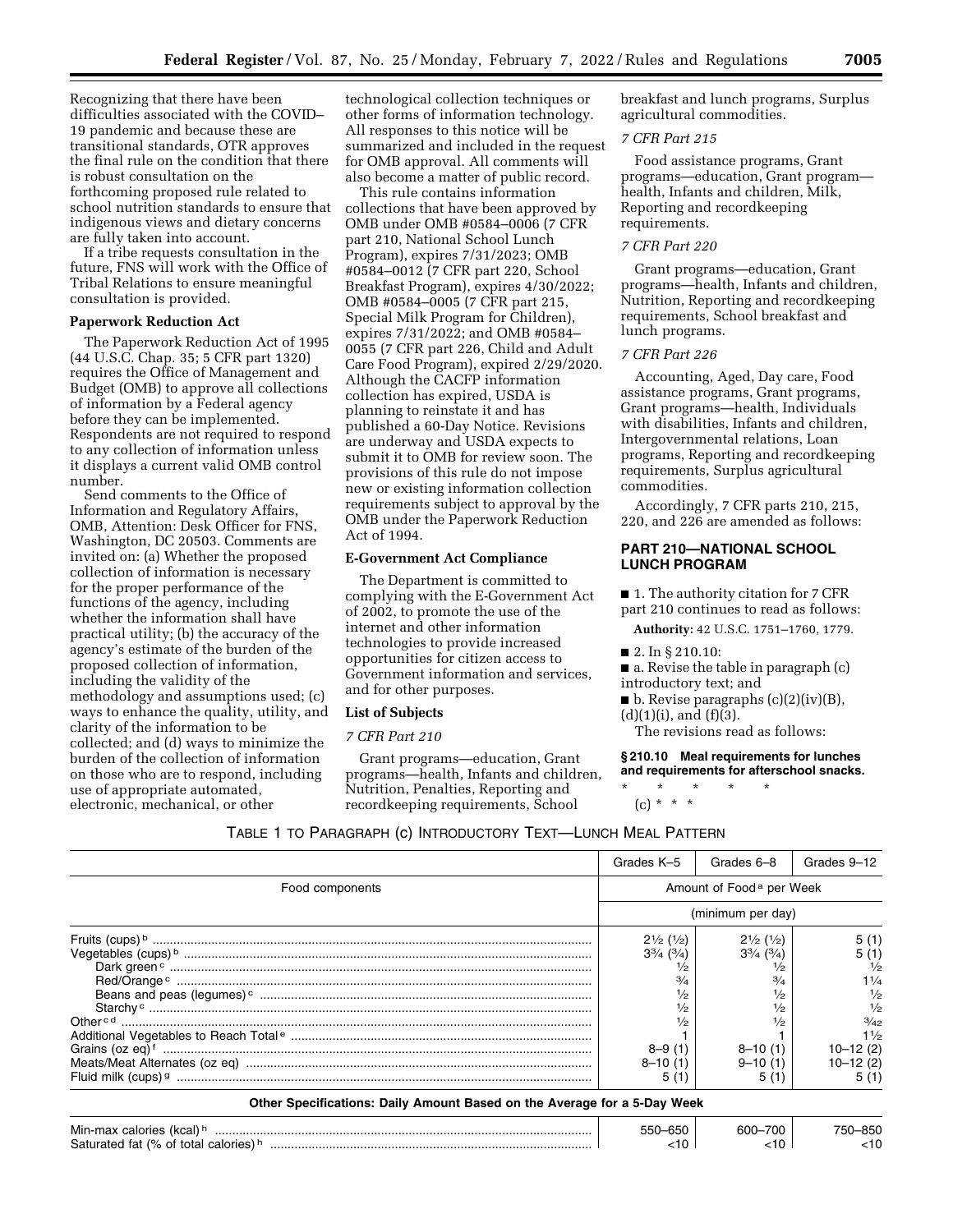Recognizing that there have been difficulties associated with the COVID–19 pandemic and because these are transitional standards, OTR approves the final rule on the condition that there is robust consultation on the forthcoming proposed rule related to school nutrition standards to ensure that indigenous views and dietary concerns are fully taken into account.

If a tribe requests consultation in the future, FNS will work with the Office of Tribal Relations to ensure meaningful consultation is provided.

**Paperwork Reduction Act**

The Paperwork Reduction Act of 1995 (44 U.S.C. Chap. 35; 5 CFR part 1320) requires the Office of Management and Budget (OMB) to approve all collections of information by a Federal agency before they can be implemented. Respondents are not required to respond to any collection of information unless it displays a current valid OMB control number.

Send comments to the Office of Information and Regulatory Affairs, OMB, Attention: Desk Officer for FNS, Washington, DC 20503. Comments are invited on: (a) Whether the proposed collection of information is necessary for the proper performance of the functions of the agency, including whether the information shall have practical utility; (b) the accuracy of the agency's estimate of the burden of the proposed collection of information, including the validity of the methodology and assumptions used; (c) ways to enhance the quality, utility, and clarity of the information to be collected; and (d) ways to minimize the burden of the collection of information on those who are to respond, including use of appropriate automated, electronic, mechanical, or other technological collection techniques or other forms of information technology. All responses to this notice will be summarized and included in the request for OMB approval. All comments will also become a matter of public record.

This rule contains information collections that have been approved by OMB under OMB #0584–0006 (7 CFR part 210, National School Lunch Program), expires 7/31/2023; OMB #0584–0012 (7 CFR part 220, School Breakfast Program), expires 4/30/2022; OMB #0584–0005 (7 CFR part 215, Special Milk Program for Children), expires 7/31/2022; and OMB #0584–0055 (7 CFR part 226, Child and Adult Care Food Program), expired 2/29/2020. Although the CACFP information collection has expired, USDA is planning to reinstate it and has published a 60-Day Notice. Revisions are underway and USDA expects to submit it to OMB for review soon. The provisions of this rule do not impose new or existing information collection requirements subject to approval by the OMB under the Paperwork Reduction Act of 1994.

**E-Government Act Compliance**

The Department is committed to complying with the E-Government Act of 2002, to promote the use of the internet and other information technologies to provide increased opportunities for citizen access to Government information and services, and for other purposes.

**List of Subjects**

*7 CFR Part 210*

Grant programs—education, Grant programs—health, Infants and children, Nutrition, Penalties, Reporting and recordkeeping requirements, School breakfast and lunch programs, Surplus agricultural commodities.

*7 CFR Part 215*

Food assistance programs, Grant programs—education, Grant program—health, Infants and children, Milk, Reporting and recordkeeping requirements.

*7 CFR Part 220*

Grant programs—education, Grant programs—health, Infants and children, Nutrition, Reporting and recordkeeping requirements, School breakfast and lunch programs.

*7 CFR Part 226*

Accounting, Aged, Day care, Food assistance programs, Grant programs, Grant programs—health, Individuals with disabilities, Infants and children, Intergovernmental relations, Loan programs, Reporting and recordkeeping requirements, Surplus agricultural commodities.

Accordingly, 7 CFR parts 210, 215, 220, and 226 are amended as follows:

## PART 210—NATIONAL SCHOOL LUNCH PROGRAM

■ 1. The authority citation for 7 CFR part 210 continues to read as follows:

**Authority:** 42 U.S.C. 1751–1760, 1779.

■ 2. In § 210.10:

■ a. Revise the table in paragraph (c) introductory text; and

■ b. Revise paragraphs (c)(2)(iv)(B), (d)(1)(i), and (f)(3).

The revisions read as follows:

**§ 210.10 Meal requirements for lunches and requirements for afterschool snacks.**

\* \* \* \* \*

(c) \* \* \*

TABLE 1 TO PARAGRAPH (c) INTRODUCTORY TEXT—LUNCH MEAL PATTERN

| | Grades K–5 | Grades 6–8 | Grades 9–12 |
|---|---|---|---|
| Food components | Amount of Food[a] per Week | | |
| | (minimum per day) | | |
| Fruits (cups)[b] | 2½ (½) | 2½ (½) | 5 (1) |
| Vegetables (cups)[b] | 3¾ (¾) | 3¾ (¾) | 5 (1) |
| Dark green[c] | ½ | ½ | ½ |
| Red/Orange[c] | ¾ | ¾ | 1¼ |
| Beans and peas (legumes)[c] | ½ | ½ | ½ |
| Starchy[c] | ½ | ½ | ½ |
| Other[c d] | ½ | ½ | ¾ |
| Additional Vegetables to Reach Total[e] | 1 | 1 | 1½ |
| Grains (oz eq)[f] | 8–9 (1) | 8–10 (1) | 10–12 (2) |
| Meats/Meat Alternates (oz eq) | 8–10 (1) | 9–10 (1) | 10–12 (2) |
| Fluid milk (cups)[g] | 5 (1) | 5 (1) | 5 (1) |
| **Other Specifications: Daily Amount Based on the Average for a 5-Day Week** | | | |
| Min-max calories (kcal)[h] | 550–650 | 600–700 | 750–850 |
| Saturated fat (% of total calories)[h] | <10 | <10 | <10 |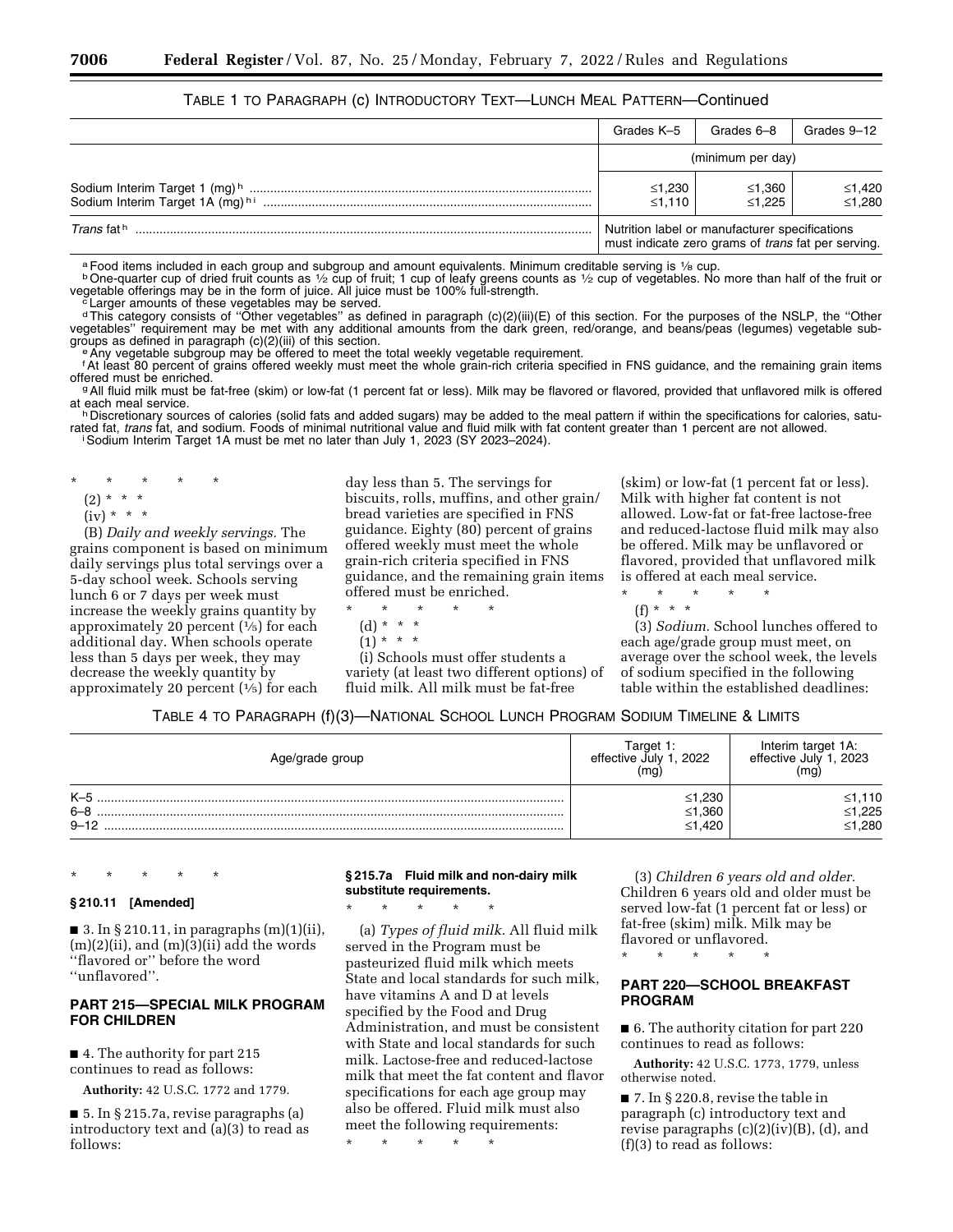TABLE 1 TO PARAGRAPH (c) INTRODUCTORY TEXT—LUNCH MEAL PATTERN—Continued

| | Grades K–5 | Grades 6–8 | Grades 9–12 |
|---|---|---|---|
| | (minimum per day) | | |
| Sodium Interim Target 1 (mg) [h] | ≤1,230 | ≤1,360 | ≤1,420 |
| Sodium Interim Target 1A (mg) [h i] | ≤1,110 | ≤1,225 | ≤1,280 |
| *Trans* fat [h] | Nutrition label or manufacturer specifications must indicate zero grams of *trans* fat per serving. | | |

[a] Food items included in each group and subgroup and amount equivalents. Minimum creditable serving is ⅛ cup.
[b] One-quarter cup of dried fruit counts as ½ cup of fruit; 1 cup of leafy greens counts as ½ cup of vegetables. No more than half of the fruit or vegetable offerings may be in the form of juice. All juice must be 100% full-strength.
[c] Larger amounts of these vegetables may be served.
[d] This category consists of "Other vegetables" as defined in paragraph (c)(2)(iii)(E) of this section. For the purposes of the NSLP, the "Other vegetables" requirement may be met with any additional amounts from the dark green, red/orange, and beans/peas (legumes) vegetable subgroups as defined in paragraph (c)(2)(iii) of this section.
[e] Any vegetable subgroup may be offered to meet the total weekly vegetable requirement.
[f] At least 80 percent of grains offered weekly must meet the whole grain-rich criteria specified in FNS guidance, and the remaining grain items offered must be enriched.
[g] All fluid milk must be fat-free (skim) or low-fat (1 percent fat or less). Milk may be flavored or flavored, provided that unflavored milk is offered at each meal service.
[h] Discretionary sources of calories (solid fats and added sugars) may be added to the meal pattern if within the specifications for calories, saturated fat, *trans* fat, and sodium. Foods of minimal nutritional value and fluid milk with fat content greater than 1 percent are not allowed.
[i] Sodium Interim Target 1A must be met no later than July 1, 2023 (SY 2023–2024).

\* \* \* \* \*

(2) \* \* \*

(iv) \* \* \*

(B) *Daily and weekly servings.* The grains component is based on minimum daily servings plus total servings over a 5-day school week. Schools serving lunch 6 or 7 days per week must increase the weekly grains quantity by approximately 20 percent (⅕) for each additional day. When schools operate less than 5 days per week, they may decrease the weekly quantity by approximately 20 percent (⅕) for each day less than 5. The servings for biscuits, rolls, muffins, and other grain/bread varieties are specified in FNS guidance. Eighty (80) percent of grains offered weekly must meet the whole grain-rich criteria specified in FNS guidance, and the remaining grain items offered must be enriched.

\* \* \* \* \*

(d) \* \* \*

(1) \* \* \*

(i) Schools must offer students a variety (at least two different options) of fluid milk. All milk must be fat-free (skim) or low-fat (1 percent fat or less). Milk with higher fat content is not allowed. Low-fat or fat-free lactose-free and reduced-lactose fluid milk may also be offered. Milk may be unflavored or flavored, provided that unflavored milk is offered at each meal service.

\* \* \* \* \*

(f) \* \* \*

(3) *Sodium.* School lunches offered to each age/grade group must meet, on average over the school week, the levels of sodium specified in the following table within the established deadlines:

TABLE 4 TO PARAGRAPH (f)(3)—NATIONAL SCHOOL LUNCH PROGRAM SODIUM TIMELINE & LIMITS

| Age/grade group | Target 1: effective July 1, 2022 (mg) | Interim target 1A: effective July 1, 2023 (mg) |
|---|---|---|
| K–5 | ≤1,230 | ≤1,110 |
| 6–8 | ≤1,360 | ≤1,225 |
| 9–12 | ≤1,420 | ≤1,280 |

\* \* \* \* \*

**§ 210.11 [Amended]**

■ 3. In § 210.11, in paragraphs (m)(1)(ii), (m)(2)(ii), and (m)(3)(ii) add the words "flavored or" before the word "unflavored".

**PART 215—SPECIAL MILK PROGRAM FOR CHILDREN**

■ 4. The authority for part 215 continues to read as follows:

**Authority:** 42 U.S.C. 1772 and 1779.

■ 5. In § 215.7a, revise paragraphs (a) introductory text and (a)(3) to read as follows:

**§ 215.7a Fluid milk and non-dairy milk substitute requirements.**

\* \* \* \* \*

(a) *Types of fluid milk.* All fluid milk served in the Program must be pasteurized fluid milk which meets State and local standards for such milk, have vitamins A and D at levels specified by the Food and Drug Administration, and must be consistent with State and local standards for such milk. Lactose-free and reduced-lactose milk that meet the fat content and flavor specifications for each age group may also be offered. Fluid milk must also meet the following requirements:

\* \* \* \* \*

(3) *Children 6 years old and older.* Children 6 years old and older must be served low-fat (1 percent fat or less) or fat-free (skim) milk. Milk may be flavored or unflavored.

\* \* \* \* \*

**PART 220—SCHOOL BREAKFAST PROGRAM**

■ 6. The authority citation for part 220 continues to read as follows:

**Authority:** 42 U.S.C. 1773, 1779, unless otherwise noted.

■ 7. In § 220.8, revise the table in paragraph (c) introductory text and revise paragraphs (c)(2)(iv)(B), (d), and (f)(3) to read as follows: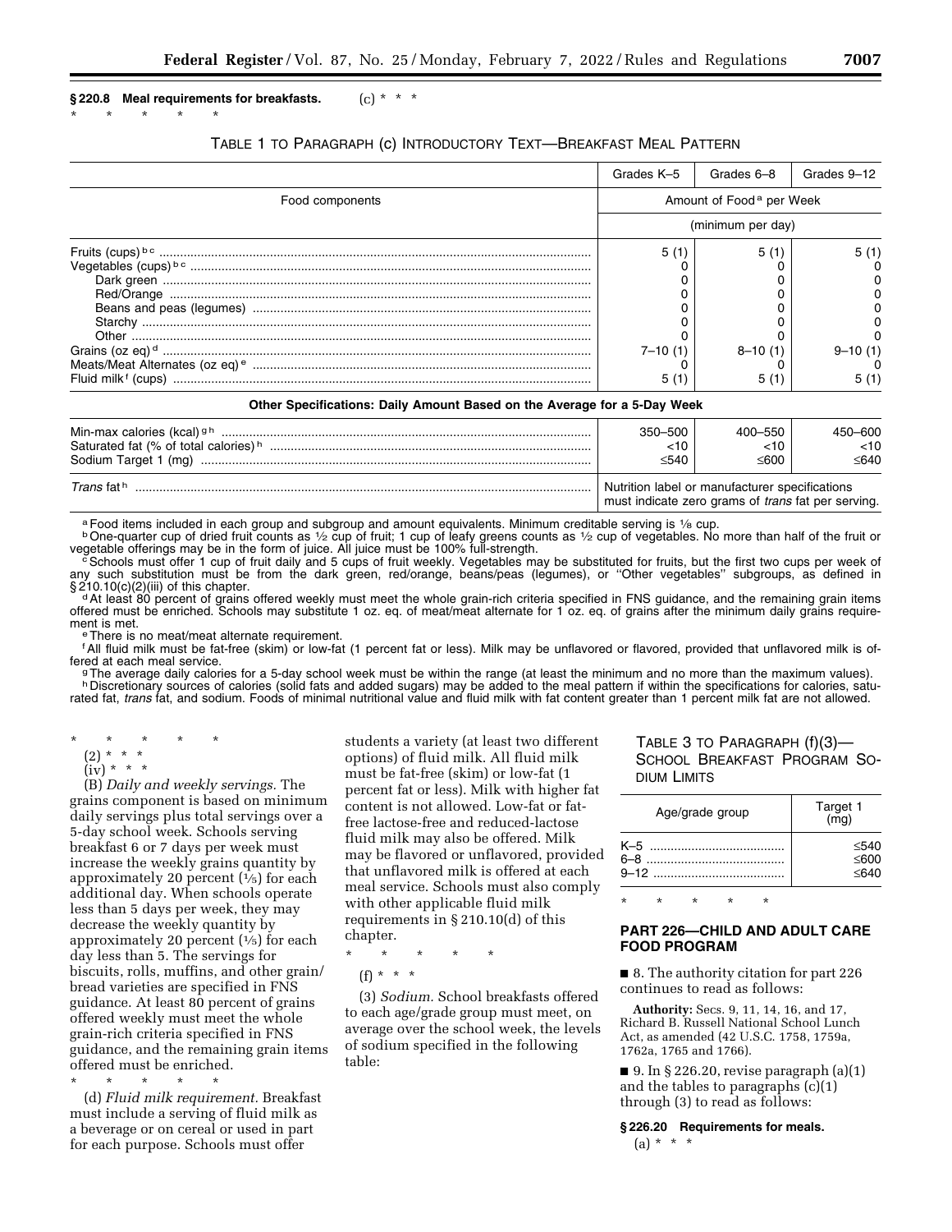**§ 220.8 Meal requirements for breakfasts.**

\* \* \* \* \*

(c) \* \* \*

TABLE 1 TO PARAGRAPH (c) INTRODUCTORY TEXT—BREAKFAST MEAL PATTERN

| | Grades K–5 | Grades 6–8 | Grades 9–12 |
|---|---|---|---|
| Food components | Amount of Food[a] per Week | | |
| | (minimum per day) | | |
| Fruits (cups)[b c] | 5 (1) | 5 (1) | 5 (1) |
| Vegetables (cups)[b c] | 0 | 0 | 0 |
| Dark green | 0 | 0 | 0 |
| Red/Orange | 0 | 0 | 0 |
| Beans and peas (legumes) | 0 | 0 | 0 |
| Starchy | 0 | 0 | 0 |
| Other | 0 | 0 | 0 |
| Grains (oz eq)[d] | 7–10 (1) | 8–10 (1) | 9–10 (1) |
| Meats/Meat Alternates (oz eq)[e] | 0 | 0 | 0 |
| Fluid milk[f] (cups) | 5 (1) | 5 (1) | 5 (1) |
| **Other Specifications: Daily Amount Based on the Average for a 5-Day Week** | | | |
| Min-max calories (kcal)[g h] | 350–500 | 400–550 | 450–600 |
| Saturated fat (% of total calories)[h] | <10 | <10 | <10 |
| Sodium Target 1 (mg) | ≤540 | ≤600 | ≤640 |
| *Trans* fat[h] | Nutrition label or manufacturer specifications must indicate zero grams of *trans* fat per serving. | | |

[a] Food items included in each group and subgroup and amount equivalents. Minimum creditable serving is ⅛ cup.

[b] One-quarter cup of dried fruit counts as ½ cup of fruit; 1 cup of leafy greens counts as ½ cup of vegetables. No more than half of the fruit or vegetable offerings may be in the form of juice. All juice must be 100% full-strength.

[c] Schools must offer 1 cup of fruit daily and 5 cups of fruit weekly. Vegetables may be substituted for fruits, but the first two cups per week of any such substitution must be from the dark green, red/orange, beans/peas (legumes), or "Other vegetables" subgroups, as defined in § 210.10(c)(2)(iii) of this chapter.

[d] At least 80 percent of grains offered weekly must meet the whole grain-rich criteria specified in FNS guidance, and the remaining grain items offered must be enriched. Schools may substitute 1 oz. eq. of meat/meat alternate for 1 oz. eq. of grains after the minimum daily grains requirement is met.

[e] There is no meat/meat alternate requirement.

[f] All fluid milk must be fat-free (skim) or low-fat (1 percent fat or less). Milk may be unflavored or flavored, provided that unflavored milk is offered at each meal service.

[g] The average daily calories for a 5-day school week must be within the range (at least the minimum and no more than the maximum values).

[h] Discretionary sources of calories (solid fats and added sugars) may be added to the meal pattern if within the specifications for calories, saturated fat, *trans* fat, and sodium. Foods of minimal nutritional value and fluid milk with fat content greater than 1 percent milk fat are not allowed.

\* \* \* \* \*

(2) \* \* \*

(iv) \* \* \*

(B) *Daily and weekly servings.* The grains component is based on minimum daily servings plus total servings over a 5-day school week. Schools serving breakfast 6 or 7 days per week must increase the weekly grains quantity by approximately 20 percent (⅕) for each additional day. When schools operate less than 5 days per week, they may decrease the weekly quantity by approximately 20 percent (⅕) for each day less than 5. The servings for biscuits, rolls, muffins, and other grain/bread varieties are specified in FNS guidance. At least 80 percent of grains offered weekly must meet the whole grain-rich criteria specified in FNS guidance, and the remaining grain items offered must be enriched.

\* \* \* \* \*

(d) *Fluid milk requirement.* Breakfast must include a serving of fluid milk as a beverage or on cereal or used in part for each purpose. Schools must offer students a variety (at least two different options) of fluid milk. All fluid milk must be fat-free (skim) or low-fat (1 percent fat or less). Milk with higher fat content is not allowed. Low-fat or fat-free lactose-free and reduced-lactose fluid milk may also be offered. Milk may be flavored or unflavored, provided that unflavored milk is offered at each meal service. Schools must also comply with other applicable fluid milk requirements in § 210.10(d) of this chapter.

\* \* \* \* \*

(f) \* \* \*

(3) *Sodium.* School breakfasts offered to each age/grade group must meet, on average over the school week, the levels of sodium specified in the following table:

TABLE 3 TO PARAGRAPH (f)(3)—SCHOOL BREAKFAST PROGRAM SODIUM LIMITS

| Age/grade group | Target 1 (mg) |
|---|---|
| K–5 | ≤540 |
| 6–8 | ≤600 |
| 9–12 | ≤640 |

\* \* \* \* \*

## PART 226—CHILD AND ADULT CARE FOOD PROGRAM

■ 8. The authority citation for part 226 continues to read as follows:

**Authority:** Secs. 9, 11, 14, 16, and 17, Richard B. Russell National School Lunch Act, as amended (42 U.S.C. 1758, 1759a, 1762a, 1765 and 1766).

■ 9. In § 226.20, revise paragraph (a)(1) and the tables to paragraphs (c)(1) through (3) to read as follows:

**§ 226.20 Requirements for meals.**

(a) \* \* \*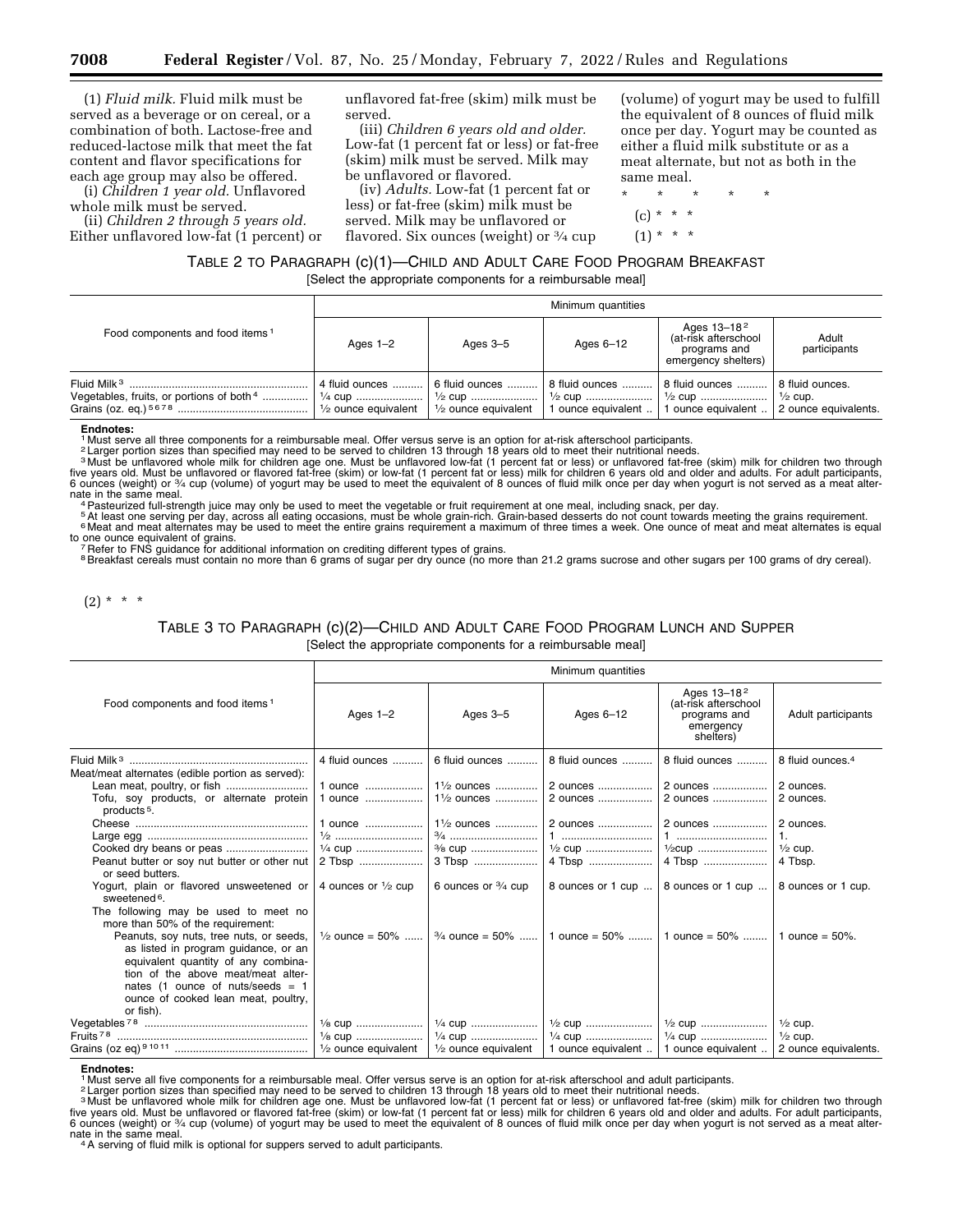(1) *Fluid milk.* Fluid milk must be served as a beverage or on cereal, or a combination of both. Lactose-free and reduced-lactose milk that meet the fat content and flavor specifications for each age group may also be offered.

(i) *Children 1 year old.* Unflavored whole milk must be served.

(ii) *Children 2 through 5 years old.* Either unflavored low-fat (1 percent) or unflavored fat-free (skim) milk must be served.

(iii) *Children 6 years old and older.* Low-fat (1 percent fat or less) or fat-free (skim) milk must be served. Milk may be unflavored or flavored.

(iv) *Adults.* Low-fat (1 percent fat or less) or fat-free (skim) milk must be served. Milk may be unflavored or flavored. Six ounces (weight) or ¾ cup (volume) of yogurt may be used to fulfill the equivalent of 8 ounces of fluid milk once per day. Yogurt may be counted as either a fluid milk substitute or as a meat alternate, but not as both in the same meal.

\* \* \* \* \*

(c) \* \* \*

(1) \* \* \*

TABLE 2 TO PARAGRAPH (c)(1)—CHILD AND ADULT CARE FOOD PROGRAM BREAKFAST

[Select the appropriate components for a reimbursable meal]

| Food components and food items [1] | Minimum quantities | | | | |
|---|---|---|---|---|---|
| | Ages 1–2 | Ages 3–5 | Ages 6–12 | Ages 13–18 [2] (at-risk afterschool programs and emergency shelters) | Adult participants |
| Fluid Milk [3] | 4 fluid ounces | 6 fluid ounces | 8 fluid ounces | 8 fluid ounces | 8 fluid ounces. |
| Vegetables, fruits, or portions of both [4] | ¼ cup | ½ cup | ½ cup | ½ cup | ½ cup. |
| Grains (oz. eq.) [5 6 7 8] | ½ ounce equivalent | ½ ounce equivalent | 1 ounce equivalent | 1 ounce equivalent | 2 ounce equivalents. |

**Endnotes:**

[1] Must serve all three components for a reimbursable meal. Offer versus serve is an option for at-risk afterschool participants.

[2] Larger portion sizes than specified may need to be served to children 13 through 18 years old to meet their nutritional needs.

[3] Must be unflavored whole milk for children age one. Must be unflavored low-fat (1 percent fat or less) or unflavored fat-free (skim) milk for children two through five years old. Must be unflavored or flavored fat-free (skim) or low-fat (1 percent fat or less) milk for children 6 years old and older and adults. For adult participants, 6 ounces (weight) or ¾ cup (volume) of yogurt may be used to meet the equivalent of 8 ounces of fluid milk once per day when yogurt is not served as a meat alternate in the same meal.

[4] Pasteurized full-strength juice may only be used to meet the vegetable or fruit requirement at one meal, including snack, per day.

[5] At least one serving per day, across all eating occasions, must be whole grain-rich. Grain-based desserts do not count towards meeting the grains requirement.

[6] Meat and meat alternates may be used to meet the entire grains requirement a maximum of three times a week. One ounce of meat and meat alternates is equal to one ounce equivalent of grains.

[7] Refer to FNS guidance for additional information on crediting different types of grains.

[8] Breakfast cereals must contain no more than 6 grams of sugar per dry ounce (no more than 21.2 grams sucrose and other sugars per 100 grams of dry cereal).

(2) \* \* \*

TABLE 3 TO PARAGRAPH (c)(2)—CHILD AND ADULT CARE FOOD PROGRAM LUNCH AND SUPPER

[Select the appropriate components for a reimbursable meal]

| Food components and food items [1] | Minimum quantities | | | | |
|---|---|---|---|---|---|
| | Ages 1–2 | Ages 3–5 | Ages 6–12 | Ages 13–18 [2] (at-risk afterschool programs and emergency shelters) | Adult participants |
| Fluid Milk [3] | 4 fluid ounces | 6 fluid ounces | 8 fluid ounces | 8 fluid ounces | 8 fluid ounces.[4] |
| Meat/meat alternates (edible portion as served): | | | | | |
| Lean meat, poultry, or fish | 1 ounce | 1½ ounces | 2 ounces | 2 ounces | 2 ounces. |
| Tofu, soy products, or alternate protein products [5]. | 1 ounce | 1½ ounces | 2 ounces | 2 ounces | 2 ounces. |
| Cheese | 1 ounce | 1½ ounces | 2 ounces | 2 ounces | 2 ounces. |
| Large egg | ½ | ¾ | 1 | 1 | 1. |
| Cooked dry beans or peas | ¼ cup | ⅜ cup | ½ cup | ½cup | ½ cup. |
| Peanut butter or soy nut butter or other nut or seed butters. | 2 Tbsp | 3 Tbsp | 4 Tbsp | 4 Tbsp | 4 Tbsp. |
| Yogurt, plain or flavored unsweetened or sweetened [6]. | 4 ounces or ½ cup | 6 ounces or ¾ cup | 8 ounces or 1 cup | 8 ounces or 1 cup | 8 ounces or 1 cup. |
| The following may be used to meet no more than 50% of the requirement: | | | | | |
| Peanuts, soy nuts, tree nuts, or seeds, as listed in program guidance, or an equivalent quantity of any combination of the above meat/meat alternates (1 ounce of nuts/seeds = 1 ounce of cooked lean meat, poultry, or fish). | ½ ounce = 50% | ¾ ounce = 50% | 1 ounce = 50% | 1 ounce = 50% | 1 ounce = 50%. |
| Vegetables [7 8] | ⅛ cup | ¼ cup | ½ cup | ½ cup | ½ cup. |
| Fruits [7 8] | ⅛ cup | ¼ cup | ¼ cup | ¼ cup | ½ cup. |
| Grains (oz eq) [9 10 11] | ½ ounce equivalent | ½ ounce equivalent | 1 ounce equivalent | 1 ounce equivalent | 2 ounce equivalents. |

**Endnotes:**

[1] Must serve all five components for a reimbursable meal. Offer versus serve is an option for at-risk afterschool and adult participants.

[2] Larger portion sizes than specified may need to be served to children 13 through 18 years old to meet their nutritional needs.

[3] Must be unflavored whole milk for children age one. Must be unflavored low-fat (1 percent fat or less) or unflavored fat-free (skim) milk for children two through five years old. Must be unflavored or flavored fat-free (skim) or low-fat (1 percent fat or less) milk for children 6 years old and older and adults. For adult participants, 6 ounces (weight) or ¾ cup (volume) of yogurt may be used to meet the equivalent of 8 ounces of fluid milk once per day when yogurt is not served as a meat alternate in the same meal.

[4] A serving of fluid milk is optional for suppers served to adult participants.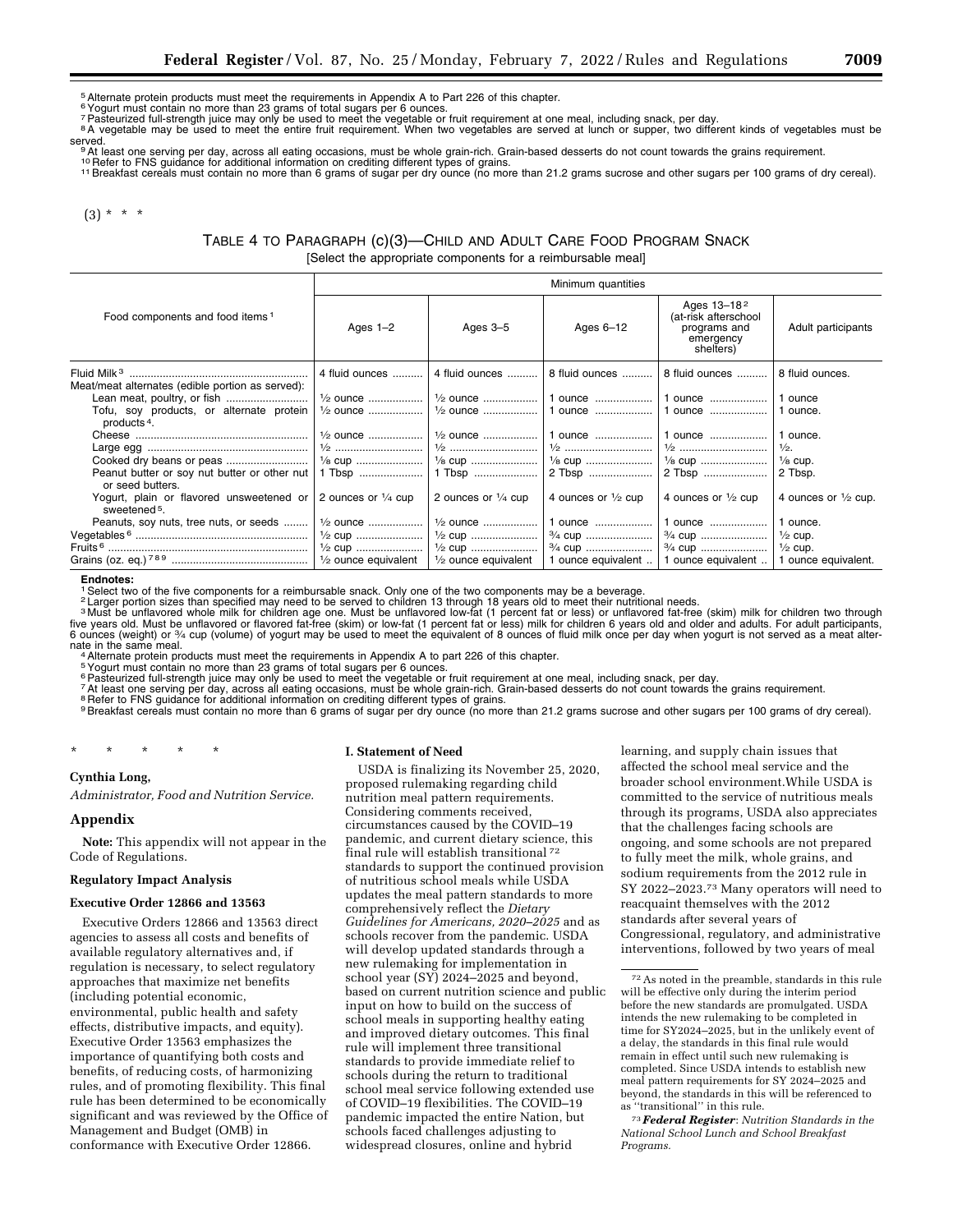[5] Alternate protein products must meet the requirements in Appendix A to Part 226 of this chapter.
[6] Yogurt must contain no more than 23 grams of total sugars per 6 ounces.
[7] Pasteurized full-strength juice may only be used to meet the vegetable or fruit requirement at one meal, including snack, per day.
[8] A vegetable may be used to meet the entire fruit requirement. When two vegetables are served at lunch or supper, two different kinds of vegetables must be served.
[9] At least one serving per day, across all eating occasions, must be whole grain-rich. Grain-based desserts do not count towards the grains requirement.
[10] Refer to FNS guidance for additional information on crediting different types of grains.
[11] Breakfast cereals must contain no more than 6 grams of sugar per dry ounce (no more than 21.2 grams sucrose and other sugars per 100 grams of dry cereal).

(3) * * *

TABLE 4 TO PARAGRAPH (c)(3)—CHILD AND ADULT CARE FOOD PROGRAM SNACK

[Select the appropriate components for a reimbursable meal]

| Food components and food items [1] | Minimum quantities | | | | |
|---|---|---|---|---|---|
| | Ages 1–2 | Ages 3–5 | Ages 6–12 | Ages 13–18 [2] (at-risk afterschool programs and emergency shelters) | Adult participants |
| Fluid Milk [3] | 4 fluid ounces | 4 fluid ounces | 8 fluid ounces | 8 fluid ounces | 8 fluid ounces. |
| Meat/meat alternates (edible portion as served): | | | | | |
| Lean meat, poultry, or fish | ½ ounce | ½ ounce | 1 ounce | 1 ounce | 1 ounce |
| Tofu, soy products, or alternate protein products [4]. | ½ ounce | ½ ounce | 1 ounce | 1 ounce | 1 ounce. |
| Cheese | ½ ounce | ½ ounce | 1 ounce | 1 ounce | 1 ounce. |
| Large egg | ½ | ½ | ½ | ½ | ½. |
| Cooked dry beans or peas | ⅛ cup | ⅛ cup | ⅛ cup | ⅛ cup | ⅛ cup. |
| Peanut butter or soy nut butter or other nut or seed butters. | 1 Tbsp | 1 Tbsp | 2 Tbsp | 2 Tbsp | 2 Tbsp. |
| Yogurt, plain or flavored unsweetened or sweetened [5]. | 2 ounces or ¼ cup | 2 ounces or ¼ cup | 4 ounces or ½ cup | 4 ounces or ½ cup | 4 ounces or ½ cup. |
| Peanuts, soy nuts, tree nuts, or seeds | ½ ounce | ½ ounce | 1 ounce | 1 ounce | 1 ounce. |
| Vegetables [6] | ½ cup | ½ cup | ¾ cup | ¾ cup | ½ cup. |
| Fruits [6] | ½ cup | ½ cup | ¾ cup | ¾ cup | ½ cup. |
| Grains (oz. eq.) [7 8 9] | ½ ounce equivalent | ½ ounce equivalent | 1 ounce equivalent | 1 ounce equivalent | 1 ounce equivalent. |

**Endnotes:**
[1] Select two of the five components for a reimbursable snack. Only one of the two components may be a beverage.
[2] Larger portion sizes than specified may need to be served to children 13 through 18 years old to meet their nutritional needs.
[3] Must be unflavored whole milk for children age one. Must be unflavored low-fat (1 percent fat or less) or unflavored fat-free (skim) milk for children two through five years old. Must be unflavored or flavored fat-free (skim) or low-fat (1 percent fat or less) milk for children 6 years old and older and adults. For adult participants, 6 ounces (weight) or ¾ cup (volume) of yogurt may be used to meet the equivalent of 8 ounces of fluid milk once per day when yogurt is not served as a meat alternate in the same meal.
[4] Alternate protein products must meet the requirements in Appendix A to part 226 of this chapter.
[5] Yogurt must contain no more than 23 grams of total sugars per 6 ounces.
[6] Pasteurized full-strength juice may only be used to meet the vegetable or fruit requirement at one meal, including snack, per day.
[7] At least one serving per day, across all eating occasions, must be whole grain-rich. Grain-based desserts do not count towards the grains requirement.
[8] Refer to FNS guidance for additional information on crediting different types of grains.
[9] Breakfast cereals must contain no more than 6 grams of sugar per dry ounce (no more than 21.2 grams sucrose and other sugars per 100 grams of dry cereal).

\* \* \* \* \*

**Cynthia Long,**

*Administrator, Food and Nutrition Service.*

## Appendix

**Note:** This appendix will not appear in the Code of Regulations.

### Regulatory Impact Analysis

#### Executive Order 12866 and 13563

Executive Orders 12866 and 13563 direct agencies to assess all costs and benefits of available regulatory alternatives and, if regulation is necessary, to select regulatory approaches that maximize net benefits (including potential economic, environmental, public health and safety effects, distributive impacts, and equity). Executive Order 13563 emphasizes the importance of quantifying both costs and benefits, of reducing costs, of harmonizing rules, and of promoting flexibility. This final rule has been determined to be economically significant and was reviewed by the Office of Management and Budget (OMB) in conformance with Executive Order 12866.

#### I. Statement of Need

USDA is finalizing its November 25, 2020, proposed rulemaking regarding child nutrition meal pattern requirements. Considering comments received, circumstances caused by the COVID–19 pandemic, and current dietary science, this final rule will establish transitional [72] standards to support the continued provision of nutritious school meals while USDA updates the meal pattern standards to more comprehensively reflect the *Dietary Guidelines for Americans, 2020–2025* and as schools recover from the pandemic. USDA will develop updated standards through a new rulemaking for implementation in school year (SY) 2024–2025 and beyond, based on current nutrition science and public input on how to build on the success of school meals in supporting healthy eating and improved dietary outcomes. This final rule will implement three transitional standards to provide immediate relief to schools during the return to traditional school meal service following extended use of COVID–19 flexibilities. The COVID–19 pandemic impacted the entire Nation, but schools faced challenges adjusting to widespread closures, online and hybrid learning, and supply chain issues that affected the school meal service and the broader school environment.While USDA is committed to the service of nutritious meals through its programs, USDA also appreciates that the challenges facing schools are ongoing, and some schools are not prepared to fully meet the milk, whole grains, and sodium requirements from the 2012 rule in SY 2022–2023.[73] Many operators will need to reacquaint themselves with the 2012 standards after several years of Congressional, regulatory, and administrative interventions, followed by two years of meal

[72] As noted in the preamble, standards in this rule will be effective only during the interim period before the new standards are promulgated. USDA intends the new rulemaking to be completed in time for SY2024–2025, but in the unlikely event of a delay, the standards in this final rule would remain in effect until such new rulemaking is completed. Since USDA intends to establish new meal pattern requirements for SY 2024–2025 and beyond, the standards in this will be referenced to as "transitional" in this rule.

[73] ***Federal Register***: *Nutrition Standards in the National School Lunch and School Breakfast Programs.*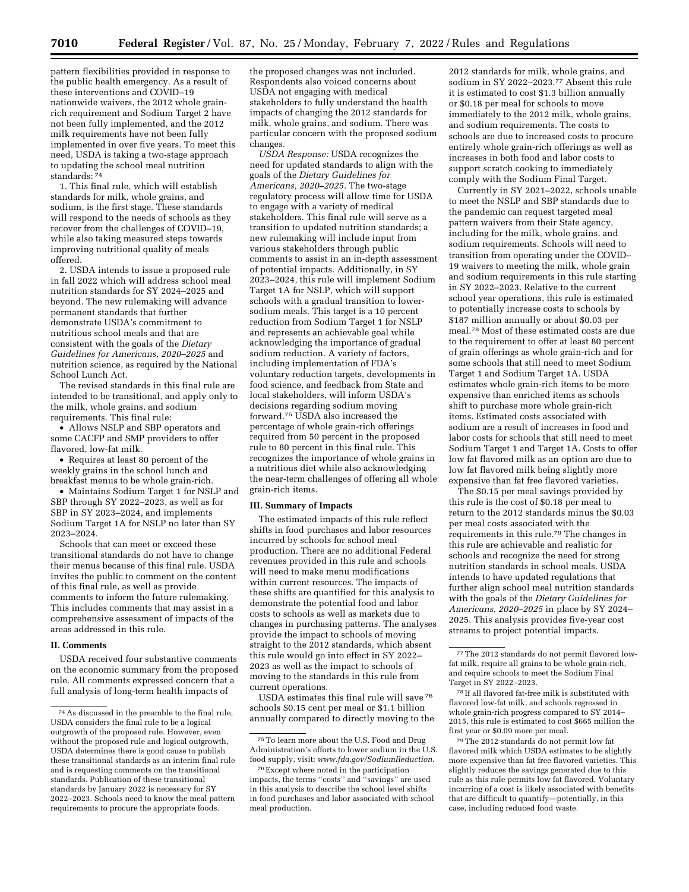pattern flexibilities provided in response to the public health emergency. As a result of these interventions and COVID–19 nationwide waivers, the 2012 whole grain-rich requirement and Sodium Target 2 have not been fully implemented, and the 2012 milk requirements have not been fully implemented in over five years. To meet this need, USDA is taking a two-stage approach to updating the school meal nutrition standards:[74]

1. This final rule, which will establish standards for milk, whole grains, and sodium, is the first stage. These standards will respond to the needs of schools as they recover from the challenges of COVID–19, while also taking measured steps towards improving nutritional quality of meals offered.

2. USDA intends to issue a proposed rule in fall 2022 which will address school meal nutrition standards for SY 2024–2025 and beyond. The new rulemaking will advance permanent standards that further demonstrate USDA's commitment to nutritious school meals and that are consistent with the goals of the *Dietary Guidelines for Americans, 2020–2025* and nutrition science, as required by the National School Lunch Act.

The revised standards in this final rule are intended to be transitional, and apply only to the milk, whole grains, and sodium requirements. This final rule:

- Allows NSLP and SBP operators and some CACFP and SMP providers to offer flavored, low-fat milk.
- Requires at least 80 percent of the weekly grains in the school lunch and breakfast menus to be whole grain-rich.
- Maintains Sodium Target 1 for NSLP and SBP through SY 2022–2023, as well as for SBP in SY 2023–2024, and implements Sodium Target 1A for NSLP no later than SY 2023–2024.

Schools that can meet or exceed these transitional standards do not have to change their menus because of this final rule. USDA invites the public to comment on the content of this final rule, as well as provide comments to inform the future rulemaking. This includes comments that may assist in a comprehensive assessment of impacts of the areas addressed in this rule.

## II. Comments

USDA received four substantive comments on the economic summary from the proposed rule. All comments expressed concern that a full analysis of long-term health impacts of the proposed changes was not included. Respondents also voiced concerns about USDA not engaging with medical stakeholders to fully understand the health impacts of changing the 2012 standards for milk, whole grains, and sodium. There was particular concern with the proposed sodium changes.

*USDA Response:* USDA recognizes the need for updated standards to align with the goals of the *Dietary Guidelines for Americans, 2020–2025.* The two-stage regulatory process will allow time for USDA to engage with a variety of medical stakeholders. This final rule will serve as a transition to updated nutrition standards; a new rulemaking will include input from various stakeholders through public comments to assist in an in-depth assessment of potential impacts. Additionally, in SY 2023–2024, this rule will implement Sodium Target 1A for NSLP, which will support schools with a gradual transition to lower-sodium meals. This target is a 10 percent reduction from Sodium Target 1 for NSLP and represents an achievable goal while acknowledging the importance of gradual sodium reduction. A variety of factors, including implementation of FDA's voluntary reduction targets, developments in food science, and feedback from State and local stakeholders, will inform USDA's decisions regarding sodium moving forward.[75] USDA also increased the percentage of whole grain-rich offerings required from 50 percent in the proposed rule to 80 percent in this final rule. This recognizes the importance of whole grains in a nutritious diet while also acknowledging the near-term challenges of offering all whole grain-rich items.

## III. Summary of Impacts

The estimated impacts of this rule reflect shifts in food purchases and labor resources incurred by schools for school meal production. There are no additional Federal revenues provided in this rule and schools will need to make menu modifications within current resources. The impacts of these shifts are quantified for this analysis to demonstrate the potential food and labor costs to schools as well as markets due to changes in purchasing patterns. The analyses provide the impact to schools of moving straight to the 2012 standards, which absent this rule would go into effect in SY 2022–2023 as well as the impact to schools of moving to the standards in this rule from current operations.

USDA estimates this final rule will save[76] schools $0.15 cent per meal or $1.1 billion annually compared to directly moving to the 2012 standards for milk, whole grains, and sodium in SY 2022–2023.[77] Absent this rule it is estimated to cost $1.3 billion annually or $0.18 per meal for schools to move immediately to the 2012 milk, whole grains, and sodium requirements. The costs to schools are due to increased costs to procure entirely whole grain-rich offerings as well as increases in both food and labor costs to support scratch cooking to immediately comply with the Sodium Final Target.

Currently in SY 2021–2022, schools unable to meet the NSLP and SBP standards due to the pandemic can request targeted meal pattern waivers from their State agency, including for the milk, whole grains, and sodium requirements. Schools will need to transition from operating under the COVID–19 waivers to meeting the milk, whole grain and sodium requirements in this rule starting in SY 2022–2023. Relative to the current school year operations, this rule is estimated to potentially increase costs to schools by $187 million annually or about $0.03 per meal.[78] Most of these estimated costs are due to the requirement to offer at least 80 percent of grain offerings as whole grain-rich and for some schools that still need to meet Sodium Target 1 and Sodium Target 1A. USDA estimates whole grain-rich items to be more expensive than enriched items as schools shift to purchase more whole grain-rich items. Estimated costs associated with sodium are a result of increases in food and labor costs for schools that still need to meet Sodium Target 1 and Target 1A. Costs to offer low fat flavored milk as an option are due to low fat flavored milk being slightly more expensive than fat free flavored varieties.

The $0.15 per meal savings provided by this rule is the cost of $0.18 per meal to return to the 2012 standards minus the $0.03 per meal costs associated with the requirements in this rule.[79] The changes in this rule are achievable and realistic for schools and recognize the need for strong nutrition standards in school meals. USDA intends to have updated regulations that further align school meal nutrition standards with the goals of the *Dietary Guidelines for Americans, 2020–2025* in place by SY 2024–2025. This analysis provides five-year cost streams to project potential impacts.

---

[74] As discussed in the preamble to the final rule, USDA considers the final rule to be a logical outgrowth of the proposed rule. However, even without the proposed rule and logical outgrowth, USDA determines there is good cause to publish these transitional standards as an interim final rule and is requesting comments on the transitional standards. Publication of these transitional standards by January 2022 is necessary for SY 2022–2023. Schools need to know the meal pattern requirements to procure the appropriate foods.

[75] To learn more about the U.S. Food and Drug Administration's efforts to lower sodium in the U.S. food supply, visit: *www.fda.gov/SodiumReduction.*

[76] Except where noted in the participation impacts, the terms ''costs'' and ''savings'' are used in this analysis to describe the school level shifts in food purchases and labor associated with school meal production.

[77] The 2012 standards do not permit flavored low-fat milk, require all grains to be whole grain-rich, and require schools to meet the Sodium Final Target in SY 2022–2023.

[78] If all flavored fat-free milk is substituted with flavored low-fat milk, and schools regressed in whole grain-rich progress compared to SY 2014–2015, this rule is estimated to cost $665 million the first year or $0.09 more per meal.

[79] The 2012 standards do not permit low fat flavored milk which USDA estimates to be slightly more expensive than fat free flavored varieties. This slightly reduces the savings generated due to this rule as this rule permits low fat flavored. Voluntary incurring of a cost is likely associated with benefits that are difficult to quantify—potentially, in this case, including reduced food waste.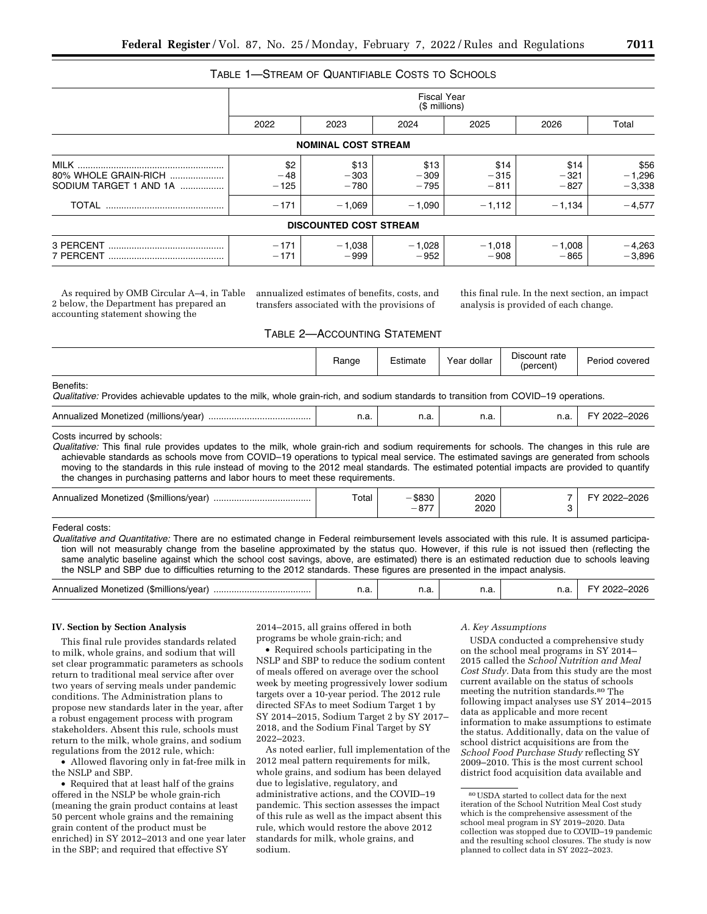TABLE 1—STREAM OF QUANTIFIABLE COSTS TO SCHOOLS

| | Fiscal Year ($ millions) | | | | | |
|---|---|---|---|---|---|---|
| | 2022 | 2023 | 2024 | 2025 | 2026 | Total |
| **NOMINAL COST STREAM** | | | | | | |
| MILK | $2 | $13 | $13 | $14 | $14 | $56 |
| 80% WHOLE GRAIN-RICH | −48 | −303 | −309 | −315 | −321 | −1,296 |
| SODIUM TARGET 1 AND 1A | −125 | −780 | −795 | −811 | −827 | −3,338 |
| TOTAL | −171 | −1,069 | −1,090 | −1,112 | −1,134 | −4,577 |
| **DISCOUNTED COST STREAM** | | | | | | |
| 3 PERCENT | −171 | −1,038 | −1,028 | −1,018 | −1,008 | −4,263 |
| 7 PERCENT | −171 | −999 | −952 | −908 | −865 | −3,896 |

As required by OMB Circular A–4, in Table 2 below, the Department has prepared an accounting statement showing the annualized estimates of benefits, costs, and transfers associated with the provisions of this final rule. In the next section, an impact analysis is provided of each change.

TABLE 2—ACCOUNTING STATEMENT

| | Range | Estimate | Year dollar | Discount rate (percent) | Period covered |
|---|---|---|---|---|---|
| Benefits: *Qualitative:* Provides achievable updates to the milk, whole grain-rich, and sodium standards to transition from COVID–19 operations. | | | | | |
| Annualized Monetized (millions/year) | n.a. | n.a. | n.a. | n.a. | FY 2022–2026 |
| Costs incurred by schools: *Qualitative:* This final rule provides updates to the milk, whole grain-rich and sodium requirements for schools. The changes in this rule are achievable standards as schools move from COVID–19 operations to typical meal service. The estimated savings are generated from schools moving to the standards in this rule instead of moving to the 2012 meal standards. The estimated potential impacts are provided to quantify the changes in purchasing patterns and labor hours to meet these requirements. | | | | | |
| Annualized Monetized ($millions/year) | Total | −$830<br>−877 | 2020<br>2020 | 7<br>3 | FY 2022–2026 |
| Federal costs: *Qualitative and Quantitative:* There are no estimated change in Federal reimbursement levels associated with this rule. It is assumed participation will not measurably change from the baseline approximated by the status quo. However, if this rule is not issued then (reflecting the same analytic baseline against which the school cost savings, above, are estimated) there is an estimated reduction due to schools leaving the NSLP and SBP due to difficulties returning to the 2012 standards. These figures are presented in the impact analysis. | | | | | |
| Annualized Monetized ($millions/year) | n.a. | n.a. | n.a. | n.a. | FY 2022–2026 |

## IV. Section by Section Analysis

This final rule provides standards related to milk, whole grains, and sodium that will set clear programmatic parameters as schools return to traditional meal service after over two years of serving meals under pandemic conditions. The Administration plans to propose new standards later in the year, after a robust engagement process with program stakeholders. Absent this rule, schools must return to the milk, whole grains, and sodium regulations from the 2012 rule, which:

- Allowed flavoring only in fat-free milk in the NSLP and SBP.
- Required that at least half of the grains offered in the NSLP be whole grain-rich (meaning the grain product contains at least 50 percent whole grains and the remaining grain content of the product must be enriched) in SY 2012–2013 and one year later in the SBP; and required that effective SY 2014–2015, all grains offered in both programs be whole grain-rich; and
- Required schools participating in the NSLP and SBP to reduce the sodium content of meals offered on average over the school week by meeting progressively lower sodium targets over a 10-year period. The 2012 rule directed SFAs to meet Sodium Target 1 by SY 2014–2015, Sodium Target 2 by SY 2017–2018, and the Sodium Final Target by SY 2022–2023.

As noted earlier, full implementation of the 2012 meal pattern requirements for milk, whole grains, and sodium has been delayed due to legislative, regulatory, and administrative actions, and the COVID–19 pandemic. This section assesses the impact of this rule as well as the impact absent this rule, which would restore the above 2012 standards for milk, whole grains, and sodium.

### *A. Key Assumptions*

USDA conducted a comprehensive study on the school meal programs in SY 2014–2015 called the *School Nutrition and Meal Cost Study.* Data from this study are the most current available on the status of schools meeting the nutrition standards.[80] The following impact analyses use SY 2014–2015 data as applicable and more recent information to make assumptions to estimate the status. Additionally, data on the value of school district acquisitions are from the *School Food Purchase Study* reflecting SY 2009–2010. This is the most current school district food acquisition data available and

[80] USDA started to collect data for the next iteration of the School Nutrition Meal Cost study which is the comprehensive assessment of the school meal program in SY 2019–2020. Data collection was stopped due to COVID–19 pandemic and the resulting school closures. The study is now planned to collect data in SY 2022–2023.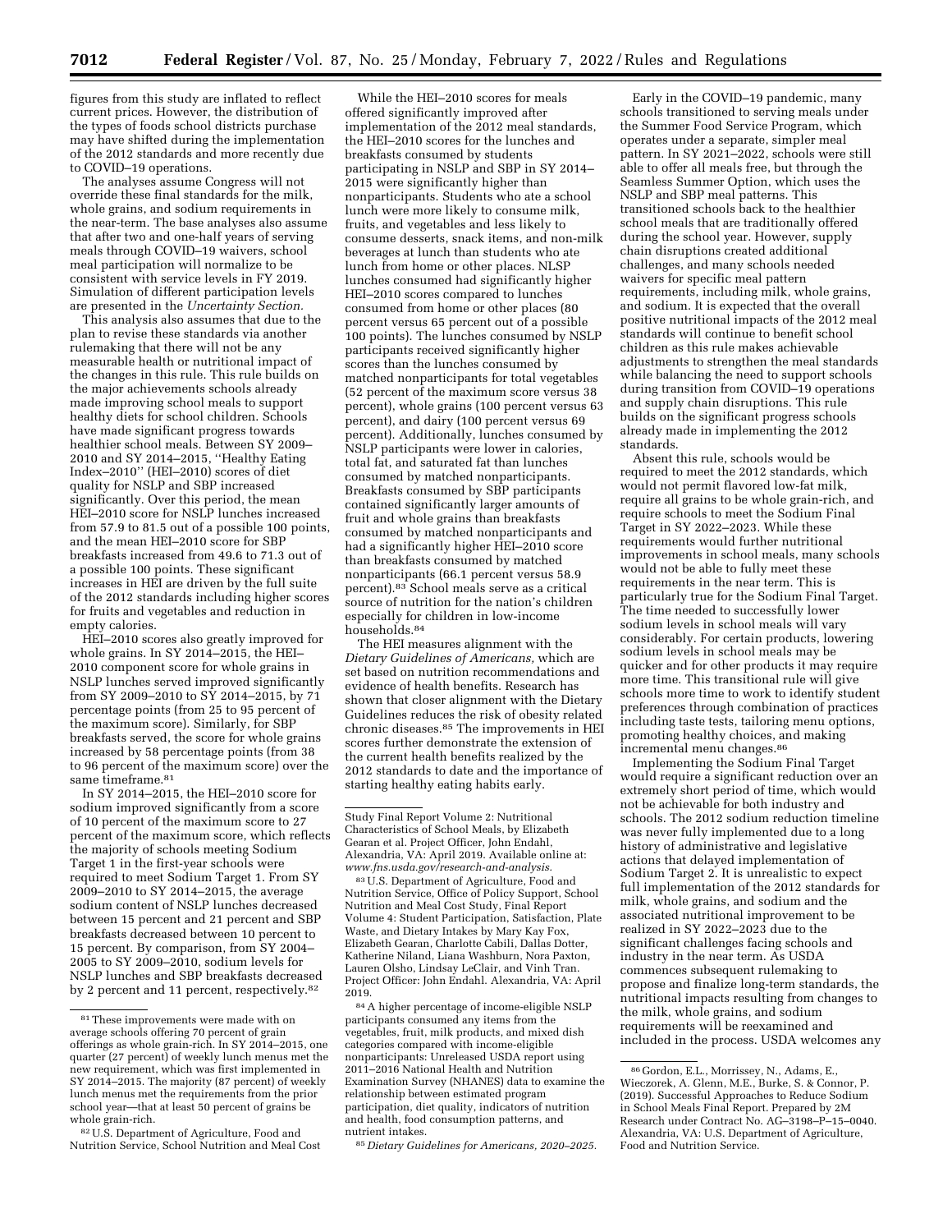figures from this study are inflated to reflect current prices. However, the distribution of the types of foods school districts purchase may have shifted during the implementation of the 2012 standards and more recently due to COVID–19 operations.

The analyses assume Congress will not override these final standards for the milk, whole grains, and sodium requirements in the near-term. The base analyses also assume that after two and one-half years of serving meals through COVID–19 waivers, school meal participation will normalize to be consistent with service levels in FY 2019. Simulation of different participation levels are presented in the *Uncertainty Section.*

This analysis also assumes that due to the plan to revise these standards via another rulemaking that there will not be any measurable health or nutritional impact of the changes in this rule. This rule builds on the major achievements schools already made improving school meals to support healthy diets for school children. Schools have made significant progress towards healthier school meals. Between SY 2009–2010 and SY 2014–2015, ''Healthy Eating Index–2010'' (HEI–2010) scores of diet quality for NSLP and SBP increased significantly. Over this period, the mean HEI–2010 score for NSLP lunches increased from 57.9 to 81.5 out of a possible 100 points, and the mean HEI–2010 score for SBP breakfasts increased from 49.6 to 71.3 out of a possible 100 points. These significant increases in HEI are driven by the full suite of the 2012 standards including higher scores for fruits and vegetables and reduction in empty calories.

HEI–2010 scores also greatly improved for whole grains. In SY 2014–2015, the HEI–2010 component score for whole grains in NSLP lunches served improved significantly from SY 2009–2010 to SY 2014–2015, by 71 percentage points (from 25 to 95 percent of the maximum score). Similarly, for SBP breakfasts served, the score for whole grains increased by 58 percentage points (from 38 to 96 percent of the maximum score) over the same timeframe.[81]

In SY 2014–2015, the HEI–2010 score for sodium improved significantly from a score of 10 percent of the maximum score to 27 percent of the maximum score, which reflects the majority of schools meeting Sodium Target 1 in the first-year schools were required to meet Sodium Target 1. From SY 2009–2010 to SY 2014–2015, the average sodium content of NSLP lunches decreased between 15 percent and 21 percent and SBP breakfasts decreased between 10 percent to 15 percent. By comparison, from SY 2004–2005 to SY 2009–2010, sodium levels for NSLP lunches and SBP breakfasts decreased by 2 percent and 11 percent, respectively.[82]

While the HEI–2010 scores for meals offered significantly improved after implementation of the 2012 meal standards, the HEI–2010 scores for the lunches and breakfasts consumed by students participating in NSLP and SBP in SY 2014–2015 were significantly higher than nonparticipants. Students who ate a school lunch were more likely to consume milk, fruits, and vegetables and less likely to consume desserts, snack items, and non-milk beverages at lunch than students who ate lunch from home or other places. NLSP lunches consumed had significantly higher HEI–2010 scores compared to lunches consumed from home or other places (80 percent versus 65 percent out of a possible 100 points). The lunches consumed by NSLP participants received significantly higher scores than the lunches consumed by matched nonparticipants for total vegetables (52 percent of the maximum score versus 38 percent), whole grains (100 percent versus 63 percent), and dairy (100 percent versus 69 percent). Additionally, lunches consumed by NSLP participants were lower in calories, total fat, and saturated fat than lunches consumed by matched nonparticipants. Breakfasts consumed by SBP participants contained significantly larger amounts of fruit and whole grains than breakfasts consumed by matched nonparticipants and had a significantly higher HEI–2010 score than breakfasts consumed by matched nonparticipants (66.1 percent versus 58.9 percent).[83] School meals serve as a critical source of nutrition for the nation's children especially for children in low-income households.[84]

The HEI measures alignment with the *Dietary Guidelines of Americans,* which are set based on nutrition recommendations and evidence of health benefits. Research has shown that closer alignment with the Dietary Guidelines reduces the risk of obesity related chronic diseases.[85] The improvements in HEI scores further demonstrate the extension of the current health benefits realized by the 2012 standards to date and the importance of starting healthy eating habits early.

Early in the COVID–19 pandemic, many schools transitioned to serving meals under the Summer Food Service Program, which operates under a separate, simpler meal pattern. In SY 2021–2022, schools were still able to offer all meals free, but through the Seamless Summer Option, which uses the NSLP and SBP meal patterns. This transitioned schools back to the healthier school meals that are traditionally offered during the school year. However, supply chain disruptions created additional challenges, and many schools needed waivers for specific meal pattern requirements, including milk, whole grains, and sodium. It is expected that the overall positive nutritional impacts of the 2012 meal standards will continue to benefit school children as this rule makes achievable adjustments to strengthen the meal standards while balancing the need to support schools during transition from COVID–19 operations and supply chain disruptions. This rule builds on the significant progress schools already made in implementing the 2012 standards.

Absent this rule, schools would be required to meet the 2012 standards, which would not permit flavored low-fat milk, require all grains to be whole grain-rich, and require schools to meet the Sodium Final Target in SY 2022–2023. While these requirements would further nutritional improvements in school meals, many schools would not be able to fully meet these requirements in the near term. This is particularly true for the Sodium Final Target. The time needed to successfully lower sodium levels in school meals will vary considerably. For certain products, lowering sodium levels in school meals may be quicker and for other products it may require more time. This transitional rule will give schools more time to work to identify student preferences through combination of practices including taste tests, tailoring menu options, promoting healthy choices, and making incremental menu changes.[86]

Implementing the Sodium Final Target would require a significant reduction over an extremely short period of time, which would not be achievable for both industry and schools. The 2012 sodium reduction timeline was never fully implemented due to a long history of administrative and legislative actions that delayed implementation of Sodium Target 2. It is unrealistic to expect full implementation of the 2012 standards for milk, whole grains, and sodium and the associated nutritional improvement to be realized in SY 2022–2023 due to the significant challenges facing schools and industry in the near term. As USDA commences subsequent rulemaking to propose and finalize long-term standards, the nutritional impacts resulting from changes to the milk, whole grains, and sodium requirements will be reexamined and included in the process. USDA welcomes any

---

[81] These improvements were made with on average schools offering 70 percent of grain offerings as whole grain-rich. In SY 2014–2015, one quarter (27 percent) of weekly lunch menus met the new requirement, which was first implemented in SY 2014–2015. The majority (87 percent) of weekly lunch menus met the requirements from the prior school year—that at least 50 percent of grains be whole grain-rich.

[82] U.S. Department of Agriculture, Food and Nutrition Service, School Nutrition and Meal Cost Study Final Report Volume 2: Nutritional Characteristics of School Meals, by Elizabeth Gearan et al. Project Officer, John Endahl, Alexandria, VA: April 2019. Available online at: *www.fns.usda.gov/research-and-analysis.*

[83] U.S. Department of Agriculture, Food and Nutrition Service, Office of Policy Support, School Nutrition and Meal Cost Study, Final Report Volume 4: Student Participation, Satisfaction, Plate Waste, and Dietary Intakes by Mary Kay Fox, Elizabeth Gearan, Charlotte Cabili, Dallas Dotter, Katherine Niland, Liana Washburn, Nora Paxton, Lauren Olsho, Lindsay LeClair, and Vinh Tran. Project Officer: John Endahl. Alexandria, VA: April 2019.

[84] A higher percentage of income-eligible NSLP participants consumed any items from the vegetables, fruit, milk products, and mixed dish categories compared with income-eligible nonparticipants: Unreleased USDA report using 2011–2016 National Health and Nutrition Examination Survey (NHANES) data to examine the relationship between estimated program participation, diet quality, indicators of nutrition and health, food consumption patterns, and nutrient intakes.

[85] *Dietary Guidelines for Americans, 2020–2025.*

[86] Gordon, E.L., Morrissey, N., Adams, E., Wieczorek, A. Glenn, M.E., Burke, S. & Connor, P. (2019). Successful Approaches to Reduce Sodium in School Meals Final Report. Prepared by 2M Research under Contract No. AG–3198–P–15–0040. Alexandria, VA: U.S. Department of Agriculture, Food and Nutrition Service.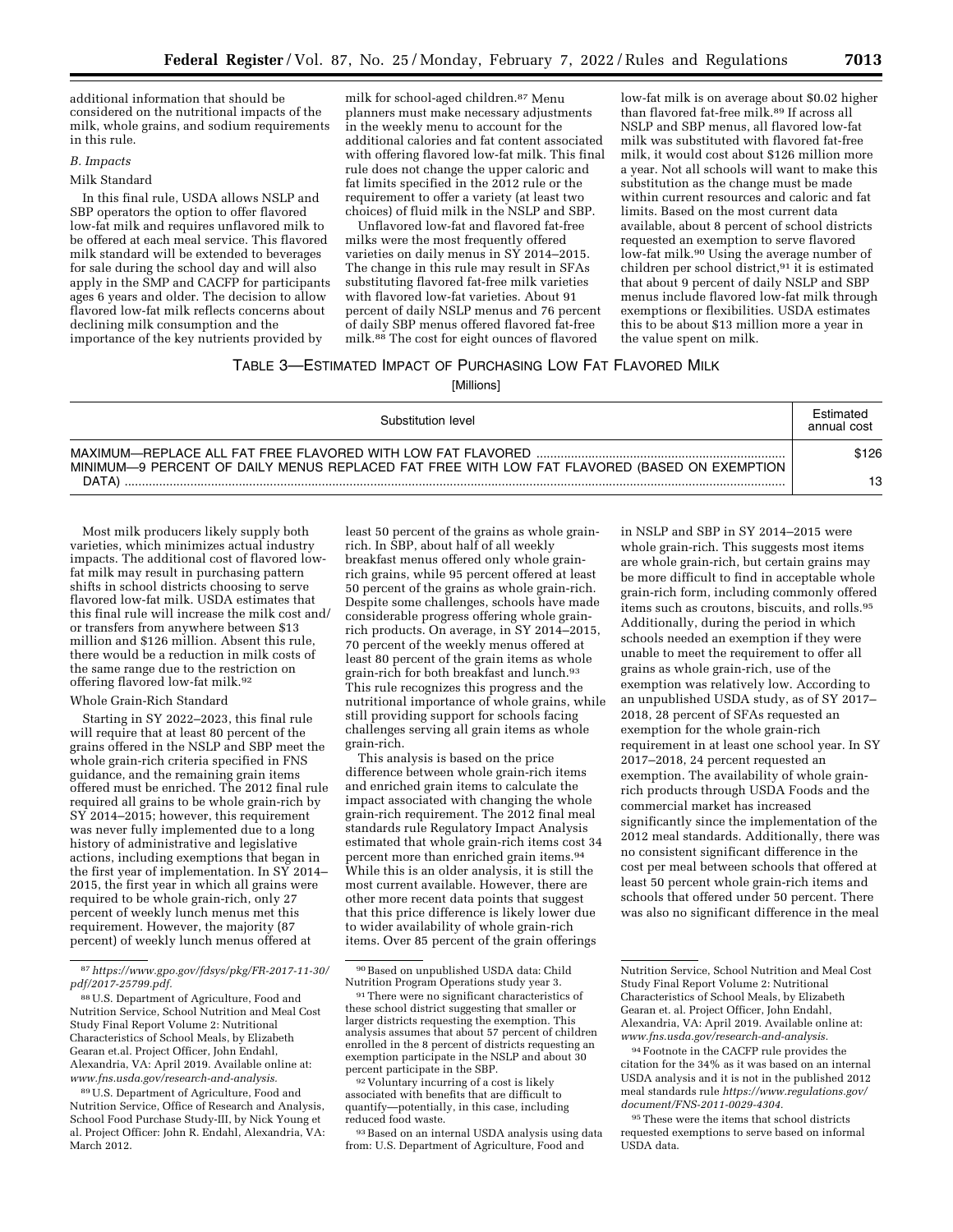additional information that should be considered on the nutritional impacts of the milk, whole grains, and sodium requirements in this rule.

### *B. Impacts*

#### Milk Standard

In this final rule, USDA allows NSLP and SBP operators the option to offer flavored low-fat milk and requires unflavored milk to be offered at each meal service. This flavored milk standard will be extended to beverages for sale during the school day and will also apply in the SMP and CACFP for participants ages 6 years and older. The decision to allow flavored low-fat milk reflects concerns about declining milk consumption and the importance of the key nutrients provided by milk for school-aged children.[87] Menu planners must make necessary adjustments in the weekly menu to account for the additional calories and fat content associated with offering flavored low-fat milk. This final rule does not change the upper caloric and fat limits specified in the 2012 rule or the requirement to offer a variety (at least two choices) of fluid milk in the NSLP and SBP.

Unflavored low-fat and flavored fat-free milks were the most frequently offered varieties on daily menus in SY 2014–2015. The change in this rule may result in SFAs substituting flavored fat-free milk varieties with flavored low-fat varieties. About 91 percent of daily NSLP menus and 76 percent of daily SBP menus offered flavored fat-free milk.[88] The cost for eight ounces of flavored low-fat milk is on average about $0.02 higher than flavored fat-free milk.[89] If across all NSLP and SBP menus, all flavored low-fat milk was substituted with flavored fat-free milk, it would cost about $126 million more a year. Not all schools will want to make this substitution as the change must be made within current resources and caloric and fat limits. Based on the most current data available, about 8 percent of school districts requested an exemption to serve flavored low-fat milk.[90] Using the average number of children per school district,[91] it is estimated that about 9 percent of daily NSLP and SBP menus include flavored low-fat milk through exemptions or flexibilities. USDA estimates this to be about $13 million more a year in the value spent on milk.

TABLE 3—ESTIMATED IMPACT OF PURCHASING LOW FAT FLAVORED MILK

[Millions]

| Substitution level | Estimated annual cost |
|---|---|
| MAXIMUM—REPLACE ALL FAT FREE FLAVORED WITH LOW FAT FLAVORED | $126 |
| MINIMUM—9 PERCENT OF DAILY MENUS REPLACED FAT FREE WITH LOW FAT FLAVORED (BASED ON EXEMPTION DATA) | 13 |

Most milk producers likely supply both varieties, which minimizes actual industry impacts. The additional cost of flavored low-fat milk may result in purchasing pattern shifts in school districts choosing to serve flavored low-fat milk. USDA estimates that this final rule will increase the milk cost and/or transfers from anywhere between $13 million and $126 million. Absent this rule, there would be a reduction in milk costs of the same range due to the restriction on offering flavored low-fat milk.[92]

#### Whole Grain-Rich Standard

Starting in SY 2022–2023, this final rule will require that at least 80 percent of the grains offered in the NSLP and SBP meet the whole grain-rich criteria specified in FNS guidance, and the remaining grain items offered must be enriched. The 2012 final rule required all grains to be whole grain-rich by SY 2014–2015; however, this requirement was never fully implemented due to a long history of administrative and legislative actions, including exemptions that began in the first year of implementation. In SY 2014–2015, the first year in which all grains were required to be whole grain-rich, only 27 percent of weekly lunch menus met this requirement. However, the majority (87 percent) of weekly lunch menus offered at least 50 percent of the grains as whole grain-rich. In SBP, about half of all weekly breakfast menus offered only whole grain-rich grains, while 95 percent offered at least 50 percent of the grains as whole grain-rich. Despite some challenges, schools have made considerable progress offering whole grain-rich products. On average, in SY 2014–2015, 70 percent of the weekly menus offered at least 80 percent of the grain items as whole grain-rich for both breakfast and lunch.[93] This rule recognizes this progress and the nutritional importance of whole grains, while still providing support for schools facing challenges serving all grain items as whole grain-rich.

This analysis is based on the price difference between whole grain-rich items and enriched grain items to calculate the impact associated with changing the whole grain-rich requirement. The 2012 final meal standards rule Regulatory Impact Analysis estimated that whole grain-rich items cost 34 percent more than enriched grain items.[94] While this is an older analysis, it is still the most current available. However, there are other more recent data points that suggest that this price difference is likely lower due to wider availability of whole grain-rich items. Over 85 percent of the grain offerings in NSLP and SBP in SY 2014–2015 were whole grain-rich. This suggests most items are whole grain-rich, but certain grains may be more difficult to find in acceptable whole grain-rich form, including commonly offered items such as croutons, biscuits, and rolls.[95] Additionally, during the period in which schools needed an exemption if they were unable to meet the requirement to offer all grains as whole grain-rich, use of the exemption was relatively low. According to an unpublished USDA study, as of SY 2017–2018, 28 percent of SFAs requested an exemption for the whole grain-rich requirement in at least one school year. In SY 2017–2018, 24 percent requested an exemption. The availability of whole grain-rich products through USDA Foods and the commercial market has increased significantly since the implementation of the 2012 meal standards. Additionally, there was no consistent significant difference in the cost per meal between schools that offered at least 50 percent whole grain-rich items and schools that offered under 50 percent. There was also no significant difference in the meal

---

[87] *https://www.gpo.gov/fdsys/pkg/FR-2017-11-30/pdf/2017-25799.pdf.*

[88] U.S. Department of Agriculture, Food and Nutrition Service, School Nutrition and Meal Cost Study Final Report Volume 2: Nutritional Characteristics of School Meals, by Elizabeth Gearan et.al. Project Officer, John Endahl, Alexandria, VA: April 2019. Available online at: *www.fns.usda.gov/research-and-analysis.*

[89] U.S. Department of Agriculture, Food and Nutrition Service, Office of Research and Analysis, School Food Purchase Study-III, by Nick Young et al. Project Officer: John R. Endahl, Alexandria, VA: March 2012.

[90] Based on unpublished USDA data: Child Nutrition Program Operations study year 3.

[91] There were no significant characteristics of these school district suggesting that smaller or larger districts requesting the exemption. This analysis assumes that about 57 percent of children enrolled in the 8 percent of districts requesting an exemption participate in the NSLP and about 30 percent participate in the SBP.

[92] Voluntary incurring of a cost is likely associated with benefits that are difficult to quantify—potentially, in this case, including reduced food waste.

[93] Based on an internal USDA analysis using data from: U.S. Department of Agriculture, Food and Nutrition Service, School Nutrition and Meal Cost Study Final Report Volume 2: Nutritional Characteristics of School Meals, by Elizabeth Gearan et. al. Project Officer, John Endahl, Alexandria, VA: April 2019. Available online at: *www.fns.usda.gov/research-and-analysis.*

[94] Footnote in the CACFP rule provides the citation for the 34% as it was based on an internal USDA analysis and it is not in the published 2012 meal standards rule *https://www.regulations.gov/document/FNS-2011-0029-4304.*

[95] These were the items that school districts requested exemptions to serve based on informal USDA data.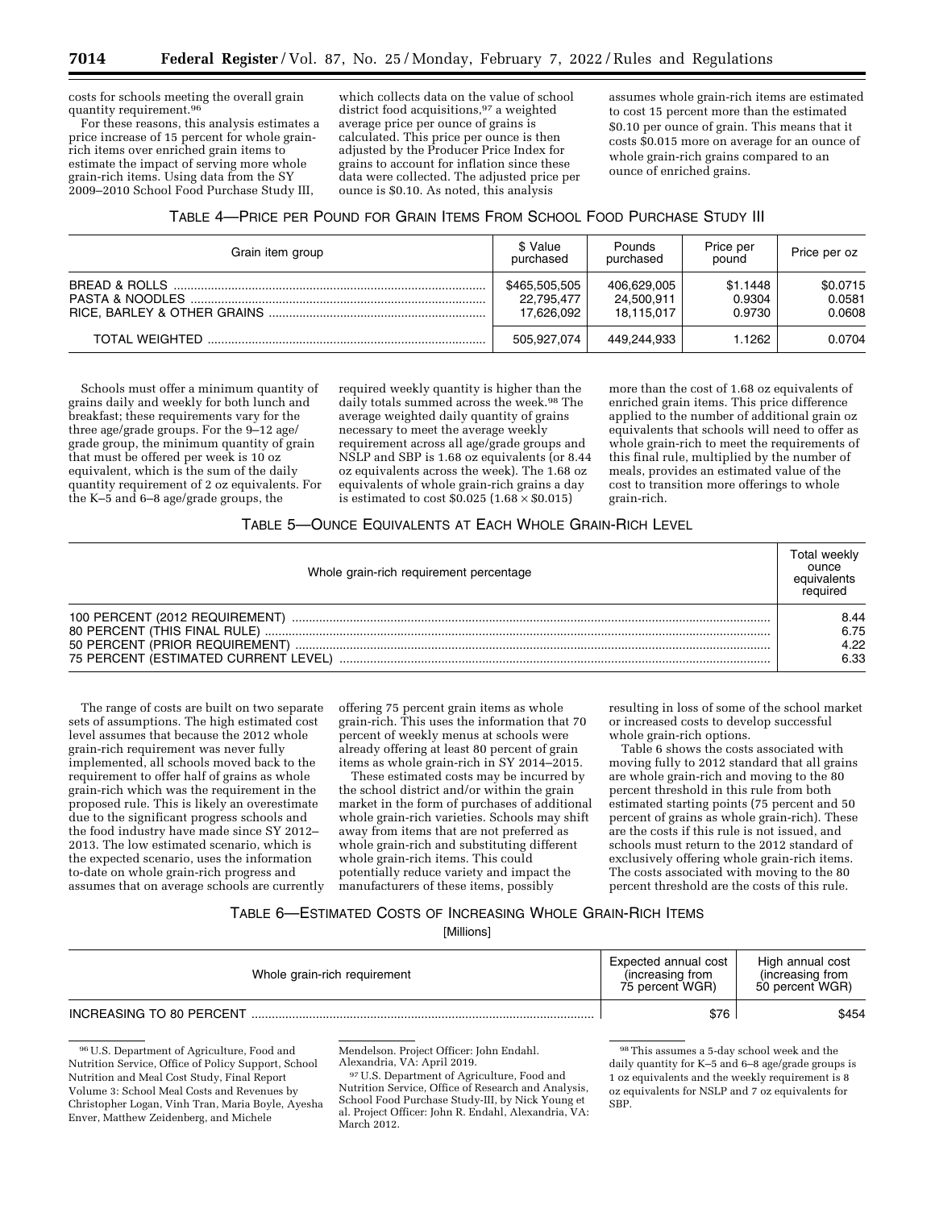costs for schools meeting the overall grain quantity requirement.[96]

For these reasons, this analysis estimates a price increase of 15 percent for whole grain-rich items over enriched grain items to estimate the impact of serving more whole grain-rich items. Using data from the SY 2009–2010 School Food Purchase Study III, which collects data on the value of school district food acquisitions,[97] a weighted average price per ounce of grains is calculated. This price per ounce is then adjusted by the Producer Price Index for grains to account for inflation since these data were collected. The adjusted price per ounce is $0.10. As noted, this analysis assumes whole grain-rich items are estimated to cost 15 percent more than the estimated $0.10 per ounce of grain. This means that it costs $0.015 more on average for an ounce of whole grain-rich grains compared to an ounce of enriched grains.

TABLE 4—PRICE PER POUND FOR GRAIN ITEMS FROM SCHOOL FOOD PURCHASE STUDY III

| Grain item group | $ Value purchased | Pounds purchased | Price per pound | Price per oz |
|---|---|---|---|---|
| BREAD & ROLLS | $465,505,505 | 406,629,005 | $1.1448 | $0.0715 |
| PASTA & NOODLES | 22,795,477 | 24,500,911 | 0.9304 | 0.0581 |
| RICE, BARLEY & OTHER GRAINS | 17,626,092 | 18,115,017 | 0.9730 | 0.0608 |
| TOTAL WEIGHTED | 505,927,074 | 449,244,933 | 1.1262 | 0.0704 |

Schools must offer a minimum quantity of grains daily and weekly for both lunch and breakfast; these requirements vary for the three age/grade groups. For the 9–12 age/grade group, the minimum quantity of grain that must be offered per week is 10 oz equivalent, which is the sum of the daily quantity requirement of 2 oz equivalents. For the K–5 and 6–8 age/grade groups, the required weekly quantity is higher than the daily totals summed across the week.[98] The average weighted daily quantity of grains necessary to meet the average weekly requirement across all age/grade groups and NSLP and SBP is 1.68 oz equivalents (or 8.44 oz equivalents across the week). The 1.68 oz equivalents of whole grain-rich grains a day is estimated to cost $0.025 (1.68 × $0.015) more than the cost of 1.68 oz equivalents of enriched grain items. This price difference applied to the number of additional grain oz equivalents that schools will need to offer as whole grain-rich to meet the requirements of this final rule, multiplied by the number of meals, provides an estimated value of the cost to transition more offerings to whole grain-rich.

TABLE 5—OUNCE EQUIVALENTS AT EACH WHOLE GRAIN-RICH LEVEL

| Whole grain-rich requirement percentage | Total weekly ounce equivalents required |
|---|---|
| 100 PERCENT (2012 REQUIREMENT) | 8.44 |
| 80 PERCENT (THIS FINAL RULE) | 6.75 |
| 50 PERCENT (PRIOR REQUIREMENT) | 4.22 |
| 75 PERCENT (ESTIMATED CURRENT LEVEL) | 6.33 |

The range of costs are built on two separate sets of assumptions. The high estimated cost level assumes that because the 2012 whole grain-rich requirement was never fully implemented, all schools moved back to the requirement to offer half of grains as whole grain-rich which was the requirement in the proposed rule. This is likely an overestimate due to the significant progress schools and the food industry have made since SY 2012–2013. The low estimated scenario, which is the expected scenario, uses the information to-date on whole grain-rich progress and assumes that on average schools are currently offering 75 percent grain items as whole grain-rich. This uses the information that 70 percent of weekly menus at schools were already offering at least 80 percent of grain items as whole grain-rich in SY 2014–2015.

These estimated costs may be incurred by the school district and/or within the grain market in the form of purchases of additional whole grain-rich varieties. Schools may shift away from items that are not preferred as whole grain-rich and substituting different whole grain-rich items. This could potentially reduce variety and impact the manufacturers of these items, possibly resulting in loss of some of the school market or increased costs to develop successful whole grain-rich options.

Table 6 shows the costs associated with moving fully to 2012 standard that all grains are whole grain-rich and moving to the 80 percent threshold in this rule from both estimated starting points (75 percent and 50 percent of grains as whole grain-rich). These are the costs if this rule is not issued, and schools must return to the 2012 standard of exclusively offering whole grain-rich items. The costs associated with moving to the 80 percent threshold are the costs of this rule.

TABLE 6—ESTIMATED COSTS OF INCREASING WHOLE GRAIN-RICH ITEMS

[Millions]

| Whole grain-rich requirement | Expected annual cost (increasing from 75 percent WGR) | High annual cost (increasing from 50 percent WGR) |
|---|---|---|
| INCREASING TO 80 PERCENT | $76 | $454 |

[96] U.S. Department of Agriculture, Food and Nutrition Service, Office of Policy Support, School Nutrition and Meal Cost Study, Final Report Volume 3: School Meal Costs and Revenues by Christopher Logan, Vinh Tran, Maria Boyle, Ayesha Enver, Matthew Zeidenberg, and Michele Mendelson. Project Officer: John Endahl. Alexandria, VA: April 2019.

[97] U.S. Department of Agriculture, Food and Nutrition Service, Office of Research and Analysis, School Food Purchase Study-III, by Nick Young et al. Project Officer: John R. Endahl, Alexandria, VA: March 2012.

[98] This assumes a 5-day school week and the daily quantity for K–5 and 6–8 age/grade groups is 1 oz equivalents and the weekly requirement is 8 oz equivalents for NSLP and 7 oz equivalents for SBP.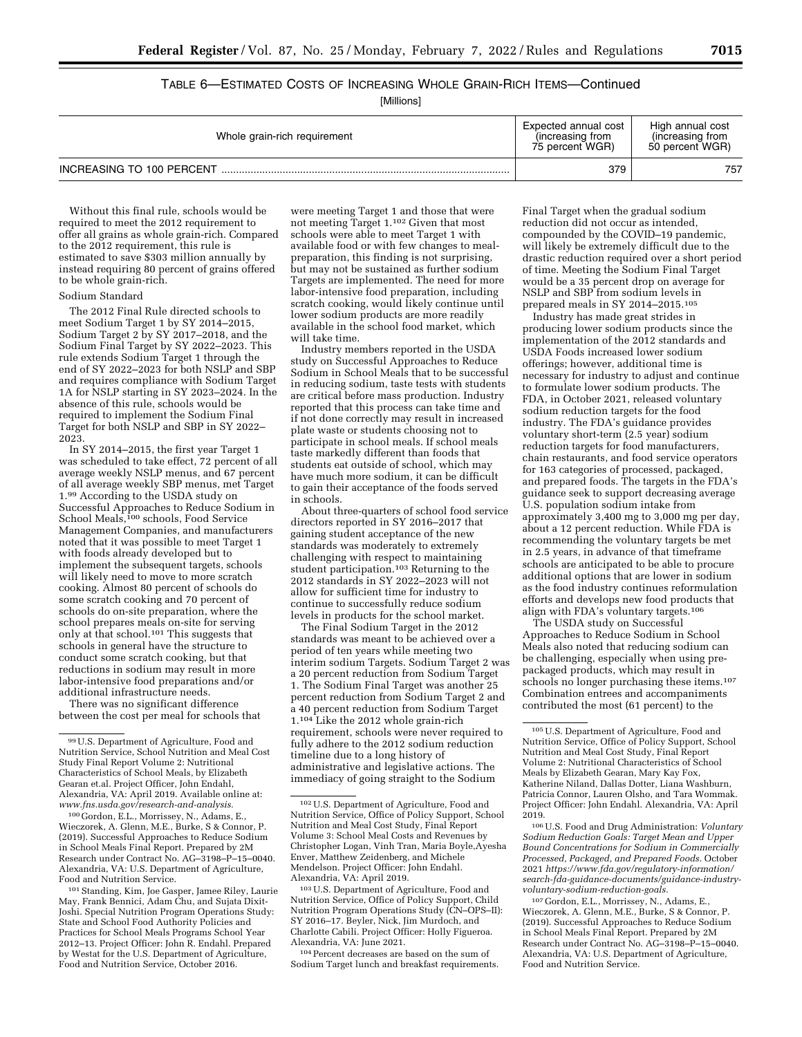TABLE 6—ESTIMATED COSTS OF INCREASING WHOLE GRAIN-RICH ITEMS—Continued

[Millions]

| Whole grain-rich requirement | Expected annual cost (increasing from 75 percent WGR) | High annual cost (increasing from 50 percent WGR) |
|---|---|---|
| INCREASING TO 100 PERCENT | 379 | 757 |

Without this final rule, schools would be required to meet the 2012 requirement to offer all grains as whole grain-rich. Compared to the 2012 requirement, this rule is estimated to save $303 million annually by instead requiring 80 percent of grains offered to be whole grain-rich.

Sodium Standard

The 2012 Final Rule directed schools to meet Sodium Target 1 by SY 2014–2015, Sodium Target 2 by SY 2017–2018, and the Sodium Final Target by SY 2022–2023. This rule extends Sodium Target 1 through the end of SY 2022–2023 for both NSLP and SBP and requires compliance with Sodium Target 1A for NSLP starting in SY 2023–2024. In the absence of this rule, schools would be required to implement the Sodium Final Target for both NSLP and SBP in SY 2022–2023.

In SY 2014–2015, the first year Target 1 was scheduled to take effect, 72 percent of all average weekly NSLP menus, and 67 percent of all average weekly SBP menus, met Target 1.[99] According to the USDA study on Successful Approaches to Reduce Sodium in School Meals,[100] schools, Food Service Management Companies, and manufacturers noted that it was possible to meet Target 1 with foods already developed but to implement the subsequent targets, schools will likely need to move to more scratch cooking. Almost 80 percent of schools do some scratch cooking and 70 percent of schools do on-site preparation, where the school prepares meals on-site for serving only at that school.[101] This suggests that schools in general have the structure to conduct some scratch cooking, but that reductions in sodium may result in more labor-intensive food preparations and/or additional infrastructure needs.

There was no significant difference between the cost per meal for schools that were meeting Target 1 and those that were not meeting Target 1.[102] Given that most schools were able to meet Target 1 with available food or with few changes to meal-preparation, this finding is not surprising, but may not be sustained as further sodium Targets are implemented. The need for more labor-intensive food preparation, including scratch cooking, would likely continue until lower sodium products are more readily available in the school food market, which will take time.

Industry members reported in the USDA study on Successful Approaches to Reduce Sodium in School Meals that to be successful in reducing sodium, taste tests with students are critical before mass production. Industry reported that this process can take time and if not done correctly may result in increased plate waste or students choosing not to participate in school meals. If school meals taste markedly different than foods that students eat outside of school, which may have much more sodium, it can be difficult to gain their acceptance of the foods served in schools.

About three-quarters of school food service directors reported in SY 2016–2017 that gaining student acceptance of the new standards was moderately to extremely challenging with respect to maintaining student participation.[103] Returning to the 2012 standards in SY 2022–2023 will not allow for sufficient time for industry to continue to successfully reduce sodium levels in products for the school market.

The Final Sodium Target in the 2012 standards was meant to be achieved over a period of ten years while meeting two interim sodium Targets. Sodium Target 2 was a 20 percent reduction from Sodium Target 1. The Sodium Final Target was another 25 percent reduction from Sodium Target 2 and a 40 percent reduction from Sodium Target 1.[104] Like the 2012 whole grain-rich requirement, schools were never required to fully adhere to the 2012 sodium reduction timeline due to a long history of administrative and legislative actions. The immediacy of going straight to the Sodium Final Target when the gradual sodium reduction did not occur as intended, compounded by the COVID–19 pandemic, will likely be extremely difficult due to the drastic reduction required over a short period of time. Meeting the Sodium Final Target would be a 35 percent drop on average for NSLP and SBP from sodium levels in prepared meals in SY 2014–2015.[105]

Industry has made great strides in producing lower sodium products since the implementation of the 2012 standards and USDA Foods increased lower sodium offerings; however, additional time is necessary for industry to adjust and continue to formulate lower sodium products. The FDA, in October 2021, released voluntary sodium reduction targets for the food industry. The FDA's guidance provides voluntary short-term (2.5 year) sodium reduction targets for food manufacturers, chain restaurants, and food service operators for 163 categories of processed, packaged, and prepared foods. The targets in the FDA's guidance seek to support decreasing average U.S. population sodium intake from approximately 3,400 mg to 3,000 mg per day, about a 12 percent reduction. While FDA is recommending the voluntary targets be met in 2.5 years, in advance of that timeframe schools are anticipated to be able to procure additional options that are lower in sodium as the food industry continues reformulation efforts and develops new food products that align with FDA's voluntary targets.[106]

The USDA study on Successful Approaches to Reduce Sodium in School Meals also noted that reducing sodium can be challenging, especially when using pre-packaged products, which may result in schools no longer purchasing these items.[107] Combination entrees and accompaniments contributed the most (61 percent) to the

---

[99] U.S. Department of Agriculture, Food and Nutrition Service, School Nutrition and Meal Cost Study Final Report Volume 2: Nutritional Characteristics of School Meals, by Elizabeth Gearan et.al. Project Officer, John Endahl, Alexandria, VA: April 2019. Available online at: *www.fns.usda.gov/research-and-analysis.*

[100] Gordon, E.L., Morrissey, N., Adams, E., Wieczorek, A. Glenn, M.E., Burke, S & Connor, P. (2019). Successful Approaches to Reduce Sodium in School Meals Final Report. Prepared by 2M Research under Contract No. AG–3198–P–15–0040. Alexandria, VA: U.S. Department of Agriculture, Food and Nutrition Service.

[101] Standing, Kim, Joe Gasper, Jamee Riley, Laurie May, Frank Bennici, Adam Chu, and Sujata Dixit-Joshi. Special Nutrition Program Operations Study: State and School Food Authority Policies and Practices for School Meals Programs School Year 2012–13. Project Officer: John R. Endahl. Prepared by Westat for the U.S. Department of Agriculture, Food and Nutrition Service, October 2016.

[102] U.S. Department of Agriculture, Food and Nutrition Service, Office of Policy Support, School Nutrition and Meal Cost Study, Final Report Volume 3: School Meal Costs and Revenues by Christopher Logan, Vinh Tran, Maria Boyle,Ayesha Enver, Matthew Zeidenberg, and Michele Mendelson. Project Officer: John Endahl. Alexandria, VA: April 2019.

[103] U.S. Department of Agriculture, Food and Nutrition Service, Office of Policy Support, Child Nutrition Program Operations Study (CN–OPS–II): SY 2016–17. Beyler, Nick, Jim Murdoch, and Charlotte Cabili. Project Officer: Holly Figueroa. Alexandria, VA: June 2021.

[104] Percent decreases are based on the sum of Sodium Target lunch and breakfast requirements.

[105] U.S. Department of Agriculture, Food and Nutrition Service, Office of Policy Support, School Nutrition and Meal Cost Study, Final Report Volume 2: Nutritional Characteristics of School Meals by Elizabeth Gearan, Mary Kay Fox, Katherine Niland, Dallas Dotter, Liana Washburn, Patricia Connor, Lauren Olsho, and Tara Wommak. Project Officer: John Endahl. Alexandria, VA: April 2019.

[106] U.S. Food and Drug Administration: *Voluntary Sodium Reduction Goals: Target Mean and Upper Bound Concentrations for Sodium in Commercially Processed, Packaged, and Prepared Foods.* October 2021 *https://www.fda.gov/regulatory-information/search-fda-guidance-documents/guidance-industry-voluntary-sodium-reduction-goals.*

[107] Gordon, E.L., Morrissey, N., Adams, E., Wieczorek, A. Glenn, M.E., Burke, S & Connor, P. (2019). Successful Approaches to Reduce Sodium in School Meals Final Report. Prepared by 2M Research under Contract No. AG–3198–P–15–0040. Alexandria, VA: U.S. Department of Agriculture, Food and Nutrition Service.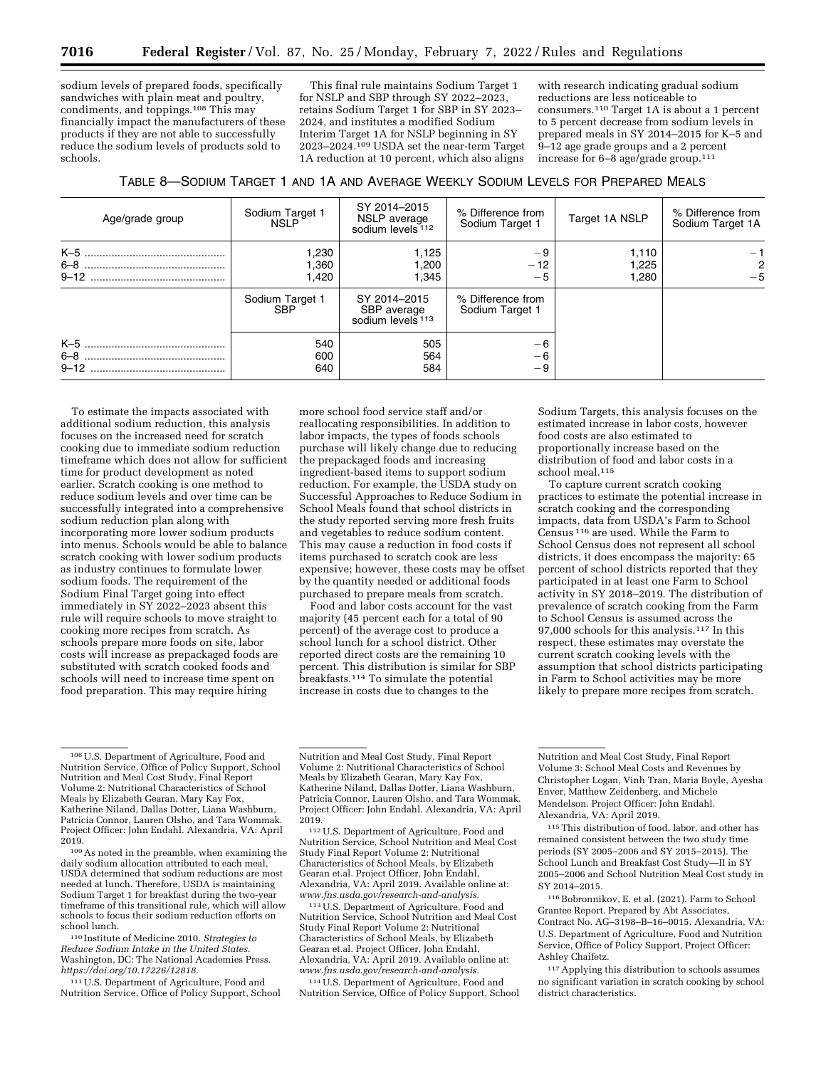sodium levels of prepared foods, specifically sandwiches with plain meat and poultry, condiments, and toppings.[108] This may financially impact the manufacturers of these products if they are not able to successfully reduce the sodium levels of products sold to schools.

This final rule maintains Sodium Target 1 for NSLP and SBP through SY 2022–2023, retains Sodium Target 1 for SBP in SY 2023–2024, and institutes a modified Sodium Interim Target 1A for NSLP beginning in SY 2023–2024.[109] USDA set the near-term Target 1A reduction at 10 percent, which also aligns with research indicating gradual sodium reductions are less noticeable to consumers.[110] Target 1A is about a 1 percent to 5 percent decrease from sodium levels in prepared meals in SY 2014–2015 for K–5 and 9–12 age grade groups and a 2 percent increase for 6–8 age/grade group.[111]

TABLE 8—SODIUM TARGET 1 AND 1A AND AVERAGE WEEKLY SODIUM LEVELS FOR PREPARED MEALS

| Age/grade group | Sodium Target 1 NSLP | SY 2014–2015 NSLP average sodium levels [112] | % Difference from Sodium Target 1 | Target 1A NSLP | % Difference from Sodium Target 1A |
|---|---|---|---|---|---|
| K–5 | 1,230 | 1,125 | −9 | 1,110 | −1 |
| 6–8 | 1,360 | 1,200 | −12 | 1,225 | 2 |
| 9–12 | 1,420 | 1,345 | −5 | 1,280 | −5 |
| | Sodium Target 1 SBP | SY 2014–2015 SBP average sodium levels [113] | % Difference from Sodium Target 1 | | |
| K–5 | 540 | 505 | −6 | | |
| 6–8 | 600 | 564 | −6 | | |
| 9–12 | 640 | 584 | −9 | | |

To estimate the impacts associated with additional sodium reduction, this analysis focuses on the increased need for scratch cooking due to immediate sodium reduction timeframe which does not allow for sufficient time for product development as noted earlier. Scratch cooking is one method to reduce sodium levels and over time can be successfully integrated into a comprehensive sodium reduction plan along with incorporating more lower sodium products into menus. Schools would be able to balance scratch cooking with lower sodium products as industry continues to formulate lower sodium foods. The requirement of the Sodium Final Target going into effect immediately in SY 2022–2023 absent this rule will require schools to move straight to cooking more recipes from scratch. As schools prepare more foods on site, labor costs will increase as prepackaged foods are substituted with scratch cooked foods and schools will need to increase time spent on food preparation. This may require hiring more school food service staff and/or reallocating responsibilities. In addition to labor impacts, the types of foods schools purchase will likely change due to reducing the prepackaged foods and increasing ingredient-based items to support sodium reduction. For example, the USDA study on Successful Approaches to Reduce Sodium in School Meals found that school districts in the study reported serving more fresh fruits and vegetables to reduce sodium content. This may cause a reduction in food costs if items purchased to scratch cook are less expensive; however, these costs may be offset by the quantity needed or additional foods purchased to prepare meals from scratch.

Food and labor costs account for the vast majority (45 percent each for a total of 90 percent) of the average cost to produce a school lunch for a school district. Other reported direct costs are the remaining 10 percent. This distribution is similar for SBP breakfasts.[114] To simulate the potential increase in costs due to changes to the Sodium Targets, this analysis focuses on the estimated increase in labor costs, however food costs are also estimated to proportionally increase based on the distribution of food and labor costs in a school meal.[115]

To capture current scratch cooking practices to estimate the potential increase in scratch cooking and the corresponding impacts, data from USDA's Farm to School Census [116] are used. While the Farm to School Census does not represent all school districts, it does encompass the majority: 65 percent of school districts reported that they participated in at least one Farm to School activity in SY 2018–2019. The distribution of prevalence of scratch cooking from the Farm to School Census is assumed across the 97,000 schools for this analysis.[117] In this respect, these estimates may overstate the current scratch cooking levels with the assumption that school districts participating in Farm to School activities may be more likely to prepare more recipes from scratch.

---

[108] U.S. Department of Agriculture, Food and Nutrition Service, Office of Policy Support, School Nutrition and Meal Cost Study, Final Report Volume 2: Nutritional Characteristics of School Meals by Elizabeth Gearan, Mary Kay Fox, Katherine Niland, Dallas Dotter, Liana Washburn, Patricia Connor, Lauren Olsho, and Tara Wommak. Project Officer: John Endahl. Alexandria, VA: April 2019.

[109] As noted in the preamble, when examining the daily sodium allocation attributed to each meal, USDA determined that sodium reductions are most needed at lunch. Therefore, USDA is maintaining Sodium Target 1 for breakfast during the two-year timeframe of this transitional rule, which will allow schools to focus their sodium reduction efforts on school lunch.

[110] Institute of Medicine 2010. *Strategies to Reduce Sodium Intake in the United States.* Washington, DC: The National Academies Press. *https://doi.org/10.17226/12818.*

[111] U.S. Department of Agriculture, Food and Nutrition Service, Office of Policy Support, School Nutrition and Meal Cost Study, Final Report Volume 2: Nutritional Characteristics of School Meals by Elizabeth Gearan, Mary Kay Fox, Katherine Niland, Dallas Dotter, Liana Washburn, Patricia Connor, Lauren Olsho, and Tara Wommak. Project Officer: John Endahl. Alexandria, VA: April 2019.

[112] U.S. Department of Agriculture, Food and Nutrition Service, School Nutrition and Meal Cost Study Final Report Volume 2: Nutritional Characteristics of School Meals, by Elizabeth Gearan et.al. Project Officer, John Endahl, Alexandria, VA: April 2019. Available online at: *www.fns.usda.gov/research-and-analysis.*

[113] U.S. Department of Agriculture, Food and Nutrition Service, School Nutrition and Meal Cost Study Final Report Volume 2: Nutritional Characteristics of School Meals, by Elizabeth Gearan et.al. Project Officer, John Endahl, Alexandria, VA: April 2019. Available online at: *www.fns.usda.gov/research-and-analysis.*

[114] U.S. Department of Agriculture, Food and Nutrition Service, Office of Policy Support, School Nutrition and Meal Cost Study, Final Report Volume 3: School Meal Costs and Revenues by Christopher Logan, Vinh Tran, Maria Boyle, Ayesha Enver, Matthew Zeidenberg, and Michele Mendelson. Project Officer: John Endahl. Alexandria, VA: April 2019.

[115] This distribution of food, labor, and other has remained consistent between the two study time periods (SY 2005–2006 and SY 2015–2015). The School Lunch and Breakfast Cost Study—II in SY 2005–2006 and School Nutrition Meal Cost study in SY 2014–2015.

[116] Bobronnikov, E. et al. (2021). Farm to School Grantee Report. Prepared by Abt Associates, Contract No. AG–3198–B–16–0015. Alexandria, VA: U.S. Department of Agriculture, Food and Nutrition Service, Office of Policy Support, Project Officer: Ashley Chaifetz.

[117] Applying this distribution to schools assumes no significant variation in scratch cooking by school district characteristics.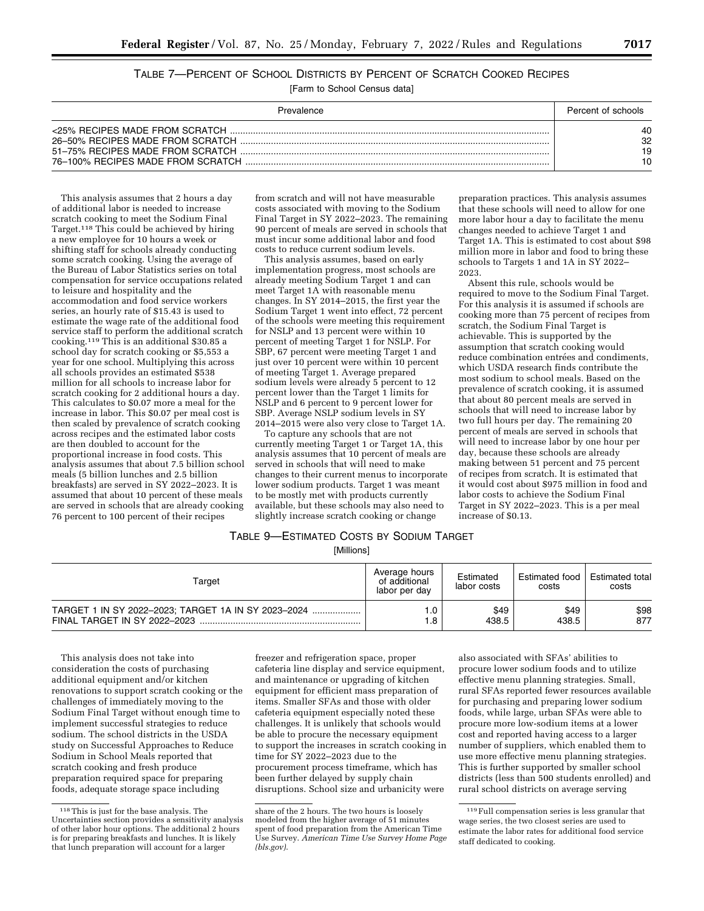### TALBE 7—PERCENT OF SCHOOL DISTRICTS BY PERCENT OF SCRATCH COOKED RECIPES

[Farm to School Census data]

| Prevalence | Percent of schools |
|---|---|
| <25% RECIPES MADE FROM SCRATCH | 40 |
| 26–50% RECIPES MADE FROM SCRATCH | 32 |
| 51–75% RECIPES MADE FROM SCRATCH | 19 |
| 76–100% RECIPES MADE FROM SCRATCH | 10 |

This analysis assumes that 2 hours a day of additional labor is needed to increase scratch cooking to meet the Sodium Final Target.[118] This could be achieved by hiring a new employee for 10 hours a week or shifting staff for schools already conducting some scratch cooking. Using the average of the Bureau of Labor Statistics series on total compensation for service occupations related to leisure and hospitality and the accommodation and food service workers series, an hourly rate of $15.43 is used to estimate the wage rate of the additional food service staff to perform the additional scratch cooking.[119] This is an additional $30.85 a school day for scratch cooking or $5,553 a year for one school. Multiplying this across all schools provides an estimated $538 million for all schools to increase labor for scratch cooking for 2 additional hours a day. This calculates to $0.07 more a meal for the increase in labor. This $0.07 per meal cost is then scaled by prevalence of scratch cooking across recipes and the estimated labor costs are then doubled to account for the proportional increase in food costs. This analysis assumes that about 7.5 billion school meals (5 billion lunches and 2.5 billion breakfasts) are served in SY 2022–2023. It is assumed that about 10 percent of these meals are served in schools that are already cooking 76 percent to 100 percent of their recipes from scratch and will not have measurable costs associated with moving to the Sodium Final Target in SY 2022–2023. The remaining 90 percent of meals are served in schools that must incur some additional labor and food costs to reduce current sodium levels.

This analysis assumes, based on early implementation progress, most schools are already meeting Sodium Target 1 and can meet Target 1A with reasonable menu changes. In SY 2014–2015, the first year the Sodium Target 1 went into effect, 72 percent of the schools were meeting this requirement for NSLP and 13 percent were within 10 percent of meeting Target 1 for NSLP. For SBP, 67 percent were meeting Target 1 and just over 10 percent were within 10 percent of meeting Target 1. Average prepared sodium levels were already 5 percent to 12 percent lower than the Target 1 limits for NSLP and 6 percent to 9 percent lower for SBP. Average NSLP sodium levels in SY 2014–2015 were also very close to Target 1A.

To capture any schools that are not currently meeting Target 1 or Target 1A, this analysis assumes that 10 percent of meals are served in schools that will need to make changes to their current menus to incorporate lower sodium products. Target 1 was meant to be mostly met with products currently available, but these schools may also need to slightly increase scratch cooking or change preparation practices. This analysis assumes that these schools will need to allow for one more labor hour a day to facilitate the menu changes needed to achieve Target 1 and Target 1A. This is estimated to cost about $98 million more in labor and food to bring these schools to Targets 1 and 1A in SY 2022–2023.

Absent this rule, schools would be required to move to the Sodium Final Target. For this analysis it is assumed if schools are cooking more than 75 percent of recipes from scratch, the Sodium Final Target is achievable. This is supported by the assumption that scratch cooking would reduce combination entrées and condiments, which USDA research finds contribute the most sodium to school meals. Based on the prevalence of scratch cooking, it is assumed that about 80 percent meals are served in schools that will need to increase labor by two full hours per day. The remaining 20 percent of meals are served in schools that will need to increase labor by one hour per day, because these schools are already making between 51 percent and 75 percent of recipes from scratch. It is estimated that it would cost about $975 million in food and labor costs to achieve the Sodium Final Target in SY 2022–2023. This is a per meal increase of $0.13.

### TABLE 9—ESTIMATED COSTS BY SODIUM TARGET

[Millions]

| Target | Average hours of additional labor per day | Estimated labor costs | Estimated food costs | Estimated total costs |
|---|---|---|---|---|
| TARGET 1 IN SY 2022–2023; TARGET 1A IN SY 2023–2024 | 1.0 | $49 | $49 | $98 |
| FINAL TARGET IN SY 2022–2023 | 1.8 | 438.5 | 438.5 | 877 |

This analysis does not take into consideration the costs of purchasing additional equipment and/or kitchen renovations to support scratch cooking or the challenges of immediately moving to the Sodium Final Target without enough time to implement successful strategies to reduce sodium. The school districts in the USDA study on Successful Approaches to Reduce Sodium in School Meals reported that scratch cooking and fresh produce preparation required space for preparing foods, adequate storage space including freezer and refrigeration space, proper cafeteria line display and service equipment, and maintenance or upgrading of kitchen equipment for efficient mass preparation of items. Smaller SFAs and those with older cafeteria equipment especially noted these challenges. It is unlikely that schools would be able to procure the necessary equipment to support the increases in scratch cooking in time for SY 2022–2023 due to the procurement process timeframe, which has been further delayed by supply chain disruptions. School size and urbanicity were also associated with SFAs' abilities to procure lower sodium foods and to utilize effective menu planning strategies. Small, rural SFAs reported fewer resources available for purchasing and preparing lower sodium foods, while large, urban SFAs were able to procure more low-sodium items at a lower cost and reported having access to a larger number of suppliers, which enabled them to use more effective menu planning strategies. This is further supported by smaller school districts (less than 500 students enrolled) and rural school districts on average serving

---

[118] This is just for the base analysis. The Uncertainties section provides a sensitivity analysis of other labor hour options. The additional 2 hours is for preparing breakfasts and lunches. It is likely that lunch preparation will account for a larger share of the 2 hours. The two hours is loosely modeled from the higher average of 51 minutes spent of food preparation from the American Time Use Survey. *American Time Use Survey Home Page (bls.gov)*.

[119] Full compensation series is less granular that wage series, the two closest series are used to estimate the labor rates for additional food service staff dedicated to cooking.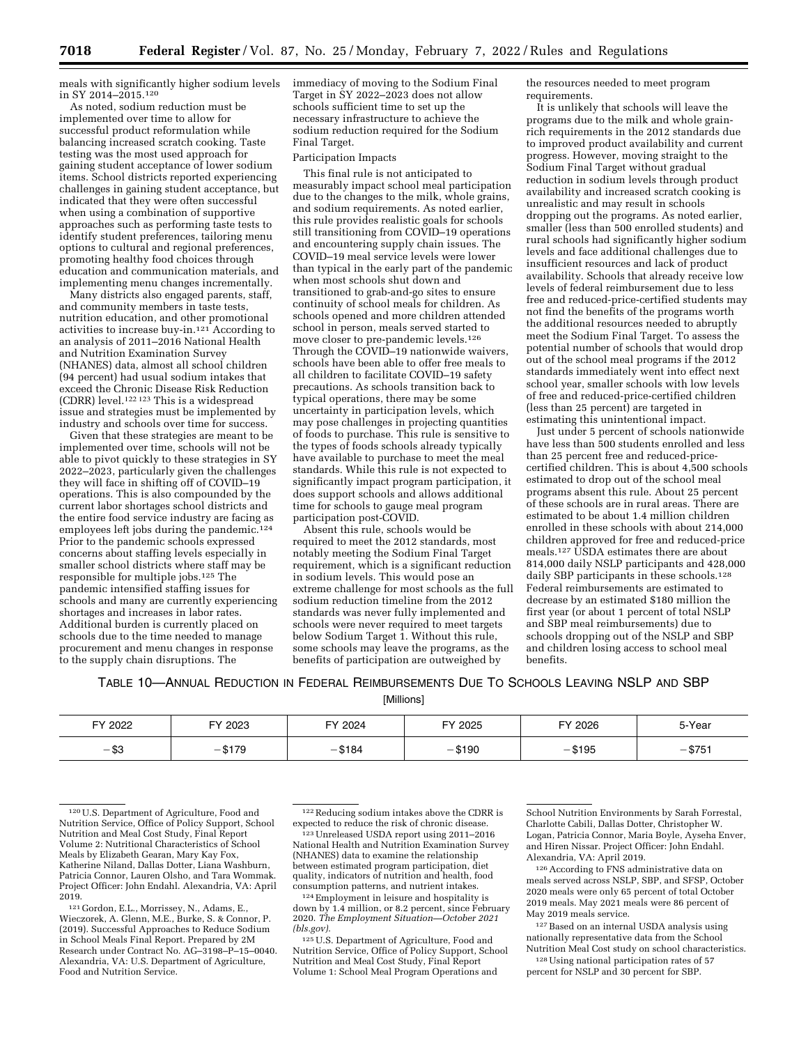meals with significantly higher sodium levels in SY 2014–2015.[120]

As noted, sodium reduction must be implemented over time to allow for successful product reformulation while balancing increased scratch cooking. Taste testing was the most used approach for gaining student acceptance of lower sodium items. School districts reported experiencing challenges in gaining student acceptance, but indicated that they were often successful when using a combination of supportive approaches such as performing taste tests to identify student preferences, tailoring menu options to cultural and regional preferences, promoting healthy food choices through education and communication materials, and implementing menu changes incrementally.

Many districts also engaged parents, staff, and community members in taste tests, nutrition education, and other promotional activities to increase buy-in.[121] According to an analysis of 2011–2016 National Health and Nutrition Examination Survey (NHANES) data, almost all school children (94 percent) had usual sodium intakes that exceed the Chronic Disease Risk Reduction (CDRR) level.[122 123] This is a widespread issue and strategies must be implemented by industry and schools over time for success.

Given that these strategies are meant to be implemented over time, schools will not be able to pivot quickly to these strategies in SY 2022–2023, particularly given the challenges they will face in shifting off of COVID–19 operations. This is also compounded by the current labor shortages school districts and the entire food service industry are facing as employees left jobs during the pandemic.[124] Prior to the pandemic schools expressed concerns about staffing levels especially in smaller school districts where staff may be responsible for multiple jobs.[125] The pandemic intensified staffing issues for schools and many are currently experiencing shortages and increases in labor rates. Additional burden is currently placed on schools due to the time needed to manage procurement and menu changes in response to the supply chain disruptions. The immediacy of moving to the Sodium Final Target in SY 2022–2023 does not allow schools sufficient time to set up the necessary infrastructure to achieve the sodium reduction required for the Sodium Final Target.

Participation Impacts

This final rule is not anticipated to measurably impact school meal participation due to the changes to the milk, whole grains, and sodium requirements. As noted earlier, this rule provides realistic goals for schools still transitioning from COVID–19 operations and encountering supply chain issues. The COVID–19 meal service levels were lower than typical in the early part of the pandemic when most schools shut down and transitioned to grab-and-go sites to ensure continuity of school meals for children. As schools opened and more children attended school in person, meals served started to move closer to pre-pandemic levels.[126] Through the COVID–19 nationwide waivers, schools have been able to offer free meals to all children to facilitate COVID–19 safety precautions. As schools transition back to typical operations, there may be some uncertainty in participation levels, which may pose challenges in projecting quantities of foods to purchase. This rule is sensitive to the types of foods schools already typically have available to purchase to meet the meal standards. While this rule is not expected to significantly impact program participation, it does support schools and allows additional time for schools to gauge meal program participation post-COVID.

Absent this rule, schools would be required to meet the 2012 standards, most notably meeting the Sodium Final Target requirement, which is a significant reduction in sodium levels. This would pose an extreme challenge for most schools as the full sodium reduction timeline from the 2012 standards was never fully implemented and schools were never required to meet targets below Sodium Target 1. Without this rule, some schools may leave the programs, as the benefits of participation are outweighed by the resources needed to meet program requirements.

It is unlikely that schools will leave the programs due to the milk and whole grain-rich requirements in the 2012 standards due to improved product availability and current progress. However, moving straight to the Sodium Final Target without gradual reduction in sodium levels through product availability and increased scratch cooking is unrealistic and may result in schools dropping out the programs. As noted earlier, smaller (less than 500 enrolled students) and rural schools had significantly higher sodium levels and face additional challenges due to insufficient resources and lack of product availability. Schools that already receive low levels of federal reimbursement due to less free and reduced-price-certified students may not find the benefits of the programs worth the additional resources needed to abruptly meet the Sodium Final Target. To assess the potential number of schools that would drop out of the school meal programs if the 2012 standards immediately went into effect next school year, smaller schools with low levels of free and reduced-price-certified children (less than 25 percent) are targeted in estimating this unintentional impact.

Just under 5 percent of schools nationwide have less than 500 students enrolled and less than 25 percent free and reduced-price-certified children. This is about 4,500 schools estimated to drop out of the school meal programs absent this rule. About 25 percent of these schools are in rural areas. There are estimated to be about 1.4 million children enrolled in these schools with about 214,000 children approved for free and reduced-price meals.[127] USDA estimates there are about 814,000 daily NSLP participants and 428,000 daily SBP participants in these schools.[128] Federal reimbursements are estimated to decrease by an estimated $180 million the first year (or about 1 percent of total NSLP and SBP meal reimbursements) due to schools dropping out of the NSLP and SBP and children losing access to school meal benefits.

TABLE 10—ANNUAL REDUCTION IN FEDERAL REIMBURSEMENTS DUE TO SCHOOLS LEAVING NSLP AND SBP

[Millions]

| FY 2022 | FY 2023 | FY 2024 | FY 2025 | FY 2026 | 5-Year |
|---|---|---|---|---|---|
| −$3 | −$179 | −$184 | −$190 | −$195 | −$751 |

[120] U.S. Department of Agriculture, Food and Nutrition Service, Office of Policy Support, School Nutrition and Meal Cost Study, Final Report Volume 2: Nutritional Characteristics of School Meals by Elizabeth Gearan, Mary Kay Fox, Katherine Niland, Dallas Dotter, Liana Washburn, Patricia Connor, Lauren Olsho, and Tara Wommak. Project Officer: John Endahl. Alexandria, VA: April 2019.

[121] Gordon, E.L., Morrissey, N., Adams, E., Wieczorek, A. Glenn, M.E., Burke, S. & Connor, P. (2019). Successful Approaches to Reduce Sodium in School Meals Final Report. Prepared by 2M Research under Contract No. AG–3198–P–15–0040. Alexandria, VA: U.S. Department of Agriculture, Food and Nutrition Service.

[122] Reducing sodium intakes above the CDRR is expected to reduce the risk of chronic disease.

[123] Unreleased USDA report using 2011–2016 National Health and Nutrition Examination Survey (NHANES) data to examine the relationship between estimated program participation, diet quality, indicators of nutrition and health, food consumption patterns, and nutrient intakes.

[124] Employment in leisure and hospitality is down by 1.4 million, or 8.2 percent, since February 2020. *The Employment Situation—October 2021 (bls.gov)*.

[125] U.S. Department of Agriculture, Food and Nutrition Service, Office of Policy Support, School Nutrition and Meal Cost Study, Final Report Volume 1: School Meal Program Operations and School Nutrition Environments by Sarah Forrestal, Charlotte Cabili, Dallas Dotter, Christopher W. Logan, Patricia Connor, Maria Boyle, Ayseha Enver, and Hiren Nissar. Project Officer: John Endahl. Alexandria, VA: April 2019.

[126] According to FNS administrative data on meals served across NSLP, SBP, and SFSP, October 2020 meals were only 65 percent of total October 2019 meals. May 2021 meals were 86 percent of May 2019 meals service.

[127] Based on an internal USDA analysis using nationally representative data from the School Nutrition Meal Cost study on school characteristics.

[128] Using national participation rates of 57 percent for NSLP and 30 percent for SBP.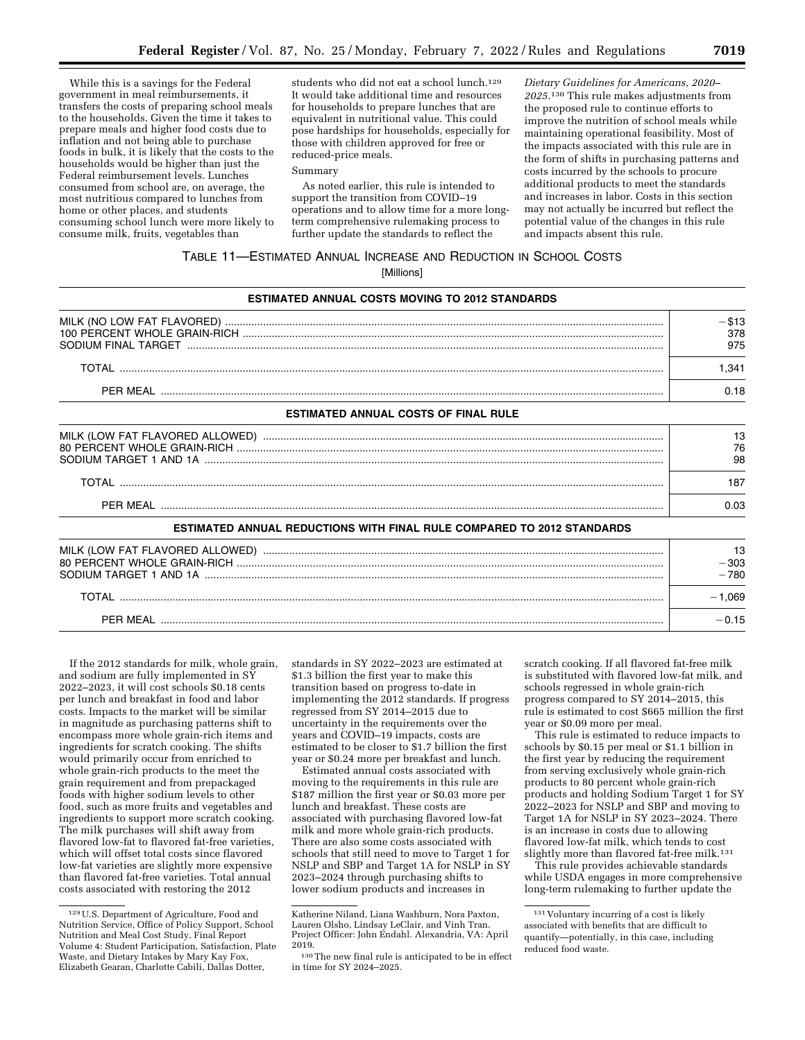While this is a savings for the Federal government in meal reimbursements, it transfers the costs of preparing school meals to the households. Given the time it takes to prepare meals and higher food costs due to inflation and not being able to purchase foods in bulk, it is likely that the costs to the households would be higher than just the Federal reimbursement levels. Lunches consumed from school are, on average, the most nutritious compared to lunches from home or other places, and students consuming school lunch were more likely to consume milk, fruits, vegetables than students who did not eat a school lunch.[129] It would take additional time and resources for households to prepare lunches that are equivalent in nutritional value. This could pose hardships for households, especially for those with children approved for free or reduced-price meals.

Summary

As noted earlier, this rule is intended to support the transition from COVID–19 operations and to allow time for a more long-term comprehensive rulemaking process to further update the standards to reflect the *Dietary Guidelines for Americans, 2020–2025.*[130] This rule makes adjustments from the proposed rule to continue efforts to improve the nutrition of school meals while maintaining operational feasibility. Most of the impacts associated with this rule are in the form of shifts in purchasing patterns and costs incurred by the schools to procure additional products to meet the standards and increases in labor. Costs in this section may not actually be incurred but reflect the potential value of the changes in this rule and impacts absent this rule.

TABLE 11—ESTIMATED ANNUAL INCREASE AND REDUCTION IN SCHOOL COSTS

[Millions]

| | |
|---|---|
| **ESTIMATED ANNUAL COSTS MOVING TO 2012 STANDARDS** | |
| MILK (NO LOW FAT FLAVORED) | −$13 |
| 100 PERCENT WHOLE GRAIN-RICH | 378 |
| SODIUM FINAL TARGET | 975 |
| TOTAL | 1,341 |
| PER MEAL | 0.18 |
| **ESTIMATED ANNUAL COSTS OF FINAL RULE** | |
| MILK (LOW FAT FLAVORED ALLOWED) | 13 |
| 80 PERCENT WHOLE GRAIN-RICH | 76 |
| SODIUM TARGET 1 AND 1A | 98 |
| TOTAL | 187 |
| PER MEAL | 0.03 |
| **ESTIMATED ANNUAL REDUCTIONS WITH FINAL RULE COMPARED TO 2012 STANDARDS** | |
| MILK (LOW FAT FLAVORED ALLOWED) | 13 |
| 80 PERCENT WHOLE GRAIN-RICH | −303 |
| SODIUM TARGET 1 AND 1A | −780 |
| TOTAL | −1,069 |
| PER MEAL | −0.15 |

If the 2012 standards for milk, whole grain, and sodium are fully implemented in SY 2022–2023, it will cost schools $0.18 cents per lunch and breakfast in food and labor costs. Impacts to the market will be similar in magnitude as purchasing patterns shift to encompass more whole grain-rich items and ingredients for scratch cooking. The shifts would primarily occur from enriched to whole grain-rich products to the meet the grain requirement and from prepackaged foods with higher sodium levels to other food, such as more fruits and vegetables and ingredients to support more scratch cooking. The milk purchases will shift away from flavored low-fat to flavored fat-free varieties, which will offset total costs since flavored low-fat varieties are slightly more expensive than flavored fat-free varieties. Total annual costs associated with restoring the 2012 standards in SY 2022–2023 are estimated at $1.3 billion the first year to make this transition based on progress to-date in implementing the 2012 standards. If progress regressed from SY 2014–2015 due to uncertainty in the requirements over the years and COVID–19 impacts, costs are estimated to be closer to $1.7 billion the first year or $0.24 more per breakfast and lunch.

Estimated annual costs associated with moving to the requirements in this rule are $187 million the first year or $0.03 more per lunch and breakfast. These costs are associated with purchasing flavored low-fat milk and more whole grain-rich products. There are also some costs associated with schools that still need to move to Target 1 for NSLP and SBP and Target 1A for NSLP in SY 2023–2024 through purchasing shifts to lower sodium products and increases in scratch cooking. If all flavored fat-free milk is substituted with flavored low-fat milk, and schools regressed in whole grain-rich progress compared to SY 2014–2015, this rule is estimated to cost $665 million the first year or $0.09 more per meal.

This rule is estimated to reduce impacts to schools by $0.15 per meal or $1.1 billion in the first year by reducing the requirement from serving exclusively whole grain-rich products to 80 percent whole grain-rich products and holding Sodium Target 1 for SY 2022–2023 for NSLP and SBP and moving to Target 1A for NSLP in SY 2023–2024. There is an increase in costs due to allowing flavored low-fat milk, which tends to cost slightly more than flavored fat-free milk.[131]

This rule provides achievable standards while USDA engages in more comprehensive long-term rulemaking to further update the

[129] U.S. Department of Agriculture, Food and Nutrition Service, Office of Policy Support, School Nutrition and Meal Cost Study, Final Report Volume 4: Student Participation, Satisfaction, Plate Waste, and Dietary Intakes by Mary Kay Fox, Elizabeth Gearan, Charlotte Cabili, Dallas Dotter, Katherine Niland, Liana Washburn, Nora Paxton, Lauren Olsho, Lindsay LeClair, and Vinh Tran. Project Officer: John Endahl. Alexandria, VA: April 2019.

[130] The new final rule is anticipated to be in effect in time for SY 2024–2025.

[131] Voluntary incurring of a cost is likely associated with benefits that are difficult to quantify—potentially, in this case, including reduced food waste.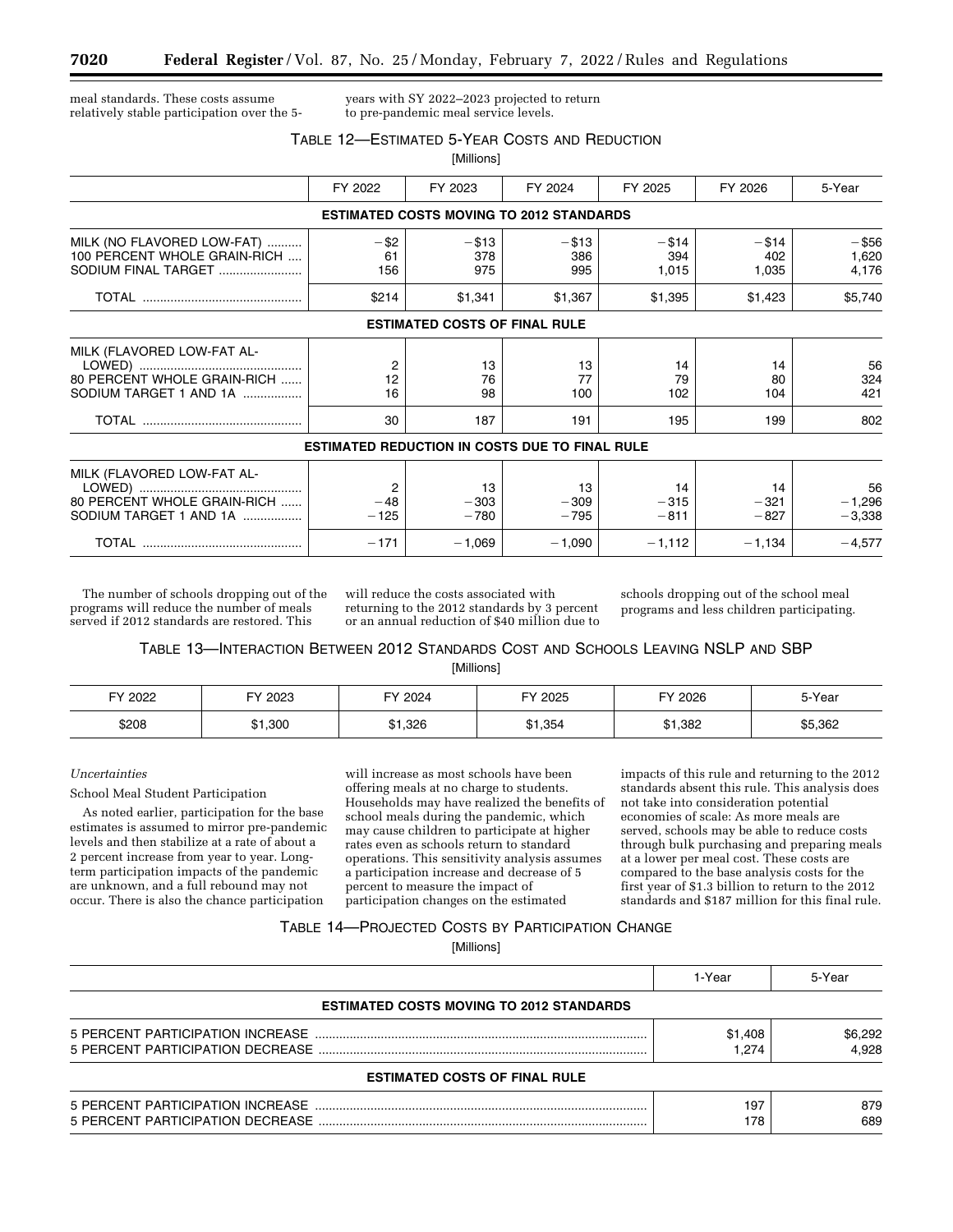meal standards. These costs assume relatively stable participation over the 5-years with SY 2022–2023 projected to return to pre-pandemic meal service levels.

TABLE 12—ESTIMATED 5-YEAR COSTS AND REDUCTION

[Millions]

| | FY 2022 | FY 2023 | FY 2024 | FY 2025 | FY 2026 | 5-Year |
|---|---|---|---|---|---|---|
| **ESTIMATED COSTS MOVING TO 2012 STANDARDS** | | | | | | |
| MILK (NO FLAVORED LOW-FAT) | −$2 | −$13 | −$13 | −$14 | −$14 | −$56 |
| 100 PERCENT WHOLE GRAIN-RICH | 61 | 378 | 386 | 394 | 402 | 1,620 |
| SODIUM FINAL TARGET | 156 | 975 | 995 | 1,015 | 1,035 | 4,176 |
| TOTAL | $214 | $1,341 | $1,367 | $1,395 | $1,423 | $5,740 |
| **ESTIMATED COSTS OF FINAL RULE** | | | | | | |
| MILK (FLAVORED LOW-FAT ALLOWED) | 2 | 13 | 13 | 14 | 14 | 56 |
| 80 PERCENT WHOLE GRAIN-RICH | 12 | 76 | 77 | 79 | 80 | 324 |
| SODIUM TARGET 1 AND 1A | 16 | 98 | 100 | 102 | 104 | 421 |
| TOTAL | 30 | 187 | 191 | 195 | 199 | 802 |
| **ESTIMATED REDUCTION IN COSTS DUE TO FINAL RULE** | | | | | | |
| MILK (FLAVORED LOW-FAT ALLOWED) | 2 | 13 | 13 | 14 | 14 | 56 |
| 80 PERCENT WHOLE GRAIN-RICH | −48 | −303 | −309 | −315 | −321 | −1,296 |
| SODIUM TARGET 1 AND 1A | −125 | −780 | −795 | −811 | −827 | −3,338 |
| TOTAL | −171 | −1,069 | −1,090 | −1,112 | −1,134 | −4,577 |

The number of schools dropping out of the programs will reduce the number of meals served if 2012 standards are restored. This will reduce the costs associated with returning to the 2012 standards by 3 percent or an annual reduction of $40 million due to schools dropping out of the school meal programs and less children participating.

TABLE 13—INTERACTION BETWEEN 2012 STANDARDS COST AND SCHOOLS LEAVING NSLP AND SBP

[Millions]

| FY 2022 | FY 2023 | FY 2024 | FY 2025 | FY 2026 | 5-Year |
|---|---|---|---|---|---|
| $208 | $1,300 | $1,326 | $1,354 | $1,382 | $5,362 |

*Uncertainties*

School Meal Student Participation

As noted earlier, participation for the base estimates is assumed to mirror pre-pandemic levels and then stabilize at a rate of about a 2 percent increase from year to year. Long-term participation impacts of the pandemic are unknown, and a full rebound may not occur. There is also the chance participation will increase as most schools have been offering meals at no charge to students. Households may have realized the benefits of school meals during the pandemic, which may cause children to participate at higher rates even as schools return to standard operations. This sensitivity analysis assumes a participation increase and decrease of 5 percent to measure the impact of participation changes on the estimated impacts of this rule and returning to the 2012 standards absent this rule. This analysis does not take into consideration potential economies of scale: As more meals are served, schools may be able to reduce costs through bulk purchasing and preparing meals at a lower per meal cost. These costs are compared to the base analysis costs for the first year of $1.3 billion to return to the 2012 standards and $187 million for this final rule.

TABLE 14—PROJECTED COSTS BY PARTICIPATION CHANGE

[Millions]

| | 1-Year | 5-Year |
|---|---|---|
| **ESTIMATED COSTS MOVING TO 2012 STANDARDS** | | |
| 5 PERCENT PARTICIPATION INCREASE | $1,408 | $6,292 |
| 5 PERCENT PARTICIPATION DECREASE | 1,274 | 4,928 |
| **ESTIMATED COSTS OF FINAL RULE** | | |
| 5 PERCENT PARTICIPATION INCREASE | 197 | 879 |
| 5 PERCENT PARTICIPATION DECREASE | 178 | 689 |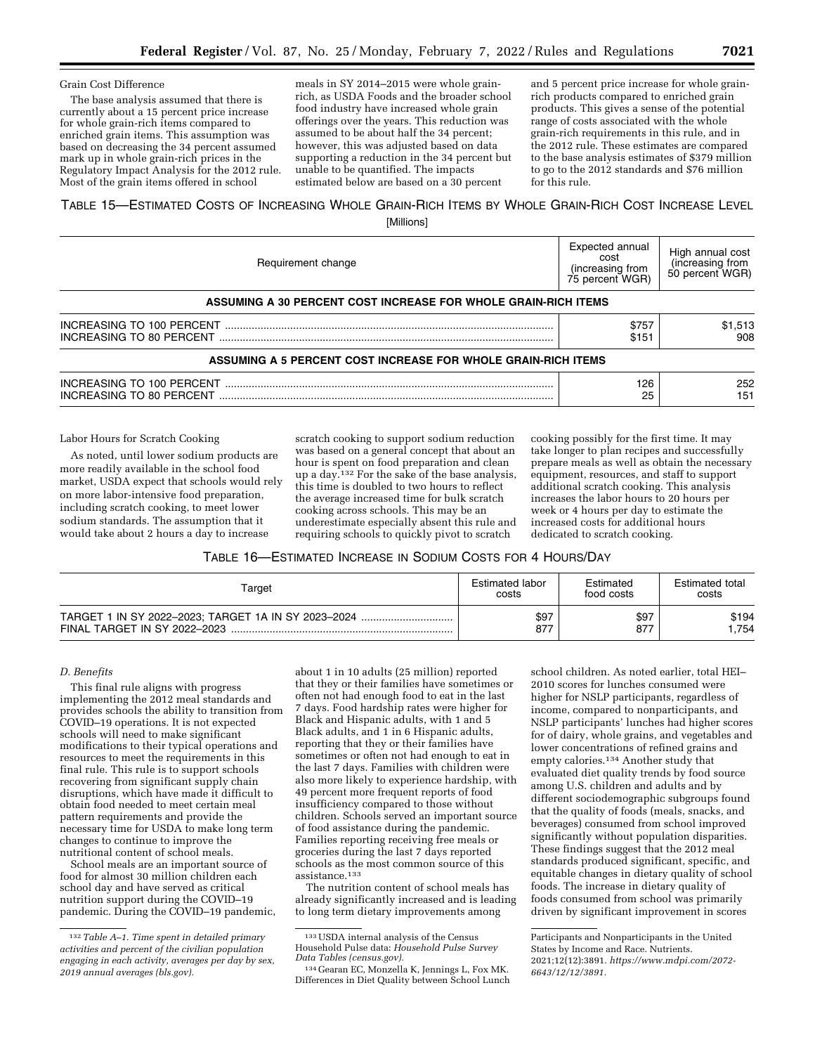Grain Cost Difference

The base analysis assumed that there is currently about a 15 percent price increase for whole grain-rich items compared to enriched grain items. This assumption was based on decreasing the 34 percent assumed mark up in whole grain-rich prices in the Regulatory Impact Analysis for the 2012 rule. Most of the grain items offered in school meals in SY 2014–2015 were whole grain-rich, as USDA Foods and the broader school food industry have increased whole grain offerings over the years. This reduction was assumed to be about half the 34 percent; however, this was adjusted based on data supporting a reduction in the 34 percent but unable to be quantified. The impacts estimated below are based on a 30 percent and 5 percent price increase for whole grain-rich products compared to enriched grain products. This gives a sense of the potential range of costs associated with the whole grain-rich requirements in this rule, and in the 2012 rule. These estimates are compared to the base analysis estimates of $379 million to go to the 2012 standards and $76 million for this rule.

TABLE 15—ESTIMATED COSTS OF INCREASING WHOLE GRAIN-RICH ITEMS BY WHOLE GRAIN-RICH COST INCREASE LEVEL

[Millions]

| Requirement change | Expected annual cost (increasing from 75 percent WGR) | High annual cost (increasing from 50 percent WGR) |
|---|---|---|
| **ASSUMING A 30 PERCENT COST INCREASE FOR WHOLE GRAIN-RICH ITEMS** | | |
| INCREASING TO 100 PERCENT | $757 | $1,513 |
| INCREASING TO 80 PERCENT | $151 | 908 |
| **ASSUMING A 5 PERCENT COST INCREASE FOR WHOLE GRAIN-RICH ITEMS** | | |
| INCREASING TO 100 PERCENT | 126 | 252 |
| INCREASING TO 80 PERCENT | 25 | 151 |

Labor Hours for Scratch Cooking

As noted, until lower sodium products are more readily available in the school food market, USDA expect that schools would rely on more labor-intensive food preparation, including scratch cooking, to meet lower sodium standards. The assumption that it would take about 2 hours a day to increase scratch cooking to support sodium reduction was based on a general concept that about an hour is spent on food preparation and clean up a day.[132] For the sake of the base analysis, this time is doubled to two hours to reflect the average increased time for bulk scratch cooking across schools. This may be an underestimate especially absent this rule and requiring schools to quickly pivot to scratch cooking possibly for the first time. It may take longer to plan recipes and successfully prepare meals as well as obtain the necessary equipment, resources, and staff to support additional scratch cooking. This analysis increases the labor hours to 20 hours per week or 4 hours per day to estimate the increased costs for additional hours dedicated to scratch cooking.

TABLE 16—ESTIMATED INCREASE IN SODIUM COSTS FOR 4 HOURS/DAY

| Target | Estimated labor costs | Estimated food costs | Estimated total costs |
|---|---|---|---|
| TARGET 1 IN SY 2022–2023; TARGET 1A IN SY 2023–2024 | $97 | $97 | $194 |
| FINAL TARGET IN SY 2022–2023 | 877 | 877 | 1,754 |

*D. Benefits*

This final rule aligns with progress implementing the 2012 meal standards and provides schools the ability to transition from COVID–19 operations. It is not expected schools will need to make significant modifications to their typical operations and resources to meet the requirements in this final rule. This rule is to support schools recovering from significant supply chain disruptions, which have made it difficult to obtain food needed to meet certain meal pattern requirements and provide the necessary time for USDA to make long term changes to continue to improve the nutritional content of school meals.

School meals are an important source of food for almost 30 million children each school day and have served as critical nutrition support during the COVID–19 pandemic. During the COVID–19 pandemic, about 1 in 10 adults (25 million) reported that they or their families have sometimes or often not had enough food to eat in the last 7 days. Food hardship rates were higher for Black and Hispanic adults, with 1 and 5 Black adults, and 1 in 6 Hispanic adults, reporting that they or their families have sometimes or often not had enough to eat in the last 7 days. Families with children were also more likely to experience hardship, with 49 percent more frequent reports of food insufficiency compared to those without children. Schools served an important source of food assistance during the pandemic. Families reporting receiving free meals or groceries during the last 7 days reported schools as the most common source of this assistance.[133]

The nutrition content of school meals has already significantly increased and is leading to long term dietary improvements among school children. As noted earlier, total HEI–2010 scores for lunches consumed were higher for NSLP participants, regardless of income, compared to nonparticipants, and NSLP participants' lunches had higher scores for of dairy, whole grains, and vegetables and lower concentrations of refined grains and empty calories.[134] Another study that evaluated diet quality trends by food source among U.S. children and adults and by different sociodemographic subgroups found that the quality of foods (meals, snacks, and beverages) consumed from school improved significantly without population disparities. These findings suggest that the 2012 meal standards produced significant, specific, and equitable changes in dietary quality of school foods. The increase in dietary quality of foods consumed from school was primarily driven by significant improvement in scores

[132] *Table A–1. Time spent in detailed primary activities and percent of the civilian population engaging in each activity, averages per day by sex, 2019 annual averages (bls.gov).*

[133] USDA internal analysis of the Census Household Pulse data: *Household Pulse Survey Data Tables (census.gov).*

[134] Gearan EC, Monzella K, Jennings L, Fox MK. Differences in Diet Quality between School Lunch Participants and Nonparticipants in the United States by Income and Race. Nutrients. 2021;12(12):3891. *https://www.mdpi.com/2072-6643/12/12/3891.*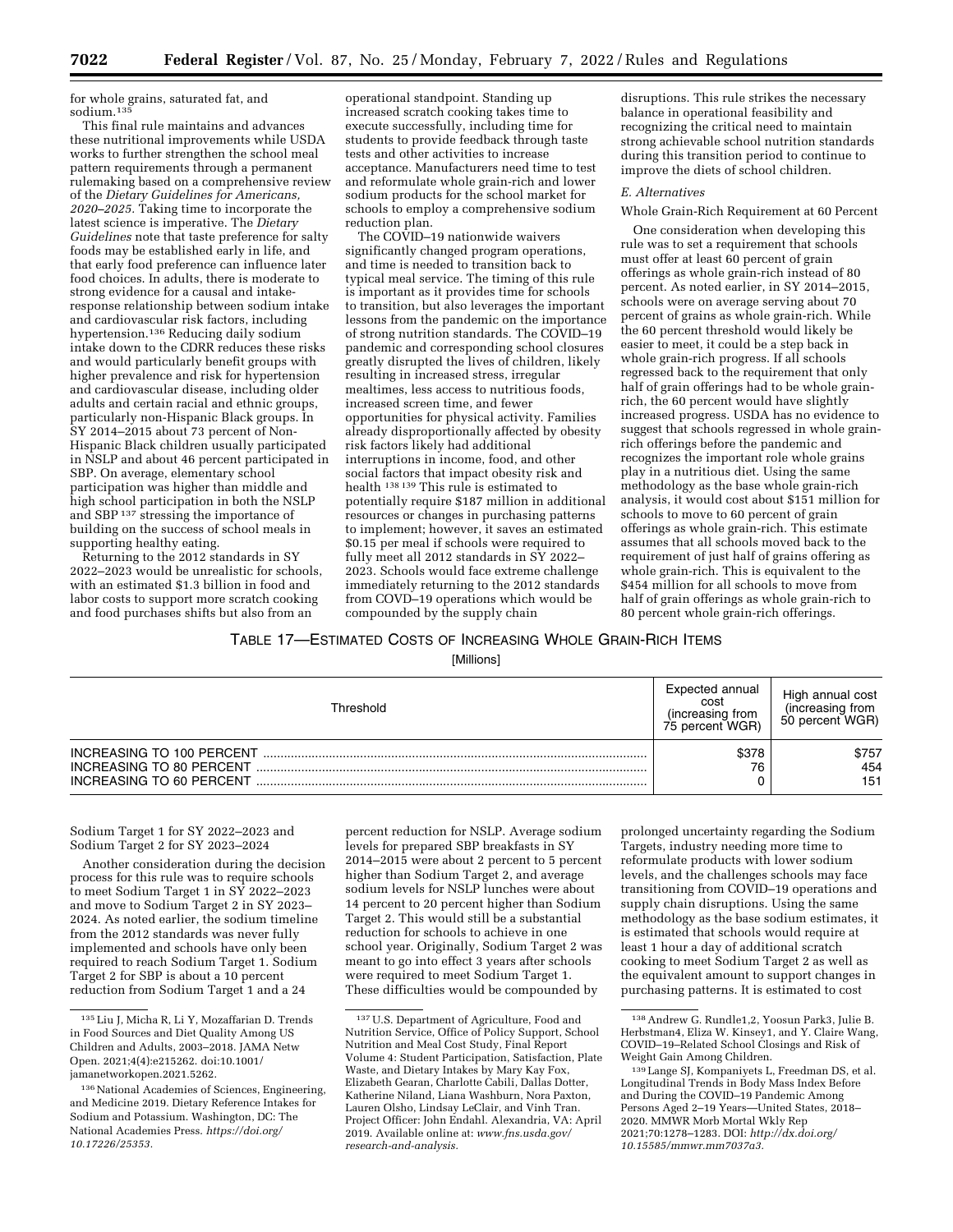for whole grains, saturated fat, and sodium.[135]

This final rule maintains and advances these nutritional improvements while USDA works to further strengthen the school meal pattern requirements through a permanent rulemaking based on a comprehensive review of the *Dietary Guidelines for Americans, 2020–2025.* Taking time to incorporate the latest science is imperative. The *Dietary Guidelines* note that taste preference for salty foods may be established early in life, and that early food preference can influence later food choices. In adults, there is moderate to strong evidence for a causal and intake-response relationship between sodium intake and cardiovascular risk factors, including hypertension.[136] Reducing daily sodium intake down to the CDRR reduces these risks and would particularly benefit groups with higher prevalence and risk for hypertension and cardiovascular disease, including older adults and certain racial and ethnic groups, particularly non-Hispanic Black groups. In SY 2014–2015 about 73 percent of Non-Hispanic Black children usually participated in NSLP and about 46 percent participated in SBP. On average, elementary school participation was higher than middle and high school participation in both the NSLP and SBP [137] stressing the importance of building on the success of school meals in supporting healthy eating.

Returning to the 2012 standards in SY 2022–2023 would be unrealistic for schools, with an estimated $1.3 billion in food and labor costs to support more scratch cooking and food purchases shifts but also from an operational standpoint. Standing up increased scratch cooking takes time to execute successfully, including time for students to provide feedback through taste tests and other activities to increase acceptance. Manufacturers need time to test and reformulate whole grain-rich and lower sodium products for the school market for schools to employ a comprehensive sodium reduction plan.

The COVID–19 nationwide waivers significantly changed program operations, and time is needed to transition back to typical meal service. The timing of this rule is important as it provides time for schools to transition, but also leverages the important lessons from the pandemic on the importance of strong nutrition standards. The COVID–19 pandemic and corresponding school closures greatly disrupted the lives of children, likely resulting in increased stress, irregular mealtimes, less access to nutritious foods, increased screen time, and fewer opportunities for physical activity. Families already disproportionally affected by obesity risk factors likely had additional interruptions in income, food, and other social factors that impact obesity risk and health [138,139] This rule is estimated to potentially require $187 million in additional resources or changes in purchasing patterns to implement; however, it saves an estimated $0.15 per meal if schools were required to fully meet all 2012 standards in SY 2022–2023. Schools would face extreme challenge immediately returning to the 2012 standards from COVID–19 operations which would be compounded by the supply chain disruptions. This rule strikes the necessary balance in operational feasibility and recognizing the critical need to maintain strong achievable school nutrition standards during this transition period to continue to improve the diets of school children.

*E. Alternatives*

Whole Grain-Rich Requirement at 60 Percent

One consideration when developing this rule was to set a requirement that schools must offer at least 60 percent of grain offerings as whole grain-rich instead of 80 percent. As noted earlier, in SY 2014–2015, schools were on average serving about 70 percent of grains as whole grain-rich. While the 60 percent threshold would likely be easier to meet, it could be a step back in whole grain-rich progress. If all schools regressed back to the requirement that only half of grain offerings had to be whole grain-rich, the 60 percent would have slightly increased progress. USDA has no evidence to suggest that schools regressed in whole grain-rich offerings before the pandemic and recognizes the important role whole grains play in a nutritious diet. Using the same methodology as the base whole grain-rich analysis, it would cost about $151 million for schools to move to 60 percent of grain offerings as whole grain-rich. This estimate assumes that all schools moved back to the requirement of just half of grains offering as whole grain-rich. This is equivalent to the $454 million for all schools to move from half of grain offerings as whole grain-rich to 80 percent whole grain-rich offerings.

TABLE 17—ESTIMATED COSTS OF INCREASING WHOLE GRAIN-RICH ITEMS

[Millions]

| Threshold | Expected annual cost (increasing from 75 percent WGR) | High annual cost (increasing from 50 percent WGR) |
|---|---|---|
| INCREASING TO 100 PERCENT | $378 | $757 |
| INCREASING TO 80 PERCENT | 76 | 454 |
| INCREASING TO 60 PERCENT | 0 | 151 |

Sodium Target 1 for SY 2022–2023 and Sodium Target 2 for SY 2023–2024

Another consideration during the decision process for this rule was to require schools to meet Sodium Target 1 in SY 2022–2023 and move to Sodium Target 2 in SY 2023–2024. As noted earlier, the sodium timeline from the 2012 standards was never fully implemented and schools have only been required to reach Sodium Target 1. Sodium Target 2 for SBP is about a 10 percent reduction from Sodium Target 1 and a 24 percent reduction for NSLP. Average sodium levels for prepared SBP breakfasts in SY 2014–2015 were about 2 percent to 5 percent higher than Sodium Target 2, and average sodium levels for NSLP lunches were about 14 percent to 20 percent higher than Sodium Target 2. This would still be a substantial reduction for schools to achieve in one school year. Originally, Sodium Target 2 was meant to go into effect 3 years after schools were required to meet Sodium Target 1. These difficulties would be compounded by prolonged uncertainty regarding the Sodium Targets, industry needing more time to reformulate products with lower sodium levels, and the challenges schools may face transitioning from COVID–19 operations and supply chain disruptions. Using the same methodology as the base sodium estimates, it is estimated that schools would require at least 1 hour a day of additional scratch cooking to meet Sodium Target 2 as well as the equivalent amount to support changes in purchasing patterns. It is estimated to cost

[135] Liu J, Micha R, Li Y, Mozaffarian D. Trends in Food Sources and Diet Quality Among US Children and Adults, 2003–2018. JAMA Netw Open. 2021;4(4):e215262. doi:10.1001/jamanetworkopen.2021.5262.

[136] National Academies of Sciences, Engineering, and Medicine 2019. Dietary Reference Intakes for Sodium and Potassium. Washington, DC: The National Academies Press. *https://doi.org/10.17226/25353.*

[137] U.S. Department of Agriculture, Food and Nutrition Service, Office of Policy Support, School Nutrition and Meal Cost Study, Final Report Volume 4: Student Participation, Satisfaction, Plate Waste, and Dietary Intakes by Mary Kay Fox, Elizabeth Gearan, Charlotte Cabili, Dallas Dotter, Katherine Niland, Liana Washburn, Nora Paxton, Lauren Olsho, Lindsay LeClair, and Vinh Tran. Project Officer: John Endahl. Alexandria, VA: April 2019. Available online at: *www.fns.usda.gov/research-and-analysis.*

[138] Andrew G. Rundle1,2, Yoosun Park3, Julie B. Herbstman4, Eliza W. Kinsey1, and Y. Claire Wang, COVID–19–Related School Closings and Risk of Weight Gain Among Children.

[139] Lange SJ, Kompaniyets L, Freedman DS, et al. Longitudinal Trends in Body Mass Index Before and During the COVID–19 Pandemic Among Persons Aged 2–19 Years—United States, 2018–2020. MMWR Morb Mortal Wkly Rep 2021;70:1278–1283. DOI: *http://dx.doi.org/10.15585/mmwr.mm7037a3.*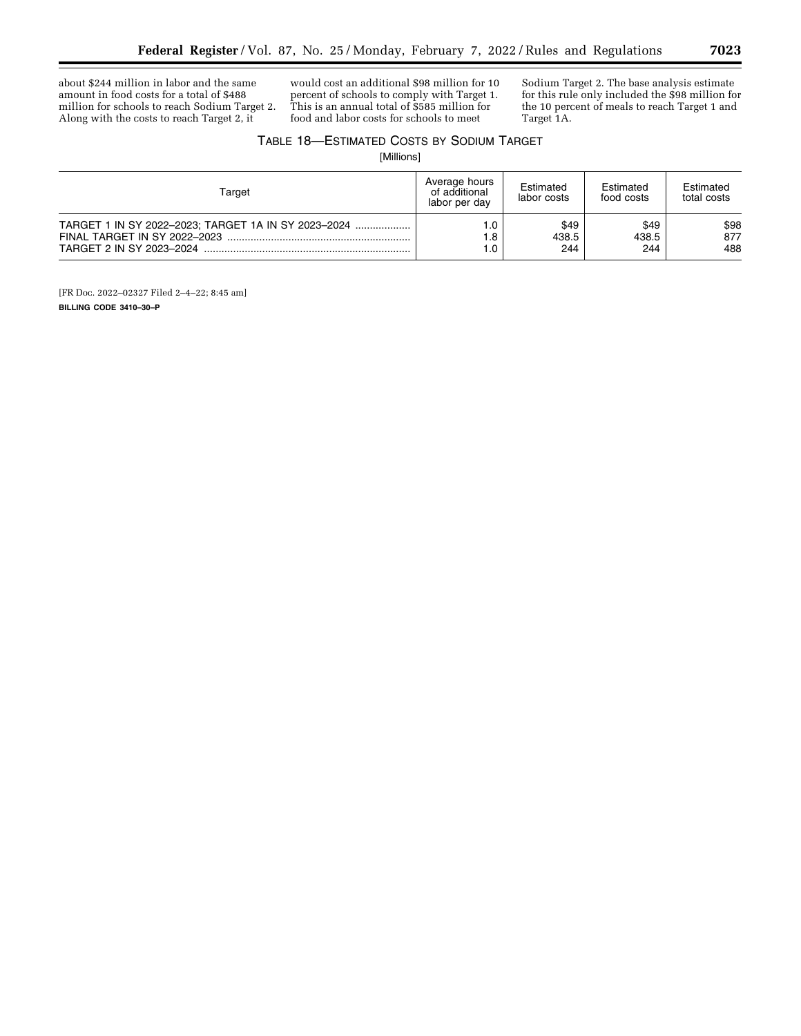about $244 million in labor and the same amount in food costs for a total of $488 million for schools to reach Sodium Target 2. Along with the costs to reach Target 2, it would cost an additional $98 million for 10 percent of schools to comply with Target 1. This is an annual total of $585 million for food and labor costs for schools to meet Sodium Target 2. The base analysis estimate for this rule only included the $98 million for the 10 percent of meals to reach Target 1 and Target 1A.

TABLE 18—ESTIMATED COSTS BY SODIUM TARGET

[Millions]

| Target | Average hours of additional labor per day | Estimated labor costs | Estimated food costs | Estimated total costs |
|---|---|---|---|---|
| TARGET 1 IN SY 2022–2023; TARGET 1A IN SY 2023–2024 | 1.0 | $49 | $49 | $98 |
| FINAL TARGET IN SY 2022–2023 | 1.8 | 438.5 | 438.5 | 877 |
| TARGET 2 IN SY 2023–2024 | 1.0 | 244 | 244 | 488 |

[FR Doc. 2022–02327 Filed 2–4–22; 8:45 am]

**BILLING CODE 3410–30–P**